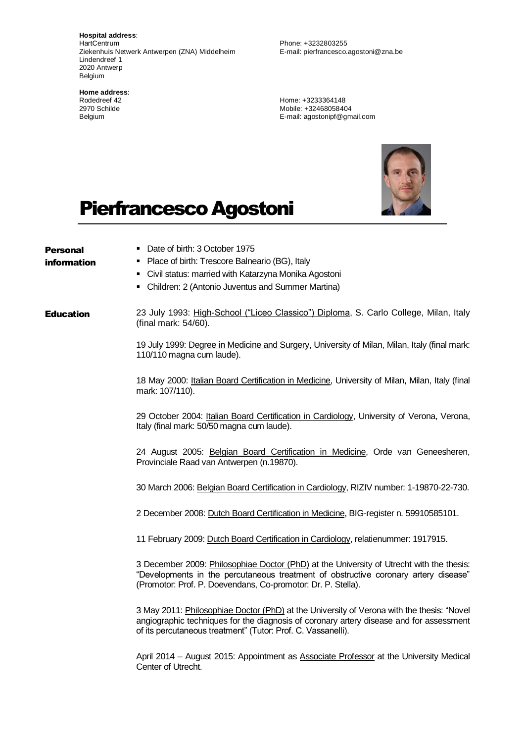**Hospital address**:
HartCentrum
Ziekenhuis Netwerk Antwerpen (ZNA) Middelheim
Lindendreef 1
2020 Antwerp
Belgium

Phone: +3232803255
E-mail: pierfrancesco.agostoni@zna.be

**Home address**:
Rodedreef 42
2970 Schilde
Belgium

Home: +3233364148
Mobile: +32468058404
E-mail: agostonipf@gmail.com

# Pierfrancesco Agostoni

## Personal information

- Date of birth: 3 October 1975
- Place of birth: Trescore Balneario (BG), Italy
- Civil status: married with Katarzyna Monika Agostoni
- Children: 2 (Antonio Juventus and Summer Martina)

## Education

23 July 1993: High-School ("Liceo Classico") Diploma, S. Carlo College, Milan, Italy (final mark: 54/60).

19 July 1999: Degree in Medicine and Surgery, University of Milan, Milan, Italy (final mark: 110/110 magna cum laude).

18 May 2000: Italian Board Certification in Medicine, University of Milan, Milan, Italy (final mark: 107/110).

29 October 2004: Italian Board Certification in Cardiology, University of Verona, Verona, Italy (final mark: 50/50 magna cum laude).

24 August 2005: Belgian Board Certification in Medicine, Orde van Geneesheren, Provinciale Raad van Antwerpen (n.19870).

30 March 2006: Belgian Board Certification in Cardiology, RIZIV number: 1-19870-22-730.

2 December 2008: Dutch Board Certification in Medicine, BIG-register n. 59910585101.

11 February 2009: Dutch Board Certification in Cardiology, relatienummer: 1917915.

3 December 2009: Philosophiae Doctor (PhD) at the University of Utrecht with the thesis: "Developments in the percutaneous treatment of obstructive coronary artery disease" (Promotor: Prof. P. Doevendans, Co-promotor: Dr. P. Stella).

3 May 2011: Philosophiae Doctor (PhD) at the University of Verona with the thesis: "Novel angiographic techniques for the diagnosis of coronary artery disease and for assessment of its percutaneous treatment" (Tutor: Prof. C. Vassanelli).

April 2014 – August 2015: Appointment as Associate Professor at the University Medical Center of Utrecht.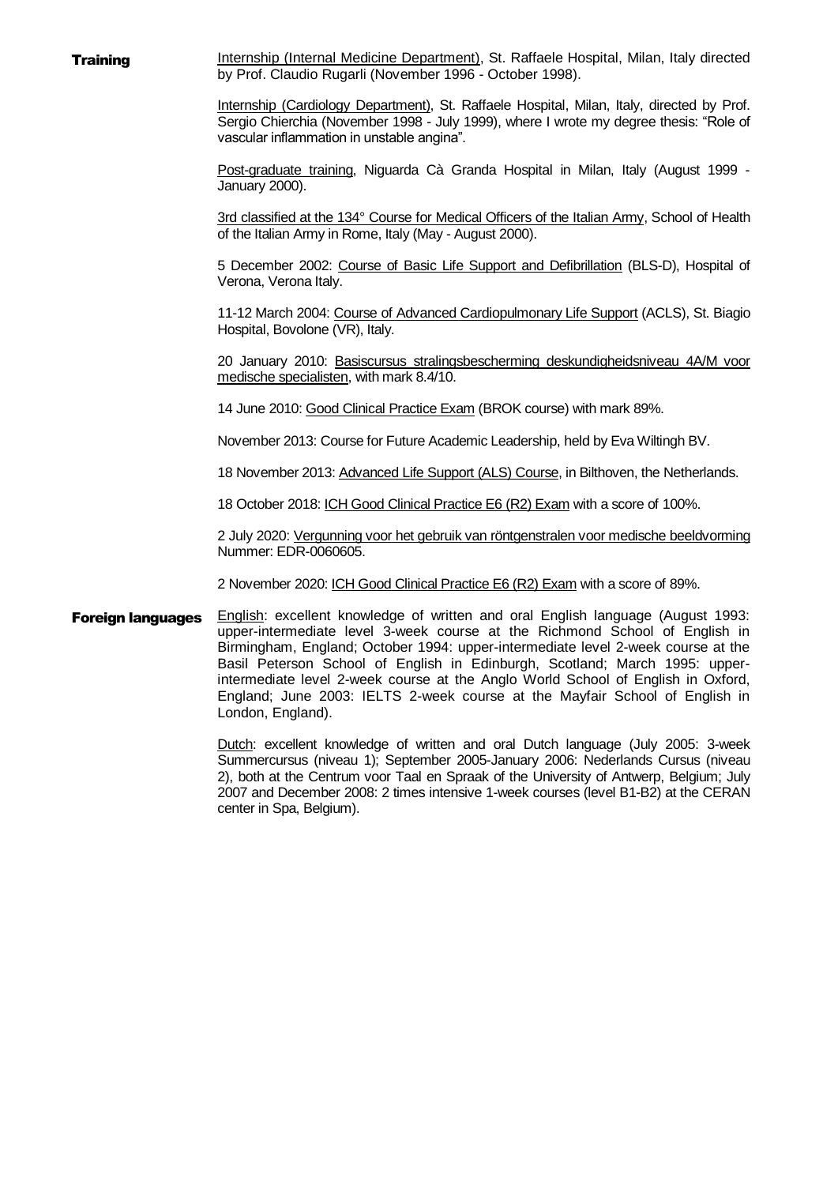## Training

Internship (Internal Medicine Department), St. Raffaele Hospital, Milan, Italy directed by Prof. Claudio Rugarli (November 1996 - October 1998).

Internship (Cardiology Department), St. Raffaele Hospital, Milan, Italy, directed by Prof. Sergio Chierchia (November 1998 - July 1999), where I wrote my degree thesis: "Role of vascular inflammation in unstable angina".

Post-graduate training, Niguarda Cà Granda Hospital in Milan, Italy (August 1999 - January 2000).

3rd classified at the 134° Course for Medical Officers of the Italian Army, School of Health of the Italian Army in Rome, Italy (May - August 2000).

5 December 2002: Course of Basic Life Support and Defibrillation (BLS-D), Hospital of Verona, Verona Italy.

11-12 March 2004: Course of Advanced Cardiopulmonary Life Support (ACLS), St. Biagio Hospital, Bovolone (VR), Italy.

20 January 2010: Basiscursus stralingsbescherming deskundigheidsniveau 4A/M voor medische specialisten, with mark 8.4/10.

14 June 2010: Good Clinical Practice Exam (BROK course) with mark 89%.

November 2013: Course for Future Academic Leadership, held by Eva Wiltingh BV.

18 November 2013: Advanced Life Support (ALS) Course, in Bilthoven, the Netherlands.

18 October 2018: ICH Good Clinical Practice E6 (R2) Exam with a score of 100%.

2 July 2020: Vergunning voor het gebruik van röntgenstralen voor medische beeldvorming Nummer: EDR-0060605.

2 November 2020: ICH Good Clinical Practice E6 (R2) Exam with a score of 89%.

## Foreign languages

English: excellent knowledge of written and oral English language (August 1993: upper-intermediate level 3-week course at the Richmond School of English in Birmingham, England; October 1994: upper-intermediate level 2-week course at the Basil Peterson School of English in Edinburgh, Scotland; March 1995: upper-intermediate level 2-week course at the Anglo World School of English in Oxford, England; June 2003: IELTS 2-week course at the Mayfair School of English in London, England).

Dutch: excellent knowledge of written and oral Dutch language (July 2005: 3-week Summercursus (niveau 1); September 2005-January 2006: Nederlands Cursus (niveau 2), both at the Centrum voor Taal en Spraak of the University of Antwerp, Belgium; July 2007 and December 2008: 2 times intensive 1-week courses (level B1-B2) at the CERAN center in Spa, Belgium).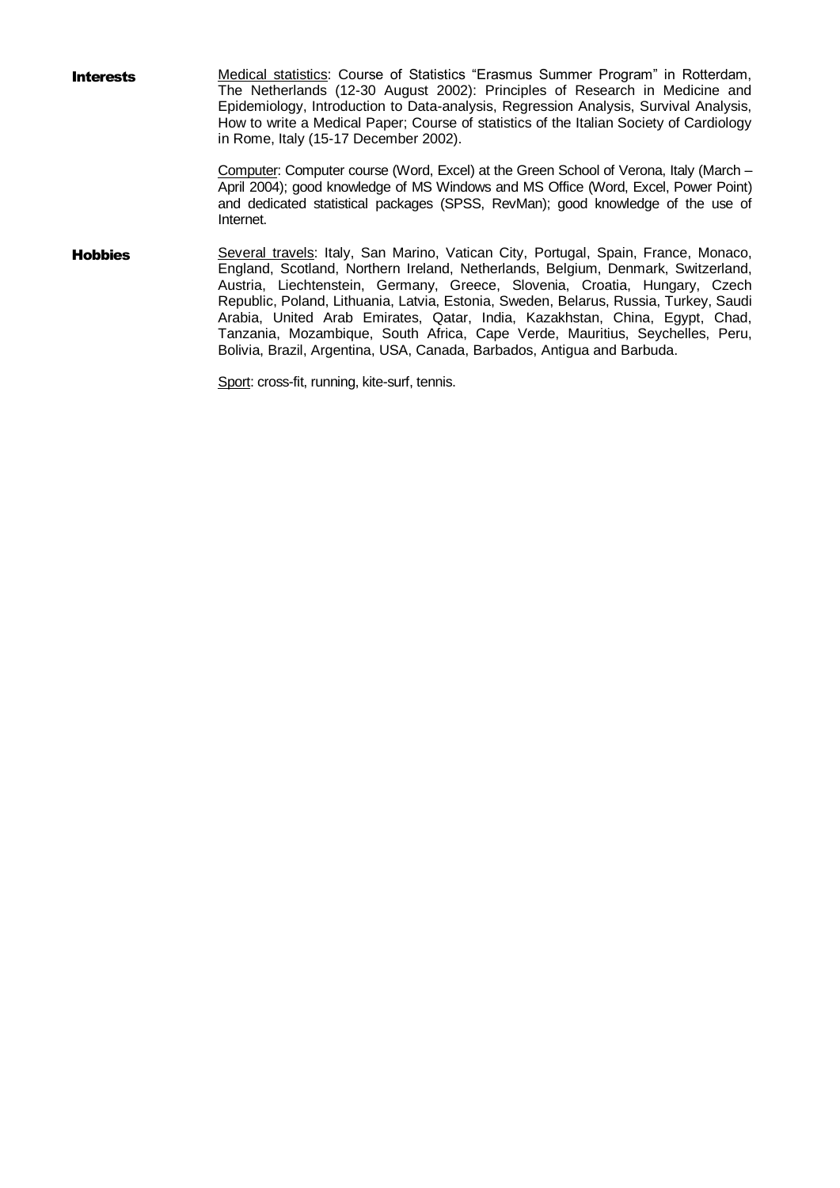**Interests**

Medical statistics: Course of Statistics “Erasmus Summer Program” in Rotterdam, The Netherlands (12-30 August 2002): Principles of Research in Medicine and Epidemiology, Introduction to Data-analysis, Regression Analysis, Survival Analysis, How to write a Medical Paper; Course of statistics of the Italian Society of Cardiology in Rome, Italy (15-17 December 2002).

Computer: Computer course (Word, Excel) at the Green School of Verona, Italy (March – April 2004); good knowledge of MS Windows and MS Office (Word, Excel, Power Point) and dedicated statistical packages (SPSS, RevMan); good knowledge of the use of Internet.

**Hobbies**

Several travels: Italy, San Marino, Vatican City, Portugal, Spain, France, Monaco, England, Scotland, Northern Ireland, Netherlands, Belgium, Denmark, Switzerland, Austria, Liechtenstein, Germany, Greece, Slovenia, Croatia, Hungary, Czech Republic, Poland, Lithuania, Latvia, Estonia, Sweden, Belarus, Russia, Turkey, Saudi Arabia, United Arab Emirates, Qatar, India, Kazakhstan, China, Egypt, Chad, Tanzania, Mozambique, South Africa, Cape Verde, Mauritius, Seychelles, Peru, Bolivia, Brazil, Argentina, USA, Canada, Barbados, Antigua and Barbuda.

Sport: cross-fit, running, kite-surf, tennis.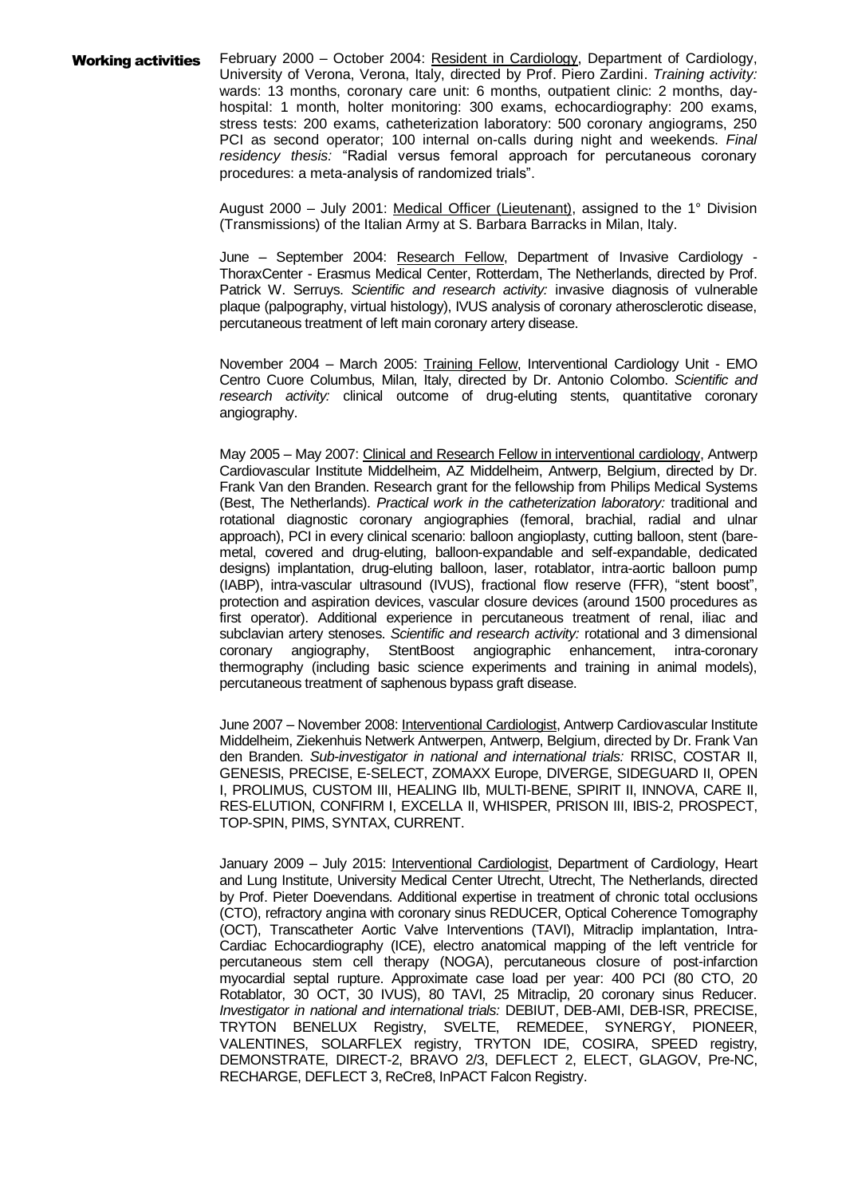**Working activities**

February 2000 – October 2004: <u>Resident in Cardiology</u>, Department of Cardiology, University of Verona, Verona, Italy, directed by Prof. Piero Zardini. *Training activity:* wards: 13 months, coronary care unit: 6 months, outpatient clinic: 2 months, day-hospital: 1 month, holter monitoring: 300 exams, echocardiography: 200 exams, stress tests: 200 exams, catheterization laboratory: 500 coronary angiograms, 250 PCI as second operator; 100 internal on-calls during night and weekends. *Final residency thesis:* "Radial versus femoral approach for percutaneous coronary procedures: a meta-analysis of randomized trials".

August 2000 – July 2001: <u>Medical Officer (Lieutenant)</u>, assigned to the 1° Division (Transmissions) of the Italian Army at S. Barbara Barracks in Milan, Italy.

June – September 2004: <u>Research Fellow</u>, Department of Invasive Cardiology - ThoraxCenter - Erasmus Medical Center, Rotterdam, The Netherlands, directed by Prof. Patrick W. Serruys. *Scientific and research activity:* invasive diagnosis of vulnerable plaque (palpography, virtual histology), IVUS analysis of coronary atherosclerotic disease, percutaneous treatment of left main coronary artery disease.

November 2004 – March 2005: <u>Training Fellow</u>, Interventional Cardiology Unit - EMO Centro Cuore Columbus, Milan, Italy, directed by Dr. Antonio Colombo. *Scientific and research activity:* clinical outcome of drug-eluting stents, quantitative coronary angiography.

May 2005 – May 2007: <u>Clinical and Research Fellow in interventional cardiology</u>, Antwerp Cardiovascular Institute Middelheim, AZ Middelheim, Antwerp, Belgium, directed by Dr. Frank Van den Branden. Research grant for the fellowship from Philips Medical Systems (Best, The Netherlands). *Practical work in the catheterization laboratory:* traditional and rotational diagnostic coronary angiographies (femoral, brachial, radial and ulnar approach), PCI in every clinical scenario: balloon angioplasty, cutting balloon, stent (bare-metal, covered and drug-eluting, balloon-expandable and self-expandable, dedicated designs) implantation, drug-eluting balloon, laser, rotablator, intra-aortic balloon pump (IABP), intra-vascular ultrasound (IVUS), fractional flow reserve (FFR), "stent boost", protection and aspiration devices, vascular closure devices (around 1500 procedures as first operator). Additional experience in percutaneous treatment of renal, iliac and subclavian artery stenoses. *Scientific and research activity:* rotational and 3 dimensional coronary angiography, StentBoost angiographic enhancement, intra-coronary thermography (including basic science experiments and training in animal models), percutaneous treatment of saphenous bypass graft disease.

June 2007 – November 2008: <u>Interventional Cardiologist</u>, Antwerp Cardiovascular Institute Middelheim, Ziekenhuis Netwerk Antwerpen, Antwerp, Belgium, directed by Dr. Frank Van den Branden. *Sub-investigator in national and international trials:* RRISC, COSTAR II, GENESIS, PRECISE, E-SELECT, ZOMAXX Europe, DIVERGE, SIDEGUARD II, OPEN I, PROLIMUS, CUSTOM III, HEALING IIb, MULTI-BENE, SPIRIT II, INNOVA, CARE II, RES-ELUTION, CONFIRM I, EXCELLA II, WHISPER, PRISON III, IBIS-2, PROSPECT, TOP-SPIN, PIMS, SYNTAX, CURRENT.

January 2009 – July 2015: <u>Interventional Cardiologist</u>, Department of Cardiology, Heart and Lung Institute, University Medical Center Utrecht, Utrecht, The Netherlands, directed by Prof. Pieter Doevendans. Additional expertise in treatment of chronic total occlusions (CTO), refractory angina with coronary sinus REDUCER, Optical Coherence Tomography (OCT), Transcatheter Aortic Valve Interventions (TAVI), Mitraclip implantation, Intra-Cardiac Echocardiography (ICE), electro anatomical mapping of the left ventricle for percutaneous stem cell therapy (NOGA), percutaneous closure of post-infarction myocardial septal rupture. Approximate case load per year: 400 PCI (80 CTO, 20 Rotablator, 30 OCT, 30 IVUS), 80 TAVI, 25 Mitraclip, 20 coronary sinus Reducer. *Investigator in national and international trials:* DEBIUT, DEB-AMI, DEB-ISR, PRECISE, TRYTON BENELUX Registry, SVELTE, REMEDEE, SYNERGY, PIONEER, VALENTINES, SOLARFLEX registry, TRYTON IDE, COSIRA, SPEED registry, DEMONSTRATE, DIRECT-2, BRAVO 2/3, DEFLECT 2, ELECT, GLAGOV, Pre-NC, RECHARGE, DEFLECT 3, ReCre8, InPACT Falcon Registry.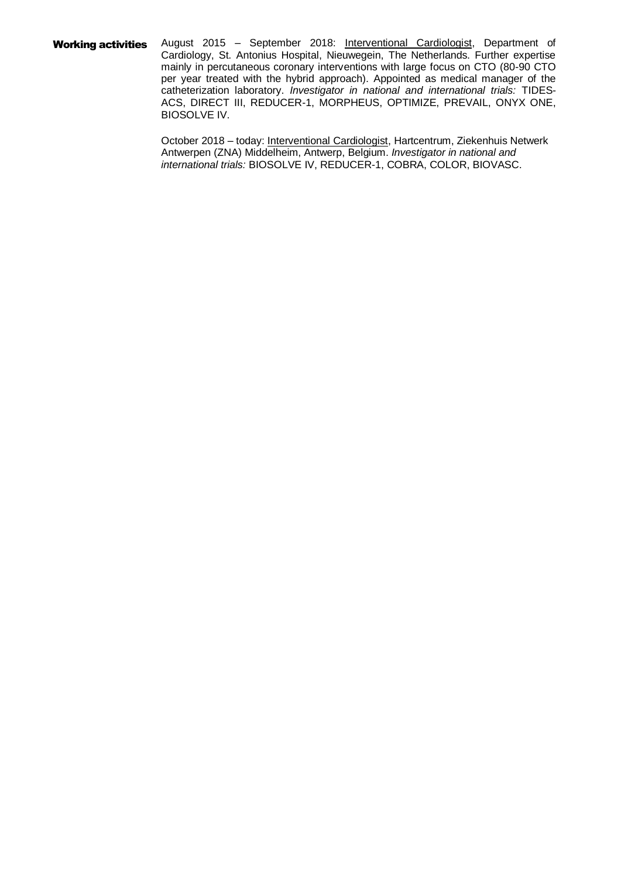**Working activities**

August 2015 – September 2018: Interventional Cardiologist, Department of Cardiology, St. Antonius Hospital, Nieuwegein, The Netherlands. Further expertise mainly in percutaneous coronary interventions with large focus on CTO (80-90 CTO per year treated with the hybrid approach). Appointed as medical manager of the catheterization laboratory. *Investigator in national and international trials:* TIDES-ACS, DIRECT III, REDUCER-1, MORPHEUS, OPTIMIZE, PREVAIL, ONYX ONE, BIOSOLVE IV.

October 2018 – today: Interventional Cardiologist, Hartcentrum, Ziekenhuis Netwerk Antwerpen (ZNA) Middelheim, Antwerp, Belgium. *Investigator in national and international trials:* BIOSOLVE IV, REDUCER-1, COBRA, COLOR, BIOVASC.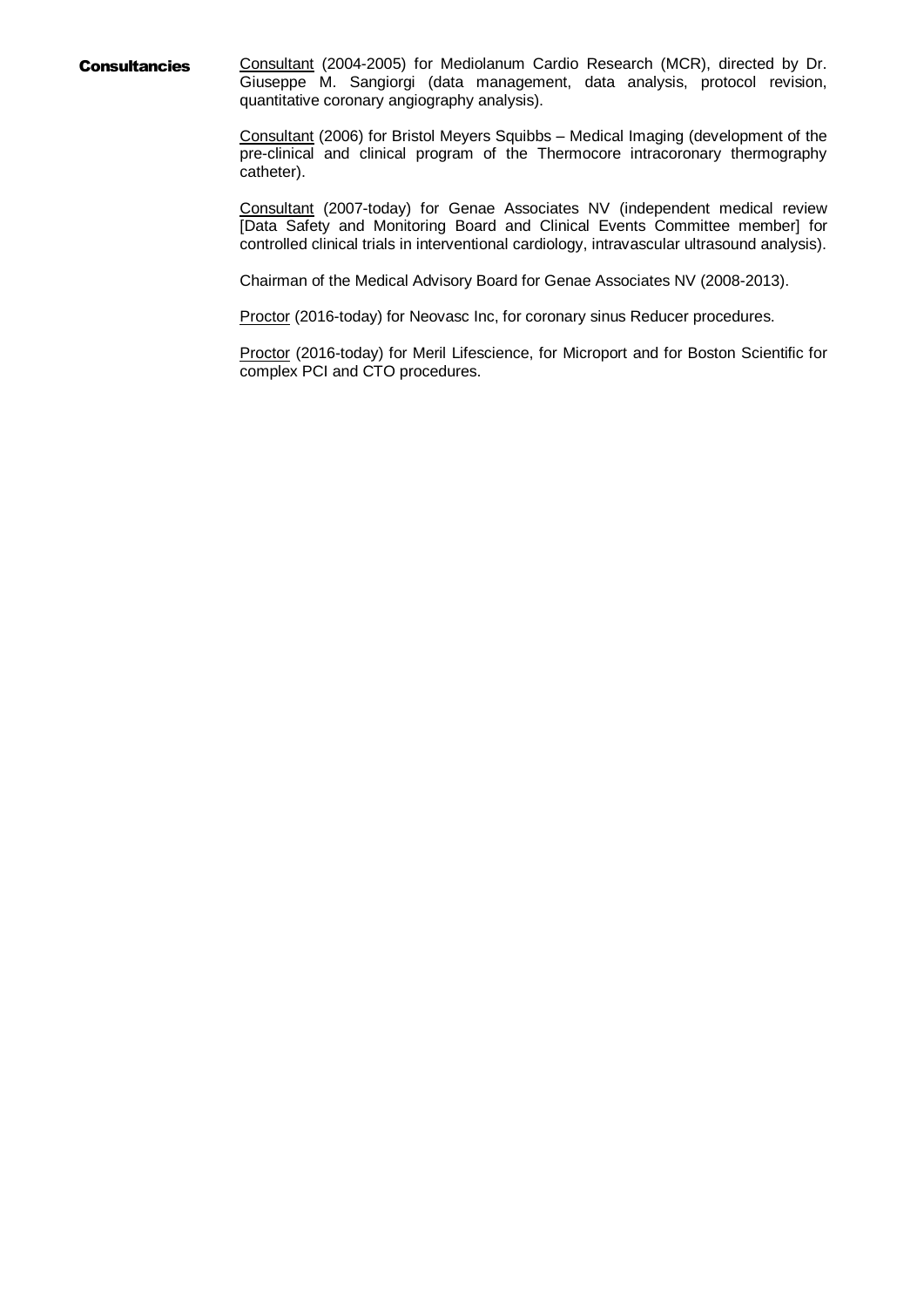**Consultancies**

Consultant (2004-2005) for Mediolanum Cardio Research (MCR), directed by Dr. Giuseppe M. Sangiorgi (data management, data analysis, protocol revision, quantitative coronary angiography analysis).

Consultant (2006) for Bristol Meyers Squibbs – Medical Imaging (development of the pre-clinical and clinical program of the Thermocore intracoronary thermography catheter).

Consultant (2007-today) for Genae Associates NV (independent medical review [Data Safety and Monitoring Board and Clinical Events Committee member] for controlled clinical trials in interventional cardiology, intravascular ultrasound analysis).

Chairman of the Medical Advisory Board for Genae Associates NV (2008-2013).

Proctor (2016-today) for Neovasc Inc, for coronary sinus Reducer procedures.

Proctor (2016-today) for Meril Lifescience, for Microport and for Boston Scientific for complex PCI and CTO procedures.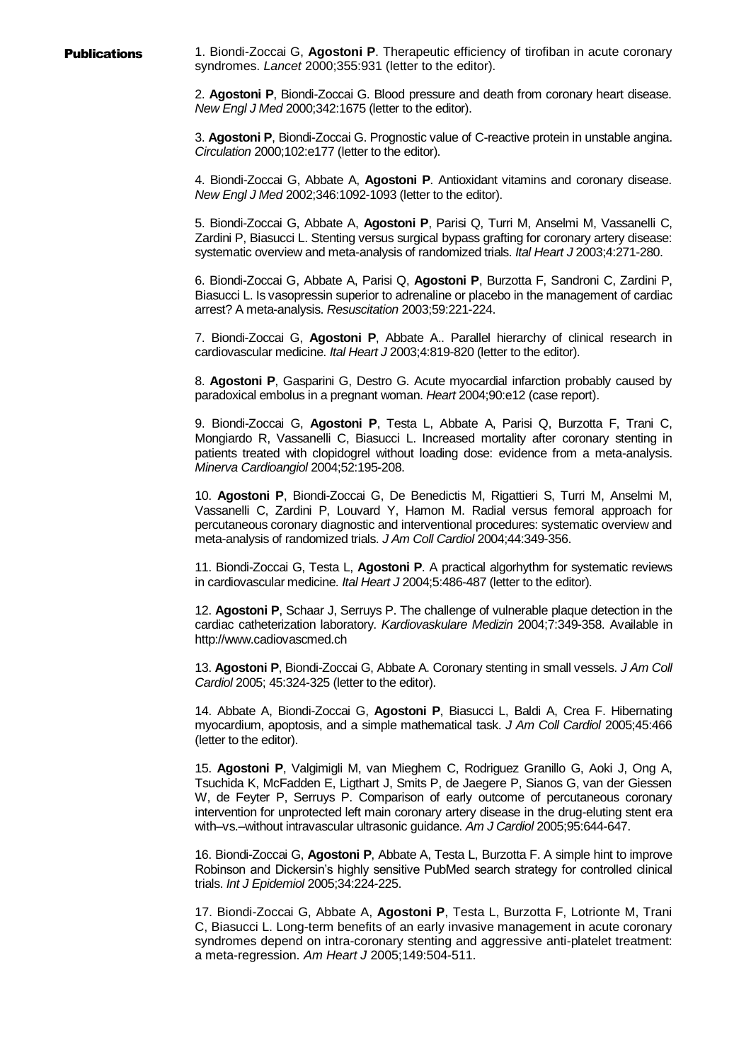**Publications**

1. Biondi-Zoccai G, **Agostoni P**. Therapeutic efficiency of tirofiban in acute coronary syndromes. *Lancet* 2000;355:931 (letter to the editor).

2. **Agostoni P**, Biondi-Zoccai G. Blood pressure and death from coronary heart disease. *New Engl J Med* 2000;342:1675 (letter to the editor).

3. **Agostoni P**, Biondi-Zoccai G. Prognostic value of C-reactive protein in unstable angina. *Circulation* 2000;102:e177 (letter to the editor).

4. Biondi-Zoccai G, Abbate A, **Agostoni P**. Antioxidant vitamins and coronary disease. *New Engl J Med* 2002;346:1092-1093 (letter to the editor).

5. Biondi-Zoccai G, Abbate A, **Agostoni P**, Parisi Q, Turri M, Anselmi M, Vassanelli C, Zardini P, Biasucci L. Stenting versus surgical bypass grafting for coronary artery disease: systematic overview and meta-analysis of randomized trials. *Ital Heart J* 2003;4:271-280.

6. Biondi-Zoccai G, Abbate A, Parisi Q, **Agostoni P**, Burzotta F, Sandroni C, Zardini P, Biasucci L. Is vasopressin superior to adrenaline or placebo in the management of cardiac arrest? A meta-analysis. *Resuscitation* 2003;59:221-224.

7. Biondi-Zoccai G, **Agostoni P**, Abbate A.. Parallel hierarchy of clinical research in cardiovascular medicine. *Ital Heart J* 2003;4:819-820 (letter to the editor).

8. **Agostoni P**, Gasparini G, Destro G. Acute myocardial infarction probably caused by paradoxical embolus in a pregnant woman. *Heart* 2004;90:e12 (case report).

9. Biondi-Zoccai G, **Agostoni P**, Testa L, Abbate A, Parisi Q, Burzotta F, Trani C, Mongiardo R, Vassanelli C, Biasucci L. Increased mortality after coronary stenting in patients treated with clopidogrel without loading dose: evidence from a meta-analysis. *Minerva Cardioangiol* 2004;52:195-208.

10. **Agostoni P**, Biondi-Zoccai G, De Benedictis M, Rigattieri S, Turri M, Anselmi M, Vassanelli C, Zardini P, Louvard Y, Hamon M. Radial versus femoral approach for percutaneous coronary diagnostic and interventional procedures: systematic overview and meta-analysis of randomized trials. *J Am Coll Cardiol* 2004;44:349-356.

11. Biondi-Zoccai G, Testa L, **Agostoni P**. A practical algorhythm for systematic reviews in cardiovascular medicine. *Ital Heart J* 2004;5:486-487 (letter to the editor).

12. **Agostoni P**, Schaar J, Serruys P. The challenge of vulnerable plaque detection in the cardiac catheterization laboratory. *Kardiovaskulare Medizin* 2004;7:349-358. Available in http://www.cadiovascmed.ch

13. **Agostoni P**, Biondi-Zoccai G, Abbate A. Coronary stenting in small vessels. *J Am Coll Cardiol* 2005; 45:324-325 (letter to the editor).

14. Abbate A, Biondi-Zoccai G, **Agostoni P**, Biasucci L, Baldi A, Crea F. Hibernating myocardium, apoptosis, and a simple mathematical task. *J Am Coll Cardiol* 2005;45:466 (letter to the editor).

15. **Agostoni P**, Valgimigli M, van Mieghem C, Rodriguez Granillo G, Aoki J, Ong A, Tsuchida K, McFadden E, Ligthart J, Smits P, de Jaegere P, Sianos G, van der Giessen W, de Feyter P, Serruys P. Comparison of early outcome of percutaneous coronary intervention for unprotected left main coronary artery disease in the drug-eluting stent era with–vs.–without intravascular ultrasonic guidance. *Am J Cardiol* 2005;95:644-647.

16. Biondi-Zoccai G, **Agostoni P**, Abbate A, Testa L, Burzotta F. A simple hint to improve Robinson and Dickersin's highly sensitive PubMed search strategy for controlled clinical trials. *Int J Epidemiol* 2005;34:224-225.

17. Biondi-Zoccai G, Abbate A, **Agostoni P**, Testa L, Burzotta F, Lotrionte M, Trani C, Biasucci L. Long-term benefits of an early invasive management in acute coronary syndromes depend on intra-coronary stenting and aggressive anti-platelet treatment: a meta-regression. *Am Heart J* 2005;149:504-511.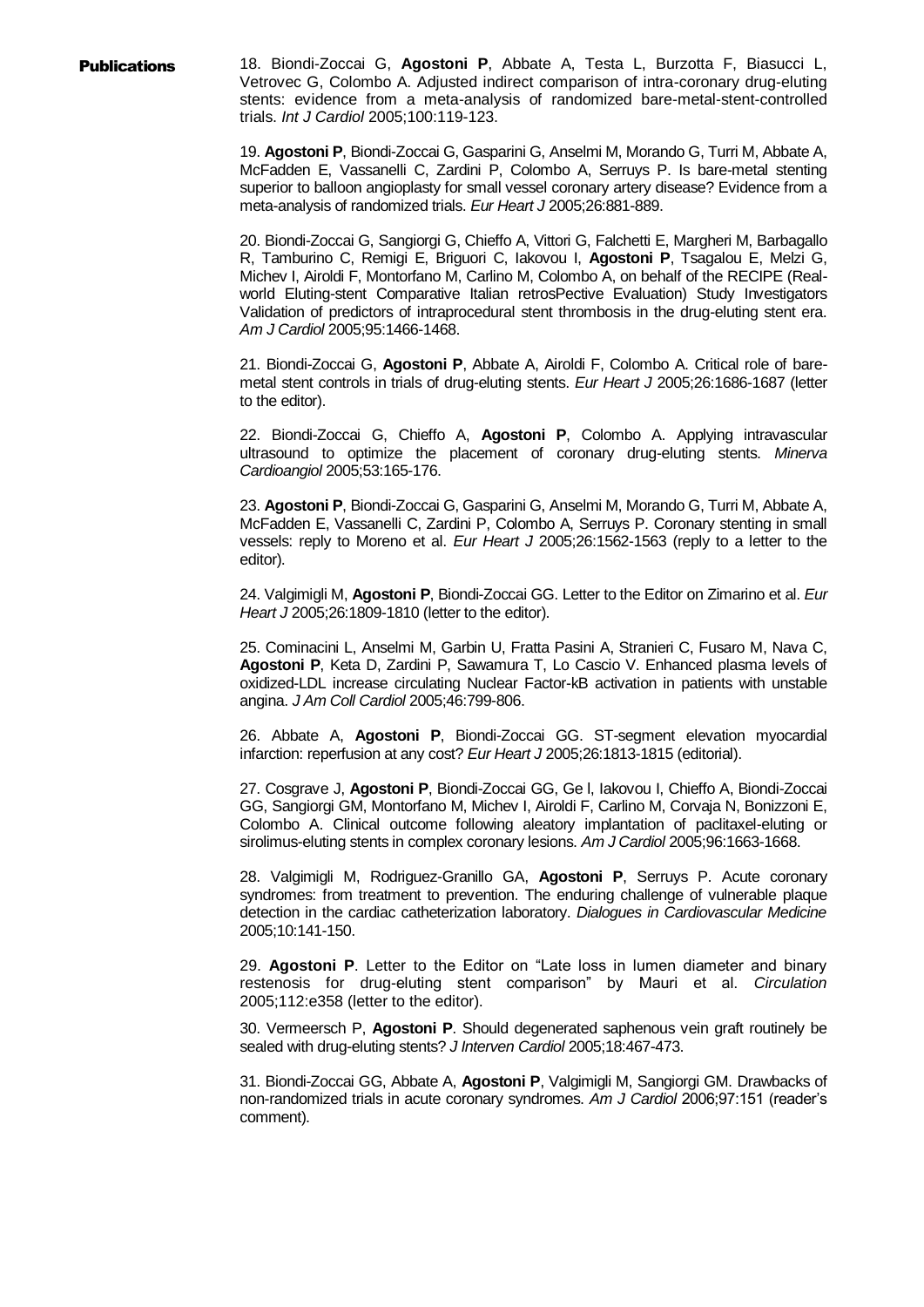**Publications**

18. Biondi-Zoccai G, **Agostoni P**, Abbate A, Testa L, Burzotta F, Biasucci L, Vetrovec G, Colombo A. Adjusted indirect comparison of intra-coronary drug-eluting stents: evidence from a meta-analysis of randomized bare-metal-stent-controlled trials. *Int J Cardiol* 2005;100:119-123.

19. **Agostoni P**, Biondi-Zoccai G, Gasparini G, Anselmi M, Morando G, Turri M, Abbate A, McFadden E, Vassanelli C, Zardini P, Colombo A, Serruys P. Is bare-metal stenting superior to balloon angioplasty for small vessel coronary artery disease? Evidence from a meta-analysis of randomized trials. *Eur Heart J* 2005;26:881-889.

20. Biondi-Zoccai G, Sangiorgi G, Chieffo A, Vittori G, Falchetti E, Margheri M, Barbagallo R, Tamburino C, Remigi E, Briguori C, Iakovou I, **Agostoni P**, Tsagalou E, Melzi G, Michev I, Airoldi F, Montorfano M, Carlino M, Colombo A, on behalf of the RECIPE (Real-world Eluting-stent Comparative Italian retrosPective Evaluation) Study Investigators Validation of predictors of intraprocedural stent thrombosis in the drug-eluting stent era. *Am J Cardiol* 2005;95:1466-1468.

21. Biondi-Zoccai G, **Agostoni P**, Abbate A, Airoldi F, Colombo A. Critical role of bare-metal stent controls in trials of drug-eluting stents. *Eur Heart J* 2005;26:1686-1687 (letter to the editor).

22. Biondi-Zoccai G, Chieffo A, **Agostoni P**, Colombo A. Applying intravascular ultrasound to optimize the placement of coronary drug-eluting stents. *Minerva Cardioangiol* 2005;53:165-176.

23. **Agostoni P**, Biondi-Zoccai G, Gasparini G, Anselmi M, Morando G, Turri M, Abbate A, McFadden E, Vassanelli C, Zardini P, Colombo A, Serruys P. Coronary stenting in small vessels: reply to Moreno et al. *Eur Heart J* 2005;26:1562-1563 (reply to a letter to the editor).

24. Valgimigli M, **Agostoni P**, Biondi-Zoccai GG. Letter to the Editor on Zimarino et al. *Eur Heart J* 2005;26:1809-1810 (letter to the editor).

25. Cominacini L, Anselmi M, Garbin U, Fratta Pasini A, Stranieri C, Fusaro M, Nava C, **Agostoni P**, Keta D, Zardini P, Sawamura T, Lo Cascio V. Enhanced plasma levels of oxidized-LDL increase circulating Nuclear Factor-kB activation in patients with unstable angina. *J Am Coll Cardiol* 2005;46:799-806.

26. Abbate A, **Agostoni P**, Biondi-Zoccai GG. ST-segment elevation myocardial infarction: reperfusion at any cost? *Eur Heart J* 2005;26:1813-1815 (editorial).

27. Cosgrave J, **Agostoni P**, Biondi-Zoccai GG, Ge l, Iakovou I, Chieffo A, Biondi-Zoccai GG, Sangiorgi GM, Montorfano M, Michev I, Airoldi F, Carlino M, Corvaja N, Bonizzoni E, Colombo A. Clinical outcome following aleatory implantation of paclitaxel-eluting or sirolimus-eluting stents in complex coronary lesions. *Am J Cardiol* 2005;96:1663-1668.

28. Valgimigli M, Rodriguez-Granillo GA, **Agostoni P**, Serruys P. Acute coronary syndromes: from treatment to prevention. The enduring challenge of vulnerable plaque detection in the cardiac catheterization laboratory. *Dialogues in Cardiovascular Medicine* 2005;10:141-150.

29. **Agostoni P**. Letter to the Editor on "Late loss in lumen diameter and binary restenosis for drug-eluting stent comparison" by Mauri et al. *Circulation* 2005;112:e358 (letter to the editor).

30. Vermeersch P, **Agostoni P**. Should degenerated saphenous vein graft routinely be sealed with drug-eluting stents? *J Interven Cardiol* 2005;18:467-473.

31. Biondi-Zoccai GG, Abbate A, **Agostoni P**, Valgimigli M, Sangiorgi GM. Drawbacks of non-randomized trials in acute coronary syndromes. *Am J Cardiol* 2006;97:151 (reader's comment).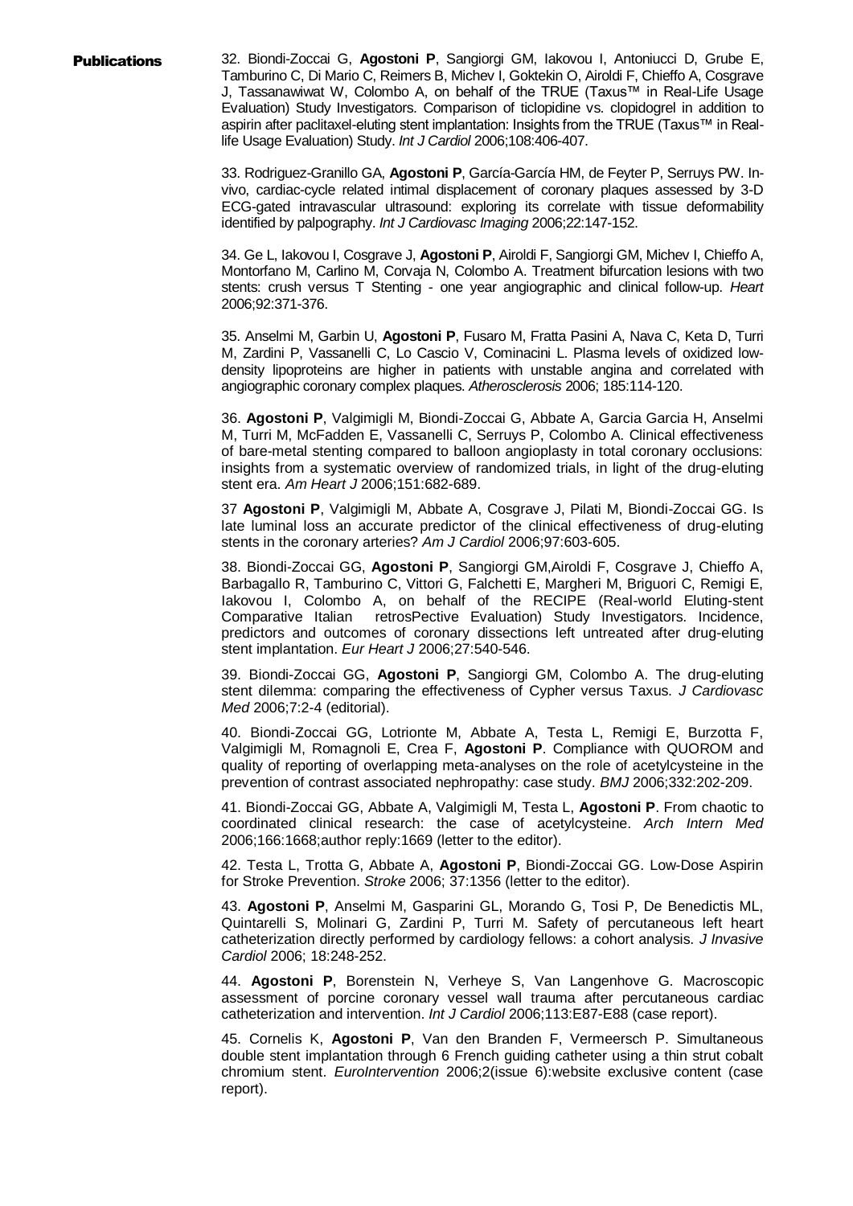**Publications**

32. Biondi-Zoccai G, **Agostoni P**, Sangiorgi GM, Iakovou I, Antoniucci D, Grube E, Tamburino C, Di Mario C, Reimers B, Michev I, Goktekin O, Airoldi F, Chieffo A, Cosgrave J, Tassanawiwat W, Colombo A, on behalf of the TRUE (Taxus™ in Real-Life Usage Evaluation) Study Investigators. Comparison of ticlopidine vs. clopidogrel in addition to aspirin after paclitaxel-eluting stent implantation: Insights from the TRUE (Taxus™ in Real-life Usage Evaluation) Study. *Int J Cardiol* 2006;108:406-407.

33. Rodriguez-Granillo GA, **Agostoni P**, García-García HM, de Feyter P, Serruys PW. In-vivo, cardiac-cycle related intimal displacement of coronary plaques assessed by 3-D ECG-gated intravascular ultrasound: exploring its correlate with tissue deformability identified by palpography. *Int J Cardiovasc Imaging* 2006;22:147-152.

34. Ge L, Iakovou I, Cosgrave J, **Agostoni P**, Airoldi F, Sangiorgi GM, Michev I, Chieffo A, Montorfano M, Carlino M, Corvaja N, Colombo A. Treatment bifurcation lesions with two stents: crush versus T Stenting - one year angiographic and clinical follow-up. *Heart* 2006;92:371-376.

35. Anselmi M, Garbin U, **Agostoni P**, Fusaro M, Fratta Pasini A, Nava C, Keta D, Turri M, Zardini P, Vassanelli C, Lo Cascio V, Cominacini L. Plasma levels of oxidized low-density lipoproteins are higher in patients with unstable angina and correlated with angiographic coronary complex plaques. *Atherosclerosis* 2006; 185:114-120.

36. **Agostoni P**, Valgimigli M, Biondi-Zoccai G, Abbate A, Garcia Garcia H, Anselmi M, Turri M, McFadden E, Vassanelli C, Serruys P, Colombo A. Clinical effectiveness of bare-metal stenting compared to balloon angioplasty in total coronary occlusions: insights from a systematic overview of randomized trials, in light of the drug-eluting stent era. *Am Heart J* 2006;151:682-689.

37 **Agostoni P**, Valgimigli M, Abbate A, Cosgrave J, Pilati M, Biondi-Zoccai GG. Is late luminal loss an accurate predictor of the clinical effectiveness of drug-eluting stents in the coronary arteries? *Am J Cardiol* 2006;97:603-605.

38. Biondi-Zoccai GG, **Agostoni P**, Sangiorgi GM,Airoldi F, Cosgrave J, Chieffo A, Barbagallo R, Tamburino C, Vittori G, Falchetti E, Margheri M, Briguori C, Remigi E, Iakovou I, Colombo A, on behalf of the RECIPE (Real-world Eluting-stent Comparative Italian retrosPective Evaluation) Study Investigators. Incidence, predictors and outcomes of coronary dissections left untreated after drug-eluting stent implantation. *Eur Heart J* 2006;27:540-546.

39. Biondi-Zoccai GG, **Agostoni P**, Sangiorgi GM, Colombo A. The drug-eluting stent dilemma: comparing the effectiveness of Cypher versus Taxus. *J Cardiovasc Med* 2006;7:2-4 (editorial).

40. Biondi-Zoccai GG, Lotrionte M, Abbate A, Testa L, Remigi E, Burzotta F, Valgimigli M, Romagnoli E, Crea F, **Agostoni P**. Compliance with QUOROM and quality of reporting of overlapping meta-analyses on the role of acetylcysteine in the prevention of contrast associated nephropathy: case study. *BMJ* 2006;332:202-209.

41. Biondi-Zoccai GG, Abbate A, Valgimigli M, Testa L, **Agostoni P**. From chaotic to coordinated clinical research: the case of acetylcysteine. *Arch Intern Med* 2006;166:1668;author reply:1669 (letter to the editor).

42. Testa L, Trotta G, Abbate A, **Agostoni P**, Biondi-Zoccai GG. Low-Dose Aspirin for Stroke Prevention. *Stroke* 2006; 37:1356 (letter to the editor).

43. **Agostoni P**, Anselmi M, Gasparini GL, Morando G, Tosi P, De Benedictis ML, Quintarelli S, Molinari G, Zardini P, Turri M. Safety of percutaneous left heart catheterization directly performed by cardiology fellows: a cohort analysis. *J Invasive Cardiol* 2006; 18:248-252.

44. **Agostoni P**, Borenstein N, Verheye S, Van Langenhove G. Macroscopic assessment of porcine coronary vessel wall trauma after percutaneous cardiac catheterization and intervention. *Int J Cardiol* 2006;113:E87-E88 (case report).

45. Cornelis K, **Agostoni P**, Van den Branden F, Vermeersch P. Simultaneous double stent implantation through 6 French guiding catheter using a thin strut cobalt chromium stent. *EuroIntervention* 2006;2(issue 6):website exclusive content (case report).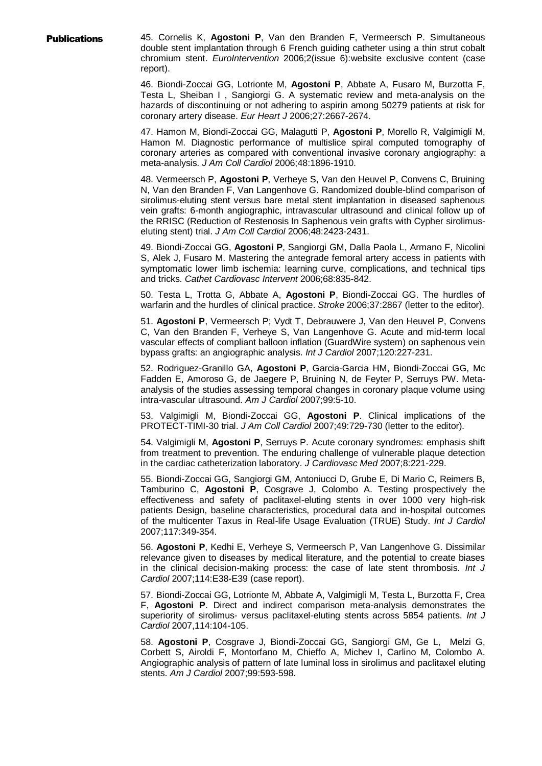**Publications**

45. Cornelis K, **Agostoni P**, Van den Branden F, Vermeersch P. Simultaneous double stent implantation through 6 French guiding catheter using a thin strut cobalt chromium stent. *EuroIntervention* 2006;2(issue 6):website exclusive content (case report).

46. Biondi-Zoccai GG, Lotrionte M, **Agostoni P**, Abbate A, Fusaro M, Burzotta F, Testa L, Sheiban I , Sangiorgi G. A systematic review and meta-analysis on the hazards of discontinuing or not adhering to aspirin among 50279 patients at risk for coronary artery disease. *Eur Heart J* 2006;27:2667-2674.

47. Hamon M, Biondi-Zoccai GG, Malagutti P, **Agostoni P**, Morello R, Valgimigli M, Hamon M. Diagnostic performance of multislice spiral computed tomography of coronary arteries as compared with conventional invasive coronary angiography: a meta-analysis. *J Am Coll Cardiol* 2006;48:1896-1910.

48. Vermeersch P, **Agostoni P**, Verheye S, Van den Heuvel P, Convens C, Bruining N, Van den Branden F, Van Langenhove G. Randomized double-blind comparison of sirolimus-eluting stent versus bare metal stent implantation in diseased saphenous vein grafts: 6-month angiographic, intravascular ultrasound and clinical follow up of the RRISC (Reduction of Restenosis In Saphenous vein grafts with Cypher sirolimus-eluting stent) trial. *J Am Coll Cardiol* 2006;48:2423-2431.

49. Biondi-Zoccai GG, **Agostoni P**, Sangiorgi GM, Dalla Paola L, Armano F, Nicolini S, Alek J, Fusaro M. Mastering the antegrade femoral artery access in patients with symptomatic lower limb ischemia: learning curve, complications, and technical tips and tricks. *Cathet Cardiovasc Intervent* 2006;68:835-842.

50. Testa L, Trotta G, Abbate A, **Agostoni P**, Biondi-Zoccai GG. The hurdles of warfarin and the hurdles of clinical practice. *Stroke* 2006;37:2867 (letter to the editor).

51. **Agostoni P**, Vermeersch P; Vydt T, Debrauwere J, Van den Heuvel P, Convens C, Van den Branden F, Verheye S, Van Langenhove G. Acute and mid-term local vascular effects of compliant balloon inflation (GuardWire system) on saphenous vein bypass grafts: an angiographic analysis. *Int J Cardiol* 2007;120:227-231.

52. Rodriguez-Granillo GA, **Agostoni P**, Garcia-Garcia HM, Biondi-Zoccai GG, Mc Fadden E, Amoroso G, de Jaegere P, Bruining N, de Feyter P, Serruys PW. Meta-analysis of the studies assessing temporal changes in coronary plaque volume using intra-vascular ultrasound. *Am J Cardiol* 2007;99:5-10.

53. Valgimigli M, Biondi-Zoccai GG, **Agostoni P**. Clinical implications of the PROTECT-TIMI-30 trial. *J Am Coll Cardiol* 2007;49:729-730 (letter to the editor).

54. Valgimigli M, **Agostoni P**, Serruys P. Acute coronary syndromes: emphasis shift from treatment to prevention. The enduring challenge of vulnerable plaque detection in the cardiac catheterization laboratory. *J Cardiovasc Med* 2007;8:221-229.

55. Biondi-Zoccai GG, Sangiorgi GM, Antoniucci D, Grube E, Di Mario C, Reimers B, Tamburino C, **Agostoni P**, Cosgrave J, Colombo A. Testing prospectively the effectiveness and safety of paclitaxel-eluting stents in over 1000 very high-risk patients Design, baseline characteristics, procedural data and in-hospital outcomes of the multicenter Taxus in Real-life Usage Evaluation (TRUE) Study. *Int J Cardiol* 2007;117:349-354.

56. **Agostoni P**, Kedhi E, Verheye S, Vermeersch P, Van Langenhove G. Dissimilar relevance given to diseases by medical literature, and the potential to create biases in the clinical decision-making process: the case of late stent thrombosis. *Int J Cardiol* 2007;114:E38-E39 (case report).

57. Biondi-Zoccai GG, Lotrionte M, Abbate A, Valgimigli M, Testa L, Burzotta F, Crea F, **Agostoni P**. Direct and indirect comparison meta-analysis demonstrates the superiority of sirolimus- versus paclitaxel-eluting stents across 5854 patients. *Int J Cardiol* 2007,114:104-105.

58. **Agostoni P**, Cosgrave J, Biondi-Zoccai GG, Sangiorgi GM, Ge L, Melzi G, Corbett S, Airoldi F, Montorfano M, Chieffo A, Michev I, Carlino M, Colombo A. Angiographic analysis of pattern of late luminal loss in sirolimus and paclitaxel eluting stents. *Am J Cardiol* 2007;99:593-598.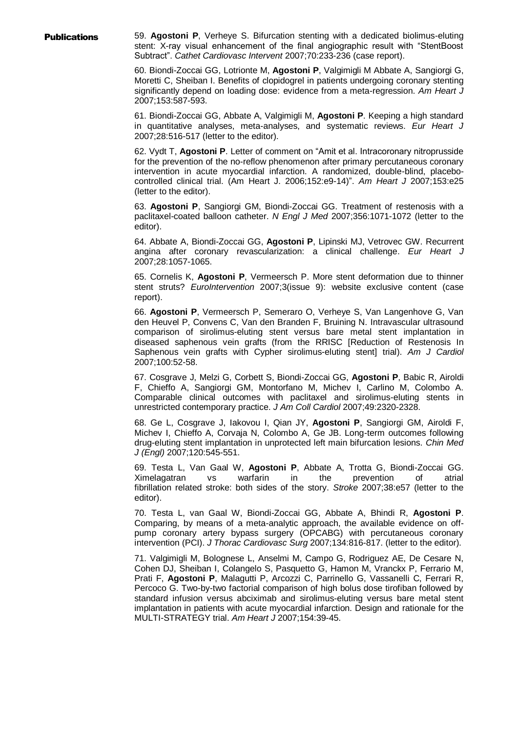**Publications**

59. **Agostoni P**, Verheye S. Bifurcation stenting with a dedicated biolimus-eluting stent: X-ray visual enhancement of the final angiographic result with "StentBoost Subtract". *Cathet Cardiovasc Intervent* 2007;70:233-236 (case report).

60. Biondi-Zoccai GG, Lotrionte M, **Agostoni P**, Valgimigli M Abbate A, Sangiorgi G, Moretti C, Sheiban I. Benefits of clopidogrel in patients undergoing coronary stenting significantly depend on loading dose: evidence from a meta-regression. *Am Heart J* 2007;153:587-593.

61. Biondi-Zoccai GG, Abbate A, Valgimigli M, **Agostoni P**. Keeping a high standard in quantitative analyses, meta-analyses, and systematic reviews. *Eur Heart J* 2007;28:516-517 (letter to the editor).

62. Vydt T, **Agostoni P**. Letter of comment on "Amit et al. Intracoronary nitroprusside for the prevention of the no-reflow phenomenon after primary percutaneous coronary intervention in acute myocardial infarction. A randomized, double-blind, placebo-controlled clinical trial. (Am Heart J. 2006;152:e9-14)". *Am Heart J* 2007;153:e25 (letter to the editor).

63. **Agostoni P**, Sangiorgi GM, Biondi-Zoccai GG. Treatment of restenosis with a paclitaxel-coated balloon catheter. *N Engl J Med* 2007;356:1071-1072 (letter to the editor).

64. Abbate A, Biondi-Zoccai GG, **Agostoni P**, Lipinski MJ, Vetrovec GW. Recurrent angina after coronary revascularization: a clinical challenge. *Eur Heart J* 2007;28:1057-1065.

65. Cornelis K, **Agostoni P**, Vermeersch P. More stent deformation due to thinner stent struts? *EuroIntervention* 2007;3(issue 9): website exclusive content (case report).

66. **Agostoni P**, Vermeersch P, Semeraro O, Verheye S, Van Langenhove G, Van den Heuvel P, Convens C, Van den Branden F, Bruining N. Intravascular ultrasound comparison of sirolimus-eluting stent versus bare metal stent implantation in diseased saphenous vein grafts (from the RRISC [Reduction of Restenosis In Saphenous vein grafts with Cypher sirolimus-eluting stent] trial). *Am J Cardiol* 2007;100:52-58.

67. Cosgrave J, Melzi G, Corbett S, Biondi-Zoccai GG, **Agostoni P**, Babic R, Airoldi F, Chieffo A, Sangiorgi GM, Montorfano M, Michev I, Carlino M, Colombo A. Comparable clinical outcomes with paclitaxel and sirolimus-eluting stents in unrestricted contemporary practice. *J Am Coll Cardiol* 2007;49:2320-2328.

68. Ge L, Cosgrave J, Iakovou I, Qian JY, **Agostoni P**, Sangiorgi GM, Airoldi F, Michev I, Chieffo A, Corvaja N, Colombo A, Ge JB. Long-term outcomes following drug-eluting stent implantation in unprotected left main bifurcation lesions. *Chin Med J (Engl)* 2007;120:545-551.

69. Testa L, Van Gaal W, **Agostoni P**, Abbate A, Trotta G, Biondi-Zoccai GG. Ximelagatran vs warfarin in the prevention of atrial fibrillation related stroke: both sides of the story. *Stroke* 2007;38:e57 (letter to the editor).

70. Testa L, van Gaal W, Biondi-Zoccai GG, Abbate A, Bhindi R, **Agostoni P**. Comparing, by means of a meta-analytic approach, the available evidence on off-pump coronary artery bypass surgery (OPCABG) with percutaneous coronary intervention (PCI). *J Thorac Cardiovasc Surg* 2007;134:816-817. (letter to the editor).

71. Valgimigli M, Bolognese L, Anselmi M, Campo G, Rodriguez AE, De Cesare N, Cohen DJ, Sheiban I, Colangelo S, Pasquetto G, Hamon M, Vranckx P, Ferrario M, Prati F, **Agostoni P**, Malagutti P, Arcozzi C, Parrinello G, Vassanelli C, Ferrari R, Percoco G. Two-by-two factorial comparison of high bolus dose tirofiban followed by standard infusion versus abciximab and sirolimus-eluting versus bare metal stent implantation in patients with acute myocardial infarction. Design and rationale for the MULTI-STRATEGY trial. *Am Heart J* 2007;154:39-45.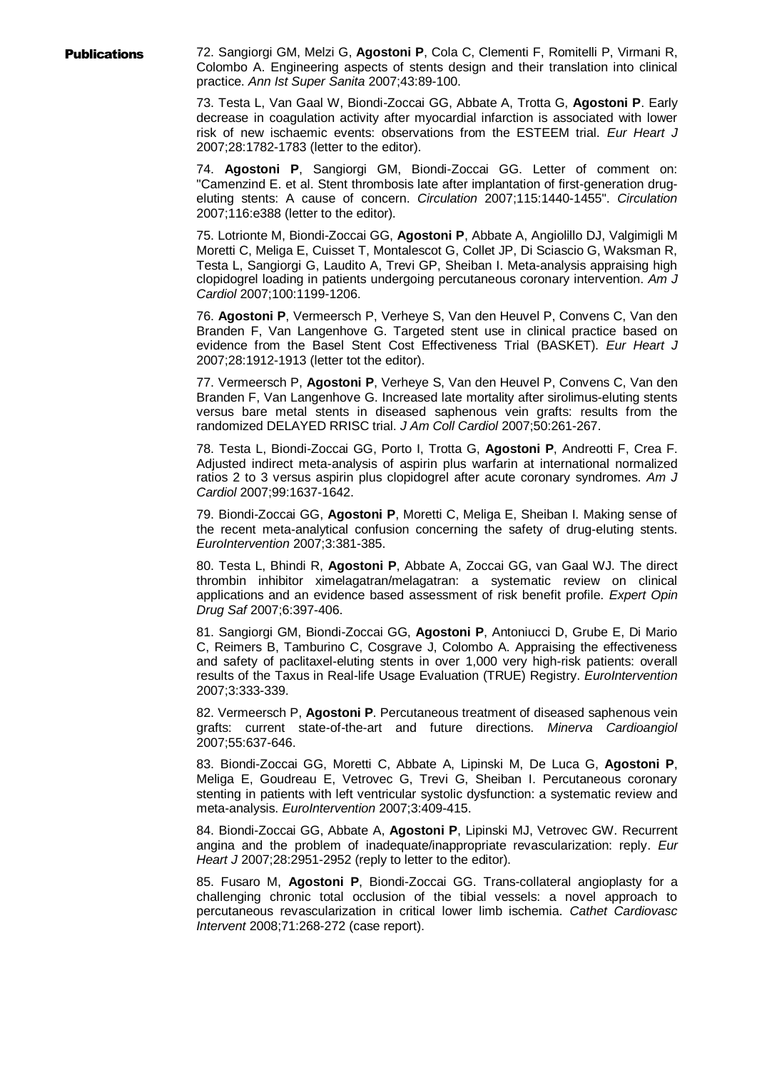**Publications**

72. Sangiorgi GM, Melzi G, **Agostoni P**, Cola C, Clementi F, Romitelli P, Virmani R, Colombo A. Engineering aspects of stents design and their translation into clinical practice. *Ann Ist Super Sanita* 2007;43:89-100.

73. Testa L, Van Gaal W, Biondi-Zoccai GG, Abbate A, Trotta G, **Agostoni P**. Early decrease in coagulation activity after myocardial infarction is associated with lower risk of new ischaemic events: observations from the ESTEEM trial. *Eur Heart J* 2007;28:1782-1783 (letter to the editor).

74. **Agostoni P**, Sangiorgi GM, Biondi-Zoccai GG. Letter of comment on: "Camenzind E. et al. Stent thrombosis late after implantation of first-generation drug-eluting stents: A cause of concern. *Circulation* 2007;115:1440-1455". *Circulation* 2007;116:e388 (letter to the editor).

75. Lotrionte M, Biondi-Zoccai GG, **Agostoni P**, Abbate A, Angiolillo DJ, Valgimigli M Moretti C, Meliga E, Cuisset T, Montalescot G, Collet JP, Di Sciascio G, Waksman R, Testa L, Sangiorgi G, Laudito A, Trevi GP, Sheiban I. Meta-analysis appraising high clopidogrel loading in patients undergoing percutaneous coronary intervention. *Am J Cardiol* 2007;100:1199-1206.

76. **Agostoni P**, Vermeersch P, Verheye S, Van den Heuvel P, Convens C, Van den Branden F, Van Langenhove G. Targeted stent use in clinical practice based on evidence from the Basel Stent Cost Effectiveness Trial (BASKET). *Eur Heart J* 2007;28:1912-1913 (letter tot the editor).

77. Vermeersch P, **Agostoni P**, Verheye S, Van den Heuvel P, Convens C, Van den Branden F, Van Langenhove G. Increased late mortality after sirolimus-eluting stents versus bare metal stents in diseased saphenous vein grafts: results from the randomized DELAYED RRISC trial. *J Am Coll Cardiol* 2007;50:261-267.

78. Testa L, Biondi-Zoccai GG, Porto I, Trotta G, **Agostoni P**, Andreotti F, Crea F. Adjusted indirect meta-analysis of aspirin plus warfarin at international normalized ratios 2 to 3 versus aspirin plus clopidogrel after acute coronary syndromes. *Am J Cardiol* 2007;99:1637-1642.

79. Biondi-Zoccai GG, **Agostoni P**, Moretti C, Meliga E, Sheiban I. Making sense of the recent meta-analytical confusion concerning the safety of drug-eluting stents. *EuroIntervention* 2007;3:381-385.

80. Testa L, Bhindi R, **Agostoni P**, Abbate A, Zoccai GG, van Gaal WJ. The direct thrombin inhibitor ximelagatran/melagatran: a systematic review on clinical applications and an evidence based assessment of risk benefit profile. *Expert Opin Drug Saf* 2007;6:397-406.

81. Sangiorgi GM, Biondi-Zoccai GG, **Agostoni P**, Antoniucci D, Grube E, Di Mario C, Reimers B, Tamburino C, Cosgrave J, Colombo A. Appraising the effectiveness and safety of paclitaxel-eluting stents in over 1,000 very high-risk patients: overall results of the Taxus in Real-life Usage Evaluation (TRUE) Registry. *EuroIntervention* 2007;3:333-339.

82. Vermeersch P, **Agostoni P**. Percutaneous treatment of diseased saphenous vein grafts: current state-of-the-art and future directions. *Minerva Cardioangiol* 2007;55:637-646.

83. Biondi-Zoccai GG, Moretti C, Abbate A, Lipinski M, De Luca G, **Agostoni P**, Meliga E, Goudreau E, Vetrovec G, Trevi G, Sheiban I. Percutaneous coronary stenting in patients with left ventricular systolic dysfunction: a systematic review and meta-analysis. *EuroIntervention* 2007;3:409-415.

84. Biondi-Zoccai GG, Abbate A, **Agostoni P**, Lipinski MJ, Vetrovec GW. Recurrent angina and the problem of inadequate/inappropriate revascularization: reply. *Eur Heart J* 2007;28:2951-2952 (reply to letter to the editor).

85. Fusaro M, **Agostoni P**, Biondi-Zoccai GG. Trans-collateral angioplasty for a challenging chronic total occlusion of the tibial vessels: a novel approach to percutaneous revascularization in critical lower limb ischemia. *Cathet Cardiovasc Intervent* 2008;71:268-272 (case report).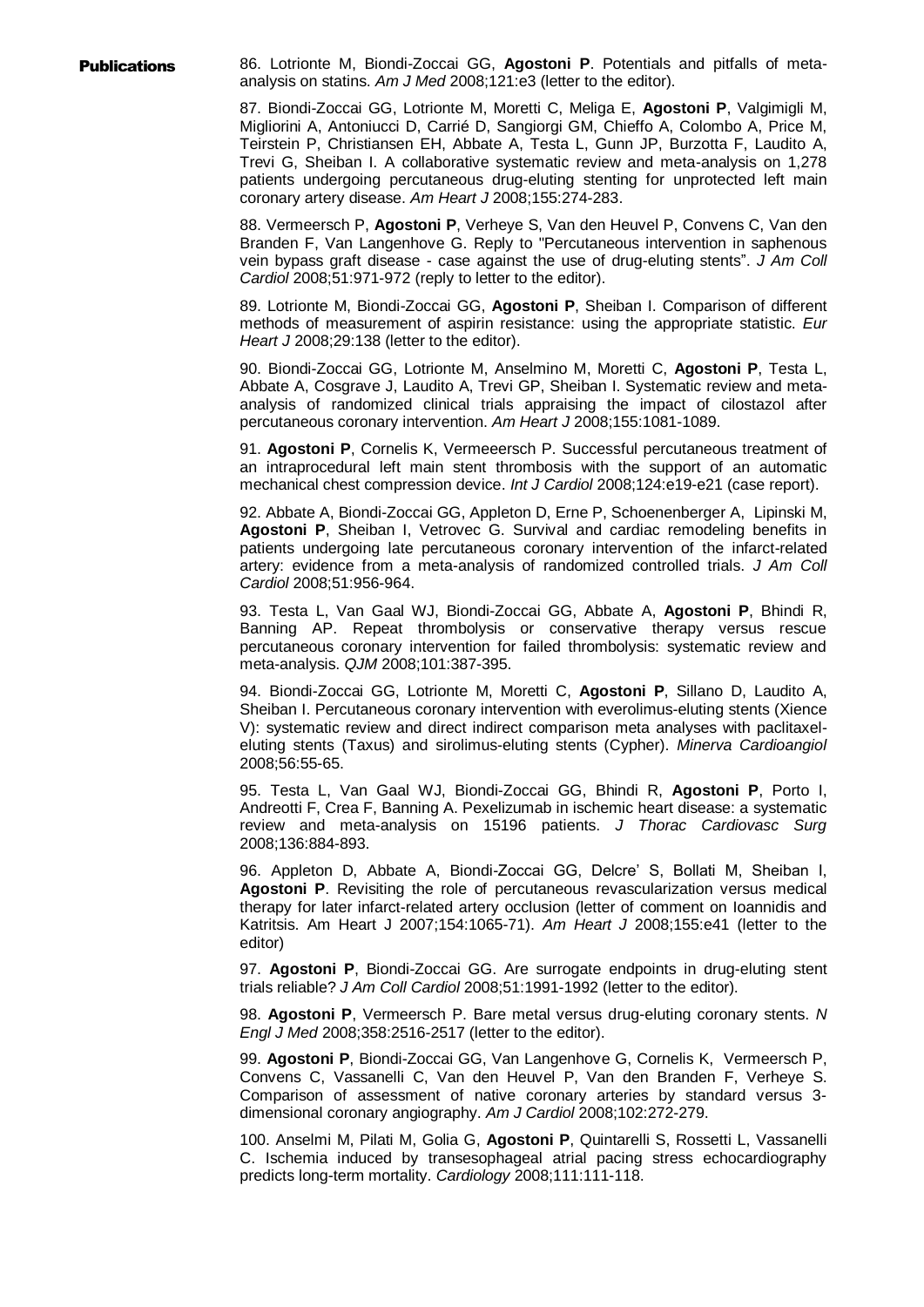**Publications**

86. Lotrionte M, Biondi-Zoccai GG, **Agostoni P**. Potentials and pitfalls of meta-analysis on statins. *Am J Med* 2008;121:e3 (letter to the editor).

87. Biondi-Zoccai GG, Lotrionte M, Moretti C, Meliga E, **Agostoni P**, Valgimigli M, Migliorini A, Antoniucci D, Carrié D, Sangiorgi GM, Chieffo A, Colombo A, Price M, Teirstein P, Christiansen EH, Abbate A, Testa L, Gunn JP, Burzotta F, Laudito A, Trevi G, Sheiban I. A collaborative systematic review and meta-analysis on 1,278 patients undergoing percutaneous drug-eluting stenting for unprotected left main coronary artery disease. *Am Heart J* 2008;155:274-283.

88. Vermeersch P, **Agostoni P**, Verheye S, Van den Heuvel P, Convens C, Van den Branden F, Van Langenhove G. Reply to "Percutaneous intervention in saphenous vein bypass graft disease - case against the use of drug-eluting stents". *J Am Coll Cardiol* 2008;51:971-972 (reply to letter to the editor).

89. Lotrionte M, Biondi-Zoccai GG, **Agostoni P**, Sheiban I. Comparison of different methods of measurement of aspirin resistance: using the appropriate statistic. *Eur Heart J* 2008;29:138 (letter to the editor).

90. Biondi-Zoccai GG, Lotrionte M, Anselmino M, Moretti C, **Agostoni P**, Testa L, Abbate A, Cosgrave J, Laudito A, Trevi GP, Sheiban I. Systematic review and meta-analysis of randomized clinical trials appraising the impact of cilostazol after percutaneous coronary intervention. *Am Heart J* 2008;155:1081-1089.

91. **Agostoni P**, Cornelis K, Vermeeersch P. Successful percutaneous treatment of an intraprocedural left main stent thrombosis with the support of an automatic mechanical chest compression device. *Int J Cardiol* 2008;124:e19-e21 (case report).

92. Abbate A, Biondi-Zoccai GG, Appleton D, Erne P, Schoenenberger A, Lipinski M, **Agostoni P**, Sheiban I, Vetrovec G. Survival and cardiac remodeling benefits in patients undergoing late percutaneous coronary intervention of the infarct-related artery: evidence from a meta-analysis of randomized controlled trials. *J Am Coll Cardiol* 2008;51:956-964.

93. Testa L, Van Gaal WJ, Biondi-Zoccai GG, Abbate A, **Agostoni P**, Bhindi R, Banning AP. Repeat thrombolysis or conservative therapy versus rescue percutaneous coronary intervention for failed thrombolysis: systematic review and meta-analysis. *QJM* 2008;101:387-395.

94. Biondi-Zoccai GG, Lotrionte M, Moretti C, **Agostoni P**, Sillano D, Laudito A, Sheiban I. Percutaneous coronary intervention with everolimus-eluting stents (Xience V): systematic review and direct indirect comparison meta analyses with paclitaxel-eluting stents (Taxus) and sirolimus-eluting stents (Cypher). *Minerva Cardioangiol* 2008;56:55-65.

95. Testa L, Van Gaal WJ, Biondi-Zoccai GG, Bhindi R, **Agostoni P**, Porto I, Andreotti F, Crea F, Banning A. Pexelizumab in ischemic heart disease: a systematic review and meta-analysis on 15196 patients. *J Thorac Cardiovasc Surg* 2008;136:884-893.

96. Appleton D, Abbate A, Biondi-Zoccai GG, Delcre' S, Bollati M, Sheiban I, **Agostoni P**. Revisiting the role of percutaneous revascularization versus medical therapy for later infarct-related artery occlusion (letter of comment on Ioannidis and Katritsis. Am Heart J 2007;154:1065-71). *Am Heart J* 2008;155:e41 (letter to the editor)

97. **Agostoni P**, Biondi-Zoccai GG. Are surrogate endpoints in drug-eluting stent trials reliable? *J Am Coll Cardiol* 2008;51:1991-1992 (letter to the editor).

98. **Agostoni P**, Vermeersch P. Bare metal versus drug-eluting coronary stents. *N Engl J Med* 2008;358:2516-2517 (letter to the editor).

99. **Agostoni P**, Biondi-Zoccai GG, Van Langenhove G, Cornelis K, Vermeersch P, Convens C, Vassanelli C, Van den Heuvel P, Van den Branden F, Verheye S. Comparison of assessment of native coronary arteries by standard versus 3-dimensional coronary angiography. *Am J Cardiol* 2008;102:272-279.

100. Anselmi M, Pilati M, Golia G, **Agostoni P**, Quintarelli S, Rossetti L, Vassanelli C. Ischemia induced by transesophageal atrial pacing stress echocardiography predicts long-term mortality. *Cardiology* 2008;111:111-118.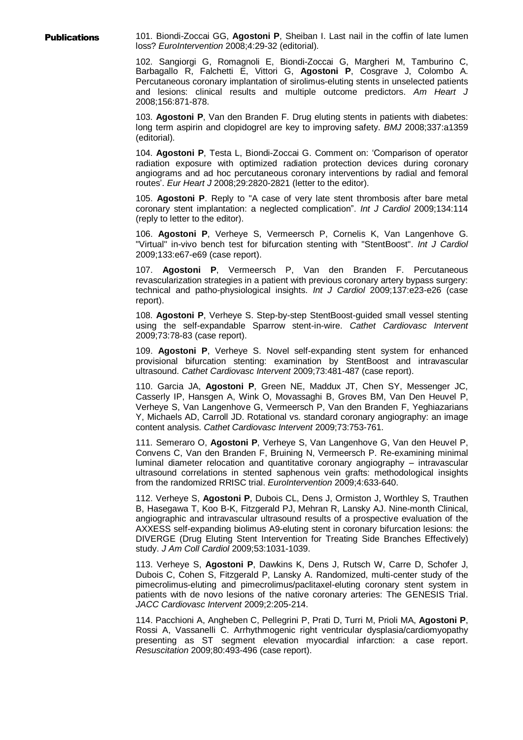**Publications**

101. Biondi-Zoccai GG, **Agostoni P**, Sheiban I. Last nail in the coffin of late lumen loss? *EuroIntervention* 2008;4:29-32 (editorial).

102. Sangiorgi G, Romagnoli E, Biondi-Zoccai G, Margheri M, Tamburino C, Barbagallo R, Falchetti E, Vittori G, **Agostoni P**, Cosgrave J, Colombo A. Percutaneous coronary implantation of sirolimus-eluting stents in unselected patients and lesions: clinical results and multiple outcome predictors. *Am Heart J* 2008;156:871-878.

103. **Agostoni P**, Van den Branden F. Drug eluting stents in patients with diabetes: long term aspirin and clopidogrel are key to improving safety. *BMJ* 2008;337:a1359 (editorial).

104. **Agostoni P**, Testa L, Biondi-Zoccai G. Comment on: 'Comparison of operator radiation exposure with optimized radiation protection devices during coronary angiograms and ad hoc percutaneous coronary interventions by radial and femoral routes'. *Eur Heart J* 2008;29:2820-2821 (letter to the editor).

105. **Agostoni P**. Reply to "A case of very late stent thrombosis after bare metal coronary stent implantation: a neglected complication". *Int J Cardiol* 2009;134:114 (reply to letter to the editor).

106. **Agostoni P**, Verheye S, Vermeersch P, Cornelis K, Van Langenhove G. "Virtual" in-vivo bench test for bifurcation stenting with "StentBoost". *Int J Cardiol* 2009;133:e67-e69 (case report).

107. **Agostoni P**, Vermeersch P, Van den Branden F. Percutaneous revascularization strategies in a patient with previous coronary artery bypass surgery: technical and patho-physiological insights. *Int J Cardiol* 2009;137:e23-e26 (case report).

108. **Agostoni P**, Verheye S. Step-by-step StentBoost-guided small vessel stenting using the self-expandable Sparrow stent-in-wire. *Cathet Cardiovasc Intervent* 2009;73:78-83 (case report).

109. **Agostoni P**, Verheye S. Novel self-expanding stent system for enhanced provisional bifurcation stenting: examination by StentBoost and intravascular ultrasound. *Cathet Cardiovasc Intervent* 2009;73:481-487 (case report).

110. Garcia JA, **Agostoni P**, Green NE, Maddux JT, Chen SY, Messenger JC, Casserly IP, Hansgen A, Wink O, Movassaghi B, Groves BM, Van Den Heuvel P, Verheye S, Van Langenhove G, Vermeersch P, Van den Branden F, Yeghiazarians Y, Michaels AD, Carroll JD. Rotational vs. standard coronary angiography: an image content analysis. *Cathet Cardiovasc Intervent* 2009;73:753-761.

111. Semeraro O, **Agostoni P**, Verheye S, Van Langenhove G, Van den Heuvel P, Convens C, Van den Branden F, Bruining N, Vermeersch P. Re-examining minimal luminal diameter relocation and quantitative coronary angiography – intravascular ultrasound correlations in stented saphenous vein grafts: methodological insights from the randomized RRISC trial. *EuroIntervention* 2009;4:633-640.

112. Verheye S, **Agostoni P**, Dubois CL, Dens J, Ormiston J, Worthley S, Trauthen B, Hasegawa T, Koo B-K, Fitzgerald PJ, Mehran R, Lansky AJ. Nine-month Clinical, angiographic and intravascular ultrasound results of a prospective evaluation of the AXXESS self-expanding biolimus A9-eluting stent in coronary bifurcation lesions: the DIVERGE (Drug Eluting Stent Intervention for Treating Side Branches Effectively) study. *J Am Coll Cardiol* 2009;53:1031-1039.

113. Verheye S, **Agostoni P**, Dawkins K, Dens J, Rutsch W, Carre D, Schofer J, Dubois C, Cohen S, Fitzgerald P, Lansky A. Randomized, multi-center study of the pimecrolimus-eluting and pimecrolimus/paclitaxel-eluting coronary stent system in patients with de novo lesions of the native coronary arteries: The GENESIS Trial. *JACC Cardiovasc Intervent* 2009;2:205-214.

114. Pacchioni A, Angheben C, Pellegrini P, Prati D, Turri M, Prioli MA, **Agostoni P**, Rossi A, Vassanelli C. Arrhythmogenic right ventricular dysplasia/cardiomyopathy presenting as ST segment elevation myocardial infarction: a case report. *Resuscitation* 2009;80:493-496 (case report).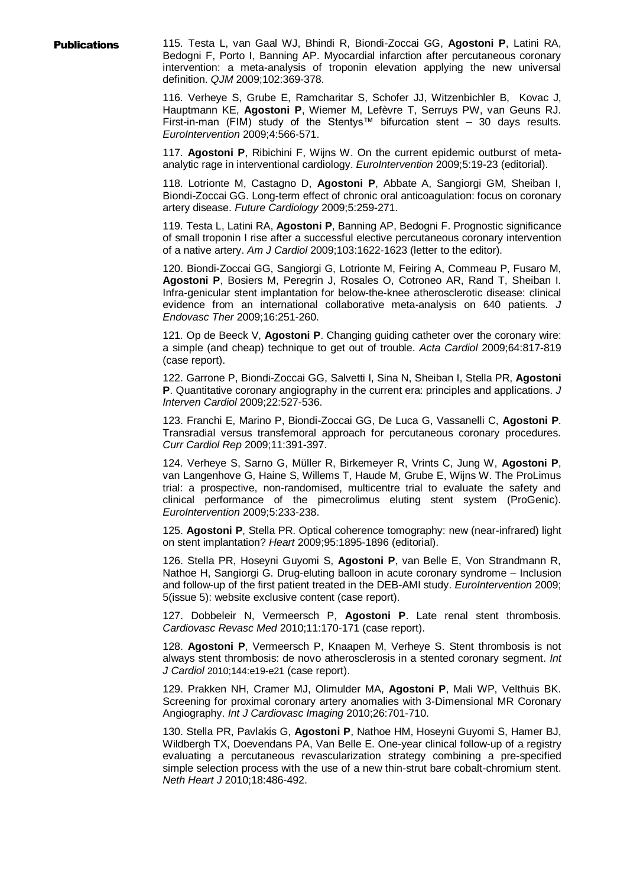**Publications**

115. Testa L, van Gaal WJ, Bhindi R, Biondi-Zoccai GG, **Agostoni P**, Latini RA, Bedogni F, Porto I, Banning AP. Myocardial infarction after percutaneous coronary intervention: a meta-analysis of troponin elevation applying the new universal definition. *QJM* 2009;102:369-378.

116. Verheye S, Grube E, Ramcharitar S, Schofer JJ, Witzenbichler B, Kovac J, Hauptmann KE, **Agostoni P**, Wiemer M, Lefèvre T, Serruys PW, van Geuns RJ. First-in-man (FIM) study of the Stentys™ bifurcation stent – 30 days results. *EuroIntervention* 2009;4:566-571.

117. **Agostoni P**, Ribichini F, Wijns W. On the current epidemic outburst of meta-analytic rage in interventional cardiology. *EuroIntervention* 2009;5:19-23 (editorial).

118. Lotrionte M, Castagno D, **Agostoni P**, Abbate A, Sangiorgi GM, Sheiban I, Biondi-Zoccai GG. Long-term effect of chronic oral anticoagulation: focus on coronary artery disease. *Future Cardiology* 2009;5:259-271.

119. Testa L, Latini RA, **Agostoni P**, Banning AP, Bedogni F. Prognostic significance of small troponin I rise after a successful elective percutaneous coronary intervention of a native artery. *Am J Cardiol* 2009;103:1622-1623 (letter to the editor).

120. Biondi-Zoccai GG, Sangiorgi G, Lotrionte M, Feiring A, Commeau P, Fusaro M, **Agostoni P**, Bosiers M, Peregrin J, Rosales O, Cotroneo AR, Rand T, Sheiban I. Infra-genicular stent implantation for below-the-knee atherosclerotic disease: clinical evidence from an international collaborative meta-analysis on 640 patients. *J Endovasc Ther* 2009;16:251-260.

121. Op de Beeck V, **Agostoni P**. Changing guiding catheter over the coronary wire: a simple (and cheap) technique to get out of trouble. *Acta Cardiol* 2009;64:817-819 (case report).

122. Garrone P, Biondi-Zoccai GG, Salvetti I, Sina N, Sheiban I, Stella PR, **Agostoni P**. Quantitative coronary angiography in the current era: principles and applications. *J Interven Cardiol* 2009;22:527-536.

123. Franchi E, Marino P, Biondi-Zoccai GG, De Luca G, Vassanelli C, **Agostoni P**. Transradial versus transfemoral approach for percutaneous coronary procedures. *Curr Cardiol Rep* 2009;11:391-397.

124. Verheye S, Sarno G, Müller R, Birkemeyer R, Vrints C, Jung W, **Agostoni P**, van Langenhove G, Haine S, Willems T, Haude M, Grube E, Wijns W. The ProLimus trial: a prospective, non-randomised, multicentre trial to evaluate the safety and clinical performance of the pimecrolimus eluting stent system (ProGenic). *EuroIntervention* 2009;5:233-238.

125. **Agostoni P**, Stella PR. Optical coherence tomography: new (near-infrared) light on stent implantation? *Heart* 2009;95:1895-1896 (editorial).

126. Stella PR, Hoseyni Guyomi S, **Agostoni P**, van Belle E, Von Strandmann R, Nathoe H, Sangiorgi G. Drug-eluting balloon in acute coronary syndrome – Inclusion and follow-up of the first patient treated in the DEB-AMI study. *EuroIntervention* 2009; 5(issue 5): website exclusive content (case report).

127. Dobbeleir N, Vermeersch P, **Agostoni P**. Late renal stent thrombosis. *Cardiovasc Revasc Med* 2010;11:170-171 (case report).

128. **Agostoni P**, Vermeersch P, Knaapen M, Verheye S. Stent thrombosis is not always stent thrombosis: de novo atherosclerosis in a stented coronary segment. *Int J Cardiol* 2010;144:e19-e21 (case report).

129. Prakken NH, Cramer MJ, Olimulder MA, **Agostoni P**, Mali WP, Velthuis BK. Screening for proximal coronary artery anomalies with 3-Dimensional MR Coronary Angiography. *Int J Cardiovasc Imaging* 2010;26:701-710.

130. Stella PR, Pavlakis G, **Agostoni P**, Nathoe HM, Hoseyni Guyomi S, Hamer BJ, Wildbergh TX, Doevendans PA, Van Belle E. One-year clinical follow-up of a registry evaluating a percutaneous revascularization strategy combining a pre-specified simple selection process with the use of a new thin-strut bare cobalt-chromium stent. *Neth Heart J* 2010;18:486-492.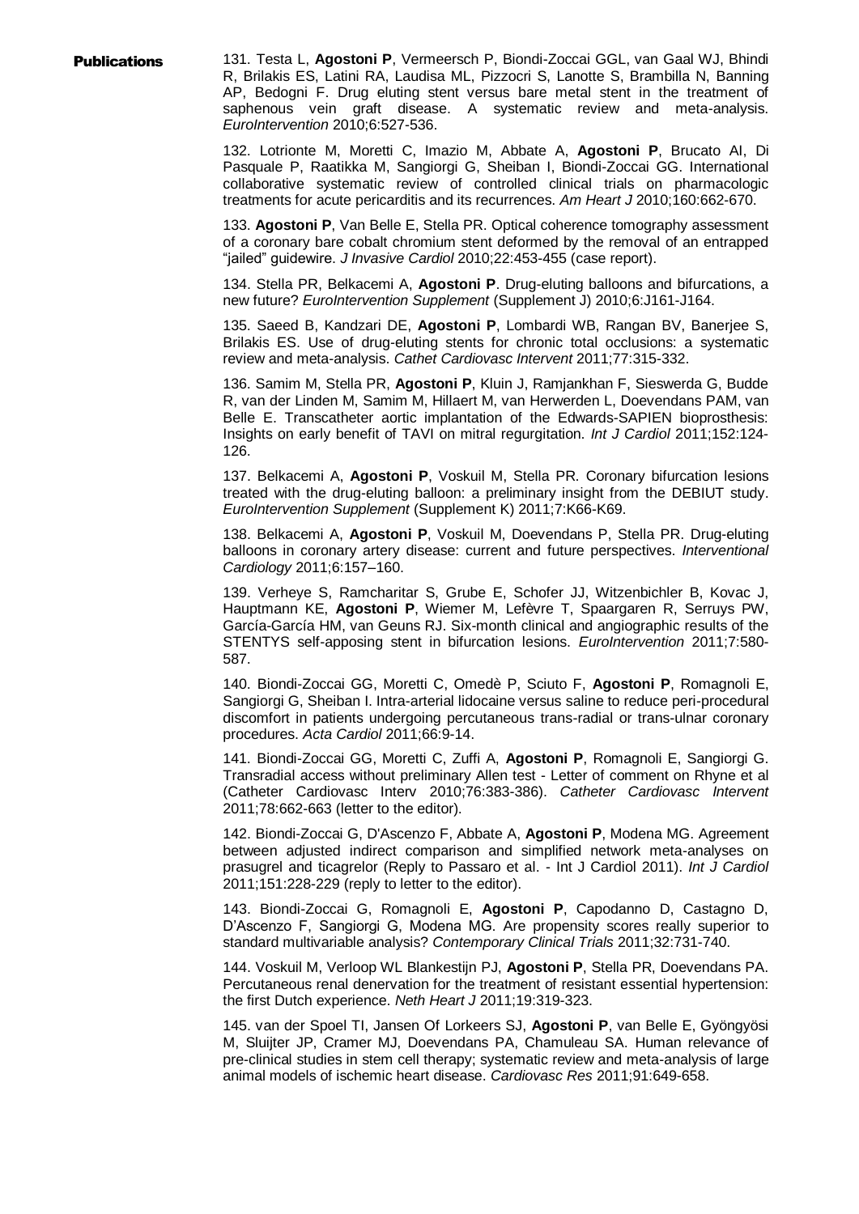**Publications**

131. Testa L, **Agostoni P**, Vermeersch P, Biondi-Zoccai GGL, van Gaal WJ, Bhindi R, Brilakis ES, Latini RA, Laudisa ML, Pizzocri S, Lanotte S, Brambilla N, Banning AP, Bedogni F. Drug eluting stent versus bare metal stent in the treatment of saphenous vein graft disease. A systematic review and meta-analysis. *EuroIntervention* 2010;6:527-536.

132. Lotrionte M, Moretti C, Imazio M, Abbate A, **Agostoni P**, Brucato AI, Di Pasquale P, Raatikka M, Sangiorgi G, Sheiban I, Biondi-Zoccai GG. International collaborative systematic review of controlled clinical trials on pharmacologic treatments for acute pericarditis and its recurrences. *Am Heart J* 2010;160:662-670.

133. **Agostoni P**, Van Belle E, Stella PR. Optical coherence tomography assessment of a coronary bare cobalt chromium stent deformed by the removal of an entrapped "jailed" guidewire. *J Invasive Cardiol* 2010;22:453-455 (case report).

134. Stella PR, Belkacemi A, **Agostoni P**. Drug-eluting balloons and bifurcations, a new future? *EuroIntervention Supplement* (Supplement J) 2010;6:J161-J164.

135. Saeed B, Kandzari DE, **Agostoni P**, Lombardi WB, Rangan BV, Banerjee S, Brilakis ES. Use of drug-eluting stents for chronic total occlusions: a systematic review and meta-analysis. *Cathet Cardiovasc Intervent* 2011;77:315-332.

136. Samim M, Stella PR, **Agostoni P**, Kluin J, Ramjankhan F, Sieswerda G, Budde R, van der Linden M, Samim M, Hillaert M, van Herwerden L, Doevendans PAM, van Belle E. Transcatheter aortic implantation of the Edwards-SAPIEN bioprosthesis: Insights on early benefit of TAVI on mitral regurgitation. *Int J Cardiol* 2011;152:124-126.

137. Belkacemi A, **Agostoni P**, Voskuil M, Stella PR. Coronary bifurcation lesions treated with the drug-eluting balloon: a preliminary insight from the DEBIUT study. *EuroIntervention Supplement* (Supplement K) 2011;7:K66-K69.

138. Belkacemi A, **Agostoni P**, Voskuil M, Doevendans P, Stella PR. Drug-eluting balloons in coronary artery disease: current and future perspectives. *Interventional Cardiology* 2011;6:157–160.

139. Verheye S, Ramcharitar S, Grube E, Schofer JJ, Witzenbichler B, Kovac J, Hauptmann KE, **Agostoni P**, Wiemer M, Lefèvre T, Spaargaren R, Serruys PW, García-García HM, van Geuns RJ. Six-month clinical and angiographic results of the STENTYS self-apposing stent in bifurcation lesions. *EuroIntervention* 2011;7:580-587.

140. Biondi-Zoccai GG, Moretti C, Omedè P, Sciuto F, **Agostoni P**, Romagnoli E, Sangiorgi G, Sheiban I. Intra-arterial lidocaine versus saline to reduce peri-procedural discomfort in patients undergoing percutaneous trans-radial or trans-ulnar coronary procedures. *Acta Cardiol* 2011;66:9-14.

141. Biondi-Zoccai GG, Moretti C, Zuffi A, **Agostoni P**, Romagnoli E, Sangiorgi G. Transradial access without preliminary Allen test - Letter of comment on Rhyne et al (Catheter Cardiovasc Interv 2010;76:383-386). *Catheter Cardiovasc Intervent* 2011;78:662-663 (letter to the editor).

142. Biondi-Zoccai G, D'Ascenzo F, Abbate A, **Agostoni P**, Modena MG. Agreement between adjusted indirect comparison and simplified network meta-analyses on prasugrel and ticagrelor (Reply to Passaro et al. - Int J Cardiol 2011). *Int J Cardiol* 2011;151:228-229 (reply to letter to the editor).

143. Biondi-Zoccai G, Romagnoli E, **Agostoni P**, Capodanno D, Castagno D, D'Ascenzo F, Sangiorgi G, Modena MG. Are propensity scores really superior to standard multivariable analysis? *Contemporary Clinical Trials* 2011;32:731-740.

144. Voskuil M, Verloop WL Blankestijn PJ, **Agostoni P**, Stella PR, Doevendans PA. Percutaneous renal denervation for the treatment of resistant essential hypertension: the first Dutch experience. *Neth Heart J* 2011;19:319-323.

145. van der Spoel TI, Jansen Of Lorkeers SJ, **Agostoni P**, van Belle E, Gyöngyösi M, Sluijter JP, Cramer MJ, Doevendans PA, Chamuleau SA. Human relevance of pre-clinical studies in stem cell therapy; systematic review and meta-analysis of large animal models of ischemic heart disease. *Cardiovasc Res* 2011;91:649-658.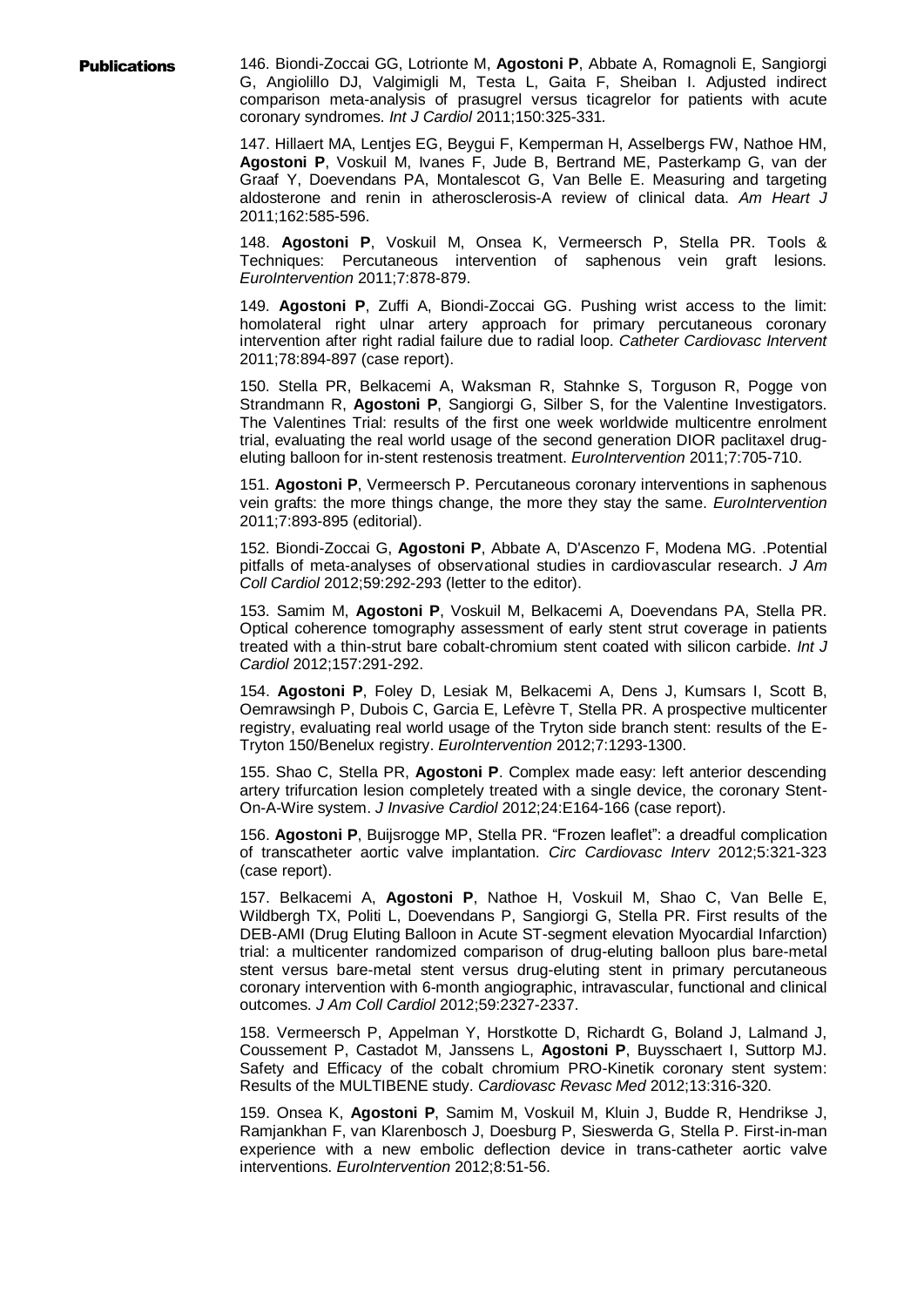**Publications**

146. Biondi-Zoccai GG, Lotrionte M, **Agostoni P**, Abbate A, Romagnoli E, Sangiorgi G, Angiolillo DJ, Valgimigli M, Testa L, Gaita F, Sheiban I. Adjusted indirect comparison meta-analysis of prasugrel versus ticagrelor for patients with acute coronary syndromes. *Int J Cardiol* 2011;150:325-331.

147. Hillaert MA, Lentjes EG, Beygui F, Kemperman H, Asselbergs FW, Nathoe HM, **Agostoni P**, Voskuil M, Ivanes F, Jude B, Bertrand ME, Pasterkamp G, van der Graaf Y, Doevendans PA, Montalescot G, Van Belle E. Measuring and targeting aldosterone and renin in atherosclerosis-A review of clinical data. *Am Heart J* 2011;162:585-596.

148. **Agostoni P**, Voskuil M, Onsea K, Vermeersch P, Stella PR. Tools & Techniques: Percutaneous intervention of saphenous vein graft lesions. *EuroIntervention* 2011;7:878-879.

149. **Agostoni P**, Zuffi A, Biondi-Zoccai GG. Pushing wrist access to the limit: homolateral right ulnar artery approach for primary percutaneous coronary intervention after right radial failure due to radial loop. *Catheter Cardiovasc Intervent* 2011;78:894-897 (case report).

150. Stella PR, Belkacemi A, Waksman R, Stahnke S, Torguson R, Pogge von Strandmann R, **Agostoni P**, Sangiorgi G, Silber S, for the Valentine Investigators. The Valentines Trial: results of the first one week worldwide multicentre enrolment trial, evaluating the real world usage of the second generation DIOR paclitaxel drug-eluting balloon for in-stent restenosis treatment. *EuroIntervention* 2011;7:705-710.

151. **Agostoni P**, Vermeersch P. Percutaneous coronary interventions in saphenous vein grafts: the more things change, the more they stay the same. *EuroIntervention* 2011;7:893-895 (editorial).

152. Biondi-Zoccai G, **Agostoni P**, Abbate A, D'Ascenzo F, Modena MG. .Potential pitfalls of meta-analyses of observational studies in cardiovascular research. *J Am Coll Cardiol* 2012;59:292-293 (letter to the editor).

153. Samim M, **Agostoni P**, Voskuil M, Belkacemi A, Doevendans PA, Stella PR. Optical coherence tomography assessment of early stent strut coverage in patients treated with a thin-strut bare cobalt-chromium stent coated with silicon carbide. *Int J Cardiol* 2012;157:291-292.

154. **Agostoni P**, Foley D, Lesiak M, Belkacemi A, Dens J, Kumsars I, Scott B, Oemrawsingh P, Dubois C, Garcia E, Lefèvre T, Stella PR. A prospective multicenter registry, evaluating real world usage of the Tryton side branch stent: results of the E-Tryton 150/Benelux registry. *EuroIntervention* 2012;7:1293-1300.

155. Shao C, Stella PR, **Agostoni P**. Complex made easy: left anterior descending artery trifurcation lesion completely treated with a single device, the coronary Stent-On-A-Wire system. *J Invasive Cardiol* 2012;24:E164-166 (case report).

156. **Agostoni P**, Buijsrogge MP, Stella PR. "Frozen leaflet": a dreadful complication of transcatheter aortic valve implantation. *Circ Cardiovasc Interv* 2012;5:321-323 (case report).

157. Belkacemi A, **Agostoni P**, Nathoe H, Voskuil M, Shao C, Van Belle E, Wildbergh TX, Politi L, Doevendans P, Sangiorgi G, Stella PR. First results of the DEB-AMI (Drug Eluting Balloon in Acute ST-segment elevation Myocardial Infarction) trial: a multicenter randomized comparison of drug-eluting balloon plus bare-metal stent versus bare-metal stent versus drug-eluting stent in primary percutaneous coronary intervention with 6-month angiographic, intravascular, functional and clinical outcomes. *J Am Coll Cardiol* 2012;59:2327-2337.

158. Vermeersch P, Appelman Y, Horstkotte D, Richardt G, Boland J, Lalmand J, Coussement P, Castadot M, Janssens L, **Agostoni P**, Buysschaert I, Suttorp MJ. Safety and Efficacy of the cobalt chromium PRO-Kinetik coronary stent system: Results of the MULTIBENE study. *Cardiovasc Revasc Med* 2012;13:316-320.

159. Onsea K, **Agostoni P**, Samim M, Voskuil M, Kluin J, Budde R, Hendrikse J, Ramjankhan F, van Klarenbosch J, Doesburg P, Sieswerda G, Stella P. First-in-man experience with a new embolic deflection device in trans-catheter aortic valve interventions. *EuroIntervention* 2012;8:51-56.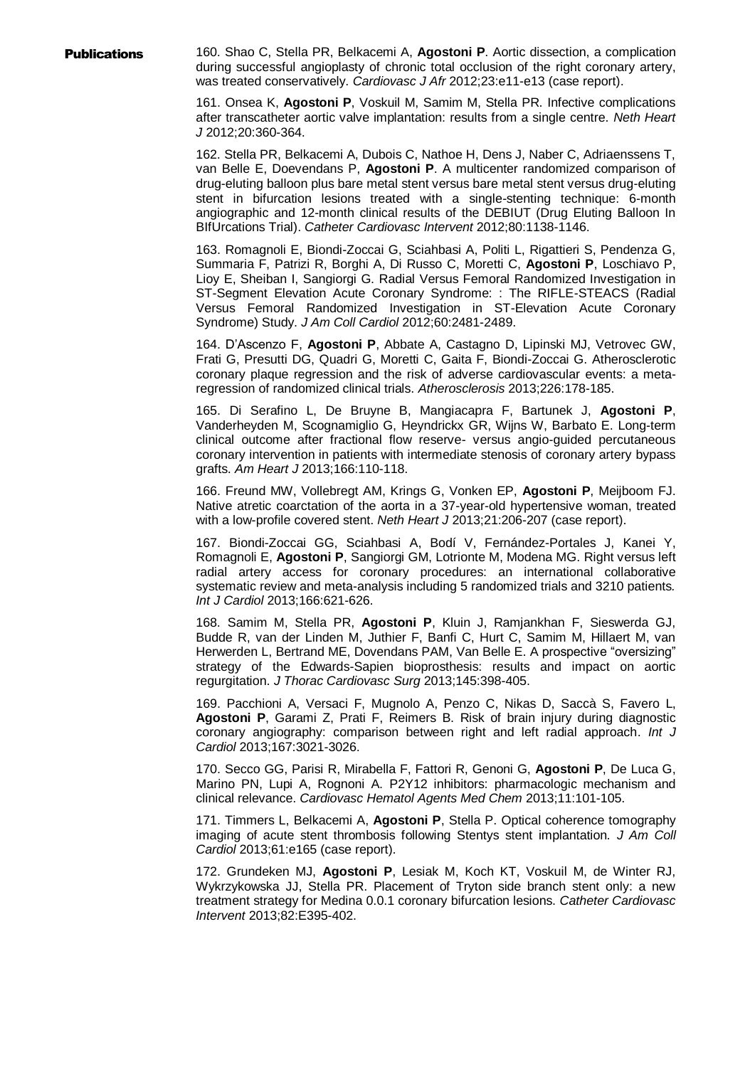**Publications**

160. Shao C, Stella PR, Belkacemi A, **Agostoni P**. Aortic dissection, a complication during successful angioplasty of chronic total occlusion of the right coronary artery, was treated conservatively. *Cardiovasc J Afr* 2012;23:e11-e13 (case report).

161. Onsea K, **Agostoni P**, Voskuil M, Samim M, Stella PR. Infective complications after transcatheter aortic valve implantation: results from a single centre. *Neth Heart J* 2012;20:360-364.

162. Stella PR, Belkacemi A, Dubois C, Nathoe H, Dens J, Naber C, Adriaenssens T, van Belle E, Doevendans P, **Agostoni P**. A multicenter randomized comparison of drug-eluting balloon plus bare metal stent versus bare metal stent versus drug-eluting stent in bifurcation lesions treated with a single-stenting technique: 6-month angiographic and 12-month clinical results of the DEBIUT (Drug Eluting Balloon In BIfUrcations Trial). *Catheter Cardiovasc Intervent* 2012;80:1138-1146.

163. Romagnoli E, Biondi-Zoccai G, Sciahbasi A, Politi L, Rigattieri S, Pendenza G, Summaria F, Patrizi R, Borghi A, Di Russo C, Moretti C, **Agostoni P**, Loschiavo P, Lioy E, Sheiban I, Sangiorgi G. Radial Versus Femoral Randomized Investigation in ST-Segment Elevation Acute Coronary Syndrome: : The RIFLE-STEACS (Radial Versus Femoral Randomized Investigation in ST-Elevation Acute Coronary Syndrome) Study. *J Am Coll Cardiol* 2012;60:2481-2489.

164. D'Ascenzo F, **Agostoni P**, Abbate A, Castagno D, Lipinski MJ, Vetrovec GW, Frati G, Presutti DG, Quadri G, Moretti C, Gaita F, Biondi-Zoccai G. Atherosclerotic coronary plaque regression and the risk of adverse cardiovascular events: a meta-regression of randomized clinical trials. *Atherosclerosis* 2013;226:178-185.

165. Di Serafino L, De Bruyne B, Mangiacapra F, Bartunek J, **Agostoni P**, Vanderheyden M, Scognamiglio G, Heyndrickx GR, Wijns W, Barbato E. Long-term clinical outcome after fractional flow reserve- versus angio-guided percutaneous coronary intervention in patients with intermediate stenosis of coronary artery bypass grafts. *Am Heart J* 2013;166:110-118.

166. Freund MW, Vollebregt AM, Krings G, Vonken EP, **Agostoni P**, Meijboom FJ. Native atretic coarctation of the aorta in a 37-year-old hypertensive woman, treated with a low-profile covered stent. *Neth Heart J* 2013;21:206-207 (case report).

167. Biondi-Zoccai GG, Sciahbasi A, Bodí V, Fernández-Portales J, Kanei Y, Romagnoli E, **Agostoni P**, Sangiorgi GM, Lotrionte M, Modena MG. Right versus left radial artery access for coronary procedures: an international collaborative systematic review and meta-analysis including 5 randomized trials and 3210 patients. *Int J Cardiol* 2013;166:621-626.

168. Samim M, Stella PR, **Agostoni P**, Kluin J, Ramjankhan F, Sieswerda GJ, Budde R, van der Linden M, Juthier F, Banfi C, Hurt C, Samim M, Hillaert M, van Herwerden L, Bertrand ME, Dovendans PAM, Van Belle E. A prospective "oversizing" strategy of the Edwards-Sapien bioprosthesis: results and impact on aortic regurgitation. *J Thorac Cardiovasc Surg* 2013;145:398-405.

169. Pacchioni A, Versaci F, Mugnolo A, Penzo C, Nikas D, Saccà S, Favero L, **Agostoni P**, Garami Z, Prati F, Reimers B. Risk of brain injury during diagnostic coronary angiography: comparison between right and left radial approach. *Int J Cardiol* 2013;167:3021-3026.

170. Secco GG, Parisi R, Mirabella F, Fattori R, Genoni G, **Agostoni P**, De Luca G, Marino PN, Lupi A, Rognoni A. P2Y12 inhibitors: pharmacologic mechanism and clinical relevance. *Cardiovasc Hematol Agents Med Chem* 2013;11:101-105.

171. Timmers L, Belkacemi A, **Agostoni P**, Stella P. Optical coherence tomography imaging of acute stent thrombosis following Stentys stent implantation. *J Am Coll Cardiol* 2013;61:e165 (case report).

172. Grundeken MJ, **Agostoni P**, Lesiak M, Koch KT, Voskuil M, de Winter RJ, Wykrzykowska JJ, Stella PR. Placement of Tryton side branch stent only: a new treatment strategy for Medina 0.0.1 coronary bifurcation lesions. *Catheter Cardiovasc Intervent* 2013;82:E395-402.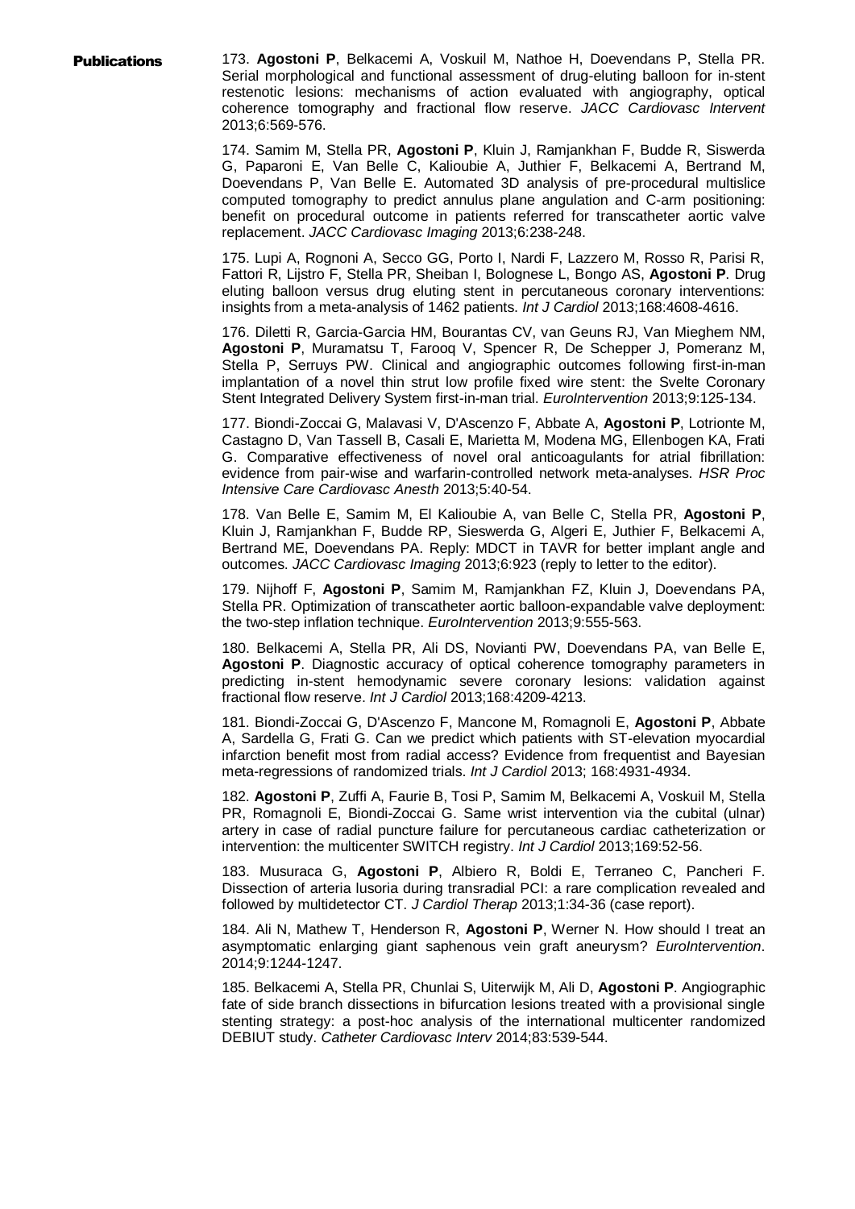**Publications**

173. **Agostoni P**, Belkacemi A, Voskuil M, Nathoe H, Doevendans P, Stella PR. Serial morphological and functional assessment of drug-eluting balloon for in-stent restenotic lesions: mechanisms of action evaluated with angiography, optical coherence tomography and fractional flow reserve. *JACC Cardiovasc Intervent* 2013;6:569-576.

174. Samim M, Stella PR, **Agostoni P**, Kluin J, Ramjankhan F, Budde R, Siswerda G, Paparoni E, Van Belle C, Kalioubie A, Juthier F, Belkacemi A, Bertrand M, Doevendans P, Van Belle E. Automated 3D analysis of pre-procedural multislice computed tomography to predict annulus plane angulation and C-arm positioning: benefit on procedural outcome in patients referred for transcatheter aortic valve replacement. *JACC Cardiovasc Imaging* 2013;6:238-248.

175. Lupi A, Rognoni A, Secco GG, Porto I, Nardi F, Lazzero M, Rosso R, Parisi R, Fattori R, Lijstro F, Stella PR, Sheiban I, Bolognese L, Bongo AS, **Agostoni P**. Drug eluting balloon versus drug eluting stent in percutaneous coronary interventions: insights from a meta-analysis of 1462 patients. *Int J Cardiol* 2013;168:4608-4616.

176. Diletti R, Garcia-Garcia HM, Bourantas CV, van Geuns RJ, Van Mieghem NM, **Agostoni P**, Muramatsu T, Farooq V, Spencer R, De Schepper J, Pomeranz M, Stella P, Serruys PW. Clinical and angiographic outcomes following first-in-man implantation of a novel thin strut low profile fixed wire stent: the Svelte Coronary Stent Integrated Delivery System first-in-man trial. *EuroIntervention* 2013;9:125-134.

177. Biondi-Zoccai G, Malavasi V, D'Ascenzo F, Abbate A, **Agostoni P**, Lotrionte M, Castagno D, Van Tassell B, Casali E, Marietta M, Modena MG, Ellenbogen KA, Frati G. Comparative effectiveness of novel oral anticoagulants for atrial fibrillation: evidence from pair-wise and warfarin-controlled network meta-analyses. *HSR Proc Intensive Care Cardiovasc Anesth* 2013;5:40-54.

178. Van Belle E, Samim M, El Kalioubie A, van Belle C, Stella PR, **Agostoni P**, Kluin J, Ramjankhan F, Budde RP, Sieswerda G, Algeri E, Juthier F, Belkacemi A, Bertrand ME, Doevendans PA. Reply: MDCT in TAVR for better implant angle and outcomes. *JACC Cardiovasc Imaging* 2013;6:923 (reply to letter to the editor).

179. Nijhoff F, **Agostoni P**, Samim M, Ramjankhan FZ, Kluin J, Doevendans PA, Stella PR. Optimization of transcatheter aortic balloon-expandable valve deployment: the two-step inflation technique. *EuroIntervention* 2013;9:555-563.

180. Belkacemi A, Stella PR, Ali DS, Novianti PW, Doevendans PA, van Belle E, **Agostoni P**. Diagnostic accuracy of optical coherence tomography parameters in predicting in-stent hemodynamic severe coronary lesions: validation against fractional flow reserve. *Int J Cardiol* 2013;168:4209-4213.

181. Biondi-Zoccai G, D'Ascenzo F, Mancone M, Romagnoli E, **Agostoni P**, Abbate A, Sardella G, Frati G. Can we predict which patients with ST-elevation myocardial infarction benefit most from radial access? Evidence from frequentist and Bayesian meta-regressions of randomized trials. *Int J Cardiol* 2013; 168:4931-4934.

182. **Agostoni P**, Zuffi A, Faurie B, Tosi P, Samim M, Belkacemi A, Voskuil M, Stella PR, Romagnoli E, Biondi-Zoccai G. Same wrist intervention via the cubital (ulnar) artery in case of radial puncture failure for percutaneous cardiac catheterization or intervention: the multicenter SWITCH registry. *Int J Cardiol* 2013;169:52-56.

183. Musuraca G, **Agostoni P**, Albiero R, Boldi E, Terraneo C, Pancheri F. Dissection of arteria lusoria during transradial PCI: a rare complication revealed and followed by multidetector CT. *J Cardiol Therap* 2013;1:34-36 (case report).

184. Ali N, Mathew T, Henderson R, **Agostoni P**, Werner N. How should I treat an asymptomatic enlarging giant saphenous vein graft aneurysm? *EuroIntervention*. 2014;9:1244-1247.

185. Belkacemi A, Stella PR, Chunlai S, Uiterwijk M, Ali D, **Agostoni P**. Angiographic fate of side branch dissections in bifurcation lesions treated with a provisional single stenting strategy: a post-hoc analysis of the international multicenter randomized DEBIUT study. *Catheter Cardiovasc Interv* 2014;83:539-544.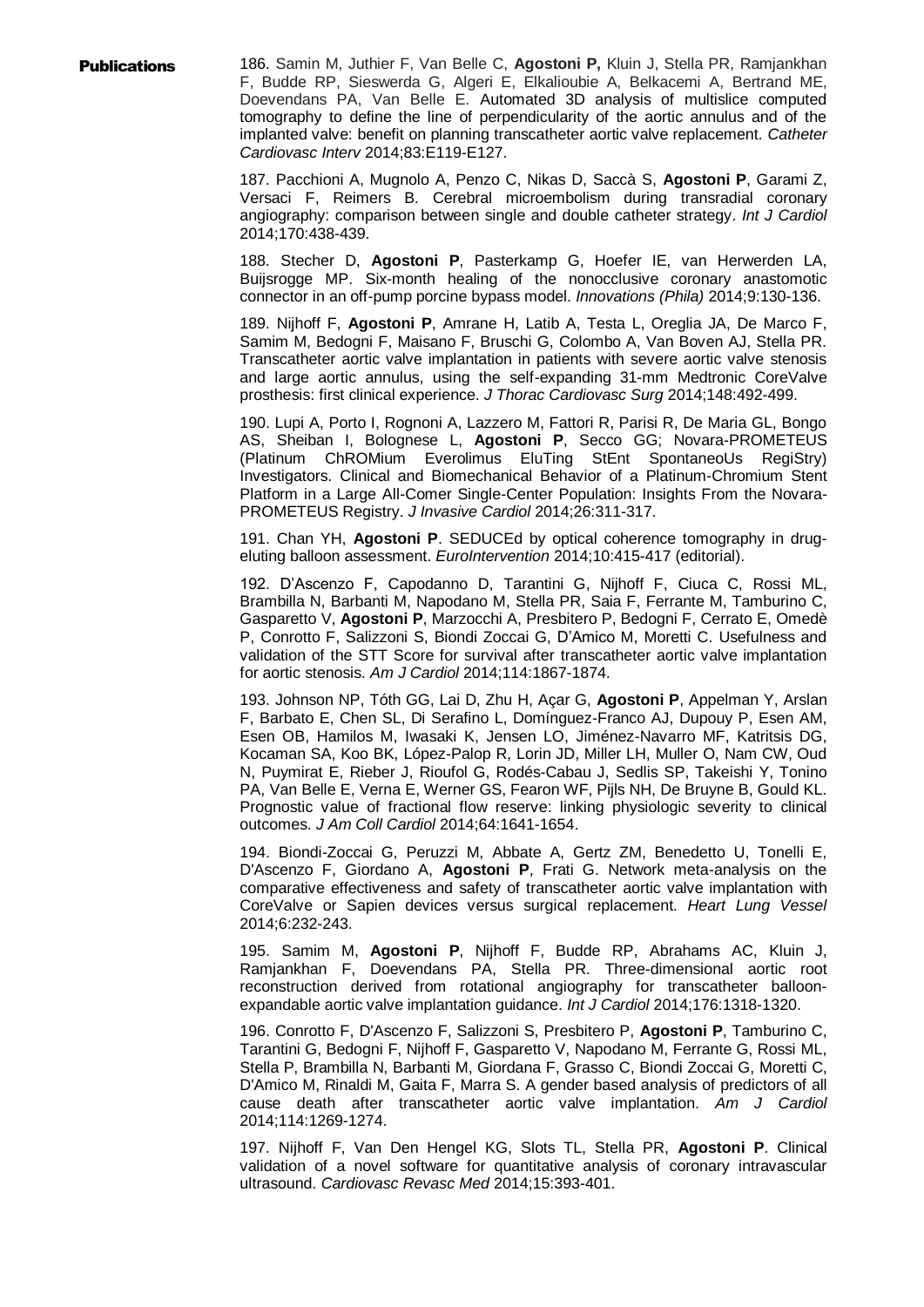**Publications**

186. Samin M, Juthier F, Van Belle C, **Agostoni P,** Kluin J, Stella PR, Ramjankhan F, Budde RP, Sieswerda G, Algeri E, Elkalioubie A, Belkacemi A, Bertrand ME, Doevendans PA, Van Belle E. Automated 3D analysis of multislice computed tomography to define the line of perpendicularity of the aortic annulus and of the implanted valve: benefit on planning transcatheter aortic valve replacement. *Catheter Cardiovasc Interv* 2014;83:E119-E127.

187. Pacchioni A, Mugnolo A, Penzo C, Nikas D, Saccà S, **Agostoni P**, Garami Z, Versaci F, Reimers B. Cerebral microembolism during transradial coronary angiography: comparison between single and double catheter strategy. *Int J Cardiol* 2014;170:438-439.

188. Stecher D, **Agostoni P**, Pasterkamp G, Hoefer IE, van Herwerden LA, Buijsrogge MP. Six-month healing of the nonocclusive coronary anastomotic connector in an off-pump porcine bypass model. *Innovations (Phila)* 2014;9:130-136.

189. Nijhoff F, **Agostoni P**, Amrane H, Latib A, Testa L, Oreglia JA, De Marco F, Samim M, Bedogni F, Maisano F, Bruschi G, Colombo A, Van Boven AJ, Stella PR. Transcatheter aortic valve implantation in patients with severe aortic valve stenosis and large aortic annulus, using the self-expanding 31-mm Medtronic CoreValve prosthesis: first clinical experience. *J Thorac Cardiovasc Surg* 2014;148:492-499.

190. Lupi A, Porto I, Rognoni A, Lazzero M, Fattori R, Parisi R, De Maria GL, Bongo AS, Sheiban I, Bolognese L, **Agostoni P**, Secco GG; Novara-PROMETEUS (Platinum ChROMium Everolimus EluTing StEnt SpontaneoUs RegiStry) Investigators. Clinical and Biomechanical Behavior of a Platinum-Chromium Stent Platform in a Large All-Comer Single-Center Population: Insights From the Novara-PROMETEUS Registry. *J Invasive Cardiol* 2014;26:311-317.

191. Chan YH, **Agostoni P**. SEDUCEd by optical coherence tomography in drug-eluting balloon assessment. *EuroIntervention* 2014;10:415-417 (editorial).

192. D'Ascenzo F, Capodanno D, Tarantini G, Nijhoff F, Ciuca C, Rossi ML, Brambilla N, Barbanti M, Napodano M, Stella PR, Saia F, Ferrante M, Tamburino C, Gasparetto V, **Agostoni P**, Marzocchi A, Presbitero P, Bedogni F, Cerrato E, Omedè P, Conrotto F, Salizzoni S, Biondi Zoccai G, D'Amico M, Moretti C. Usefulness and validation of the STT Score for survival after transcatheter aortic valve implantation for aortic stenosis. *Am J Cardiol* 2014;114:1867-1874.

193. Johnson NP, Tóth GG, Lai D, Zhu H, Açar G, **Agostoni P**, Appelman Y, Arslan F, Barbato E, Chen SL, Di Serafino L, Domínguez-Franco AJ, Dupouy P, Esen AM, Esen OB, Hamilos M, Iwasaki K, Jensen LO, Jiménez-Navarro MF, Katritsis DG, Kocaman SA, Koo BK, López-Palop R, Lorin JD, Miller LH, Muller O, Nam CW, Oud N, Puymirat E, Rieber J, Rioufol G, Rodés-Cabau J, Sedlis SP, Takeishi Y, Tonino PA, Van Belle E, Verna E, Werner GS, Fearon WF, Pijls NH, De Bruyne B, Gould KL. Prognostic value of fractional flow reserve: linking physiologic severity to clinical outcomes. *J Am Coll Cardiol* 2014;64:1641-1654.

194. Biondi-Zoccai G, Peruzzi M, Abbate A, Gertz ZM, Benedetto U, Tonelli E, D'Ascenzo F, Giordano A, **Agostoni P**, Frati G. Network meta-analysis on the comparative effectiveness and safety of transcatheter aortic valve implantation with CoreValve or Sapien devices versus surgical replacement. *Heart Lung Vessel* 2014;6:232-243.

195. Samim M, **Agostoni P**, Nijhoff F, Budde RP, Abrahams AC, Kluin J, Ramjankhan F, Doevendans PA, Stella PR. Three-dimensional aortic root reconstruction derived from rotational angiography for transcatheter balloon-expandable aortic valve implantation guidance. *Int J Cardiol* 2014;176:1318-1320.

196. Conrotto F, D'Ascenzo F, Salizzoni S, Presbitero P, **Agostoni P**, Tamburino C, Tarantini G, Bedogni F, Nijhoff F, Gasparetto V, Napodano M, Ferrante G, Rossi ML, Stella P, Brambilla N, Barbanti M, Giordana F, Grasso C, Biondi Zoccai G, Moretti C, D'Amico M, Rinaldi M, Gaita F, Marra S. A gender based analysis of predictors of all cause death after transcatheter aortic valve implantation. *Am J Cardiol* 2014;114:1269-1274.

197. Nijhoff F, Van Den Hengel KG, Slots TL, Stella PR, **Agostoni P**. Clinical validation of a novel software for quantitative analysis of coronary intravascular ultrasound. *Cardiovasc Revasc Med* 2014;15:393-401.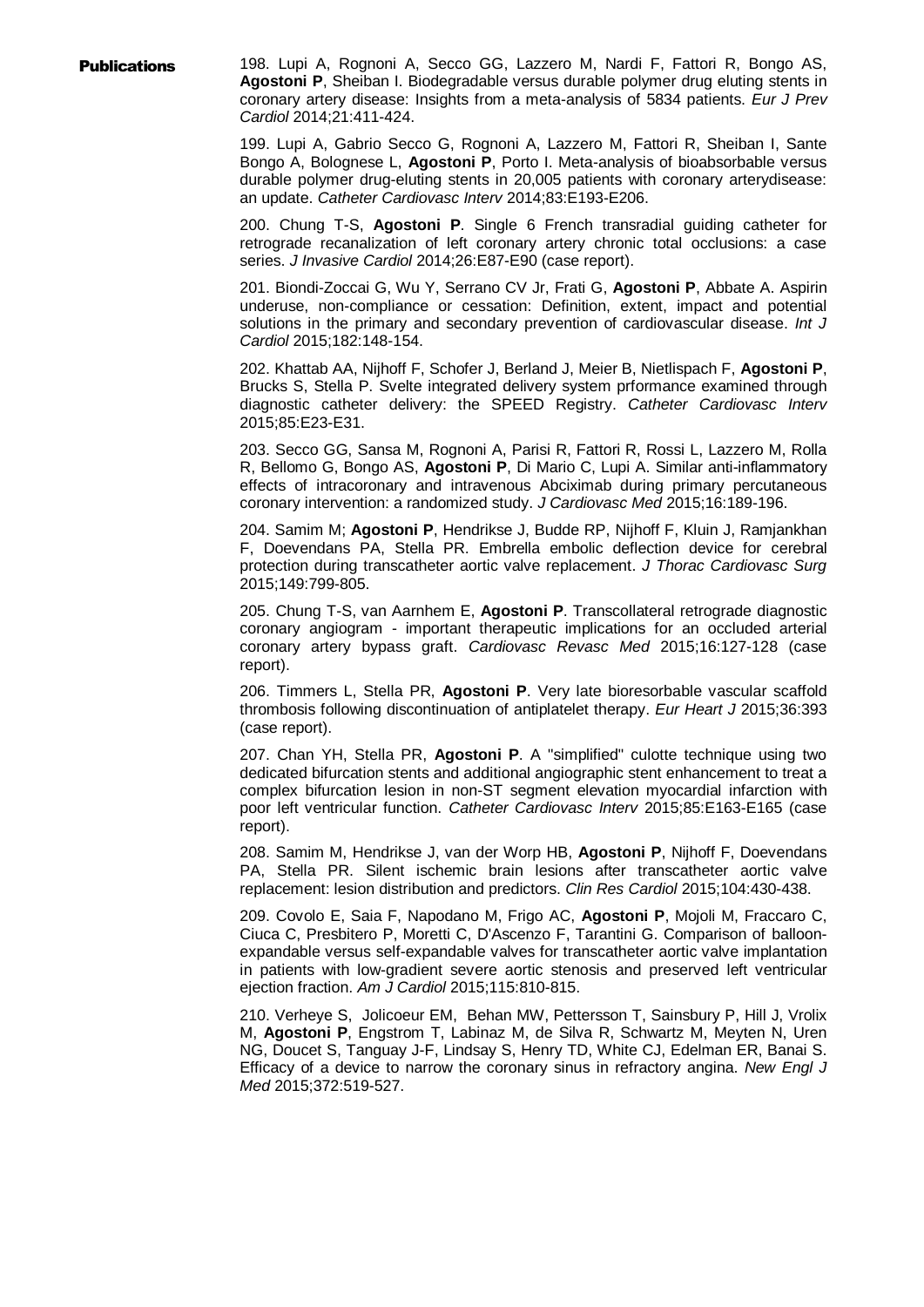**Publications**

198. Lupi A, Rognoni A, Secco GG, Lazzero M, Nardi F, Fattori R, Bongo AS, **Agostoni P**, Sheiban I. Biodegradable versus durable polymer drug eluting stents in coronary artery disease: Insights from a meta-analysis of 5834 patients. *Eur J Prev Cardiol* 2014;21:411-424.

199. Lupi A, Gabrio Secco G, Rognoni A, Lazzero M, Fattori R, Sheiban I, Sante Bongo A, Bolognese L, **Agostoni P**, Porto I. Meta-analysis of bioabsorbable versus durable polymer drug-eluting stents in 20,005 patients with coronary arterydisease: an update. *Catheter Cardiovasc Interv* 2014;83:E193-E206.

200. Chung T-S, **Agostoni P**. Single 6 French transradial guiding catheter for retrograde recanalization of left coronary artery chronic total occlusions: a case series. *J Invasive Cardiol* 2014;26:E87-E90 (case report).

201. Biondi-Zoccai G, Wu Y, Serrano CV Jr, Frati G, **Agostoni P**, Abbate A. Aspirin underuse, non-compliance or cessation: Definition, extent, impact and potential solutions in the primary and secondary prevention of cardiovascular disease. *Int J Cardiol* 2015;182:148-154.

202. Khattab AA, Nijhoff F, Schofer J, Berland J, Meier B, Nietlispach F, **Agostoni P**, Brucks S, Stella P. Svelte integrated delivery system prformance examined through diagnostic catheter delivery: the SPEED Registry. *Catheter Cardiovasc Interv* 2015;85:E23-E31.

203. Secco GG, Sansa M, Rognoni A, Parisi R, Fattori R, Rossi L, Lazzero M, Rolla R, Bellomo G, Bongo AS, **Agostoni P**, Di Mario C, Lupi A. Similar anti-inflammatory effects of intracoronary and intravenous Abciximab during primary percutaneous coronary intervention: a randomized study. *J Cardiovasc Med* 2015;16:189-196.

204. Samim M; **Agostoni P**, Hendrikse J, Budde RP, Nijhoff F, Kluin J, Ramjankhan F, Doevendans PA, Stella PR. Embrella embolic deflection device for cerebral protection during transcatheter aortic valve replacement. *J Thorac Cardiovasc Surg* 2015;149:799-805.

205. Chung T-S, van Aarnhem E, **Agostoni P**. Transcollateral retrograde diagnostic coronary angiogram - important therapeutic implications for an occluded arterial coronary artery bypass graft. *Cardiovasc Revasc Med* 2015;16:127-128 (case report).

206. Timmers L, Stella PR, **Agostoni P**. Very late bioresorbable vascular scaffold thrombosis following discontinuation of antiplatelet therapy. *Eur Heart J* 2015;36:393 (case report).

207. Chan YH, Stella PR, **Agostoni P**. A "simplified" culotte technique using two dedicated bifurcation stents and additional angiographic stent enhancement to treat a complex bifurcation lesion in non-ST segment elevation myocardial infarction with poor left ventricular function. *Catheter Cardiovasc Interv* 2015;85:E163-E165 (case report).

208. Samim M, Hendrikse J, van der Worp HB, **Agostoni P**, Nijhoff F, Doevendans PA, Stella PR. Silent ischemic brain lesions after transcatheter aortic valve replacement: lesion distribution and predictors. *Clin Res Cardiol* 2015;104:430-438.

209. Covolo E, Saia F, Napodano M, Frigo AC, **Agostoni P**, Mojoli M, Fraccaro C, Ciuca C, Presbitero P, Moretti C, D'Ascenzo F, Tarantini G. Comparison of balloon-expandable versus self-expandable valves for transcatheter aortic valve implantation in patients with low-gradient severe aortic stenosis and preserved left ventricular ejection fraction. *Am J Cardiol* 2015;115:810-815.

210. Verheye S, Jolicoeur EM, Behan MW, Pettersson T, Sainsbury P, Hill J, Vrolix M, **Agostoni P**, Engstrom T, Labinaz M, de Silva R, Schwartz M, Meyten N, Uren NG, Doucet S, Tanguay J-F, Lindsay S, Henry TD, White CJ, Edelman ER, Banai S. Efficacy of a device to narrow the coronary sinus in refractory angina. *New Engl J Med* 2015;372:519-527.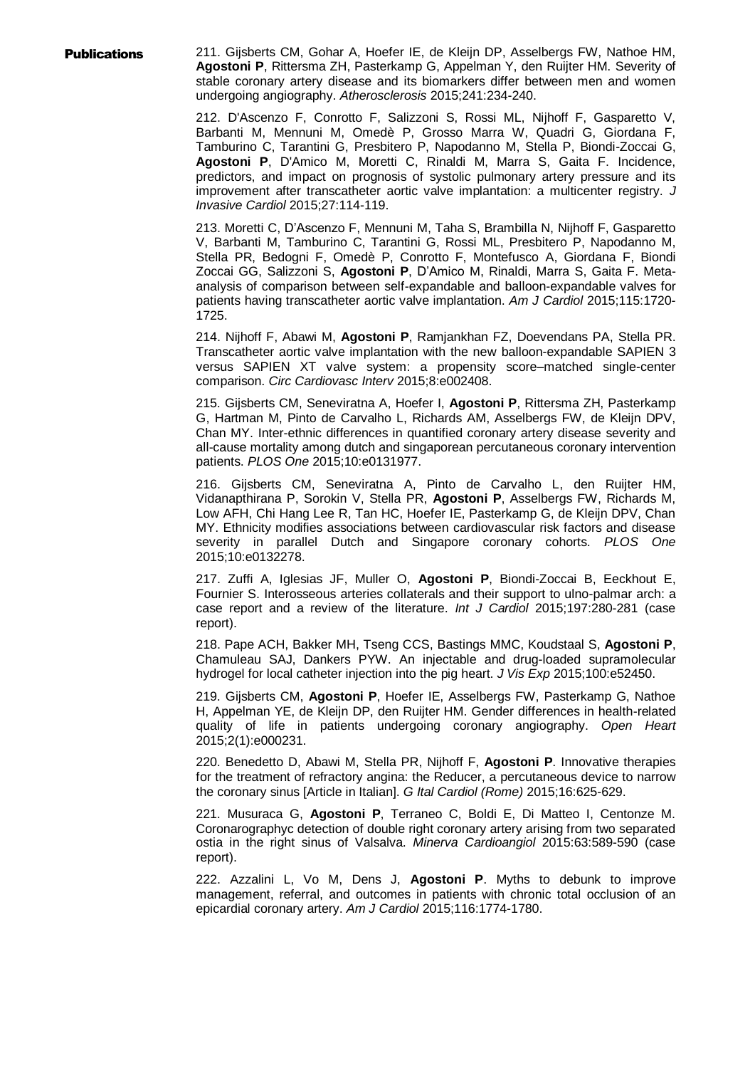**Publications**

211. Gijsberts CM, Gohar A, Hoefer IE, de Kleijn DP, Asselbergs FW, Nathoe HM, **Agostoni P**, Rittersma ZH, Pasterkamp G, Appelman Y, den Ruijter HM. Severity of stable coronary artery disease and its biomarkers differ between men and women undergoing angiography. *Atherosclerosis* 2015;241:234-240.

212. D'Ascenzo F, Conrotto F, Salizzoni S, Rossi ML, Nijhoff F, Gasparetto V, Barbanti M, Mennuni M, Omedè P, Grosso Marra W, Quadri G, Giordana F, Tamburino C, Tarantini G, Presbitero P, Napodanno M, Stella P, Biondi-Zoccai G, **Agostoni P**, D'Amico M, Moretti C, Rinaldi M, Marra S, Gaita F. Incidence, predictors, and impact on prognosis of systolic pulmonary artery pressure and its improvement after transcatheter aortic valve implantation: a multicenter registry. *J Invasive Cardiol* 2015;27:114-119.

213. Moretti C, D'Ascenzo F, Mennuni M, Taha S, Brambilla N, Nijhoff F, Gasparetto V, Barbanti M, Tamburino C, Tarantini G, Rossi ML, Presbitero P, Napodanno M, Stella PR, Bedogni F, Omedè P, Conrotto F, Montefusco A, Giordana F, Biondi Zoccai GG, Salizzoni S, **Agostoni P**, D'Amico M, Rinaldi, Marra S, Gaita F. Meta-analysis of comparison between self-expandable and balloon-expandable valves for patients having transcatheter aortic valve implantation. *Am J Cardiol* 2015;115:1720-1725.

214. Nijhoff F, Abawi M, **Agostoni P**, Ramjankhan FZ, Doevendans PA, Stella PR. Transcatheter aortic valve implantation with the new balloon-expandable SAPIEN 3 versus SAPIEN XT valve system: a propensity score–matched single-center comparison. *Circ Cardiovasc Interv* 2015;8:e002408.

215. Gijsberts CM, Seneviratna A, Hoefer I, **Agostoni P**, Rittersma ZH, Pasterkamp G, Hartman M, Pinto de Carvalho L, Richards AM, Asselbergs FW, de Kleijn DPV, Chan MY. Inter-ethnic differences in quantified coronary artery disease severity and all-cause mortality among dutch and singaporean percutaneous coronary intervention patients. *PLOS One* 2015;10:e0131977.

216. Gijsberts CM, Seneviratna A, Pinto de Carvalho L, den Ruijter HM, Vidanapthirana P, Sorokin V, Stella PR, **Agostoni P**, Asselbergs FW, Richards M, Low AFH, Chi Hang Lee R, Tan HC, Hoefer IE, Pasterkamp G, de Kleijn DPV, Chan MY. Ethnicity modifies associations between cardiovascular risk factors and disease severity in parallel Dutch and Singapore coronary cohorts. *PLOS One* 2015;10:e0132278.

217. Zuffi A, Iglesias JF, Muller O, **Agostoni P**, Biondi-Zoccai B, Eeckhout E, Fournier S. Interosseous arteries collaterals and their support to ulno-palmar arch: a case report and a review of the literature. *Int J Cardiol* 2015;197:280-281 (case report).

218. Pape ACH, Bakker MH, Tseng CCS, Bastings MMC, Koudstaal S, **Agostoni P**, Chamuleau SAJ, Dankers PYW. An injectable and drug-loaded supramolecular hydrogel for local catheter injection into the pig heart. *J Vis Exp* 2015;100:e52450.

219. Gijsberts CM, **Agostoni P**, Hoefer IE, Asselbergs FW, Pasterkamp G, Nathoe H, Appelman YE, de Kleijn DP, den Ruijter HM. Gender differences in health-related quality of life in patients undergoing coronary angiography. *Open Heart* 2015;2(1):e000231.

220. Benedetto D, Abawi M, Stella PR, Nijhoff F, **Agostoni P**. Innovative therapies for the treatment of refractory angina: the Reducer, a percutaneous device to narrow the coronary sinus [Article in Italian]. *G Ital Cardiol (Rome)* 2015;16:625-629.

221. Musuraca G, **Agostoni P**, Terraneo C, Boldi E, Di Matteo I, Centonze M. Coronarographyc detection of double right coronary artery arising from two separated ostia in the right sinus of Valsalva. *Minerva Cardioangiol* 2015:63:589-590 (case report).

222. Azzalini L, Vo M, Dens J, **Agostoni P**. Myths to debunk to improve management, referral, and outcomes in patients with chronic total occlusion of an epicardial coronary artery. *Am J Cardiol* 2015;116:1774-1780.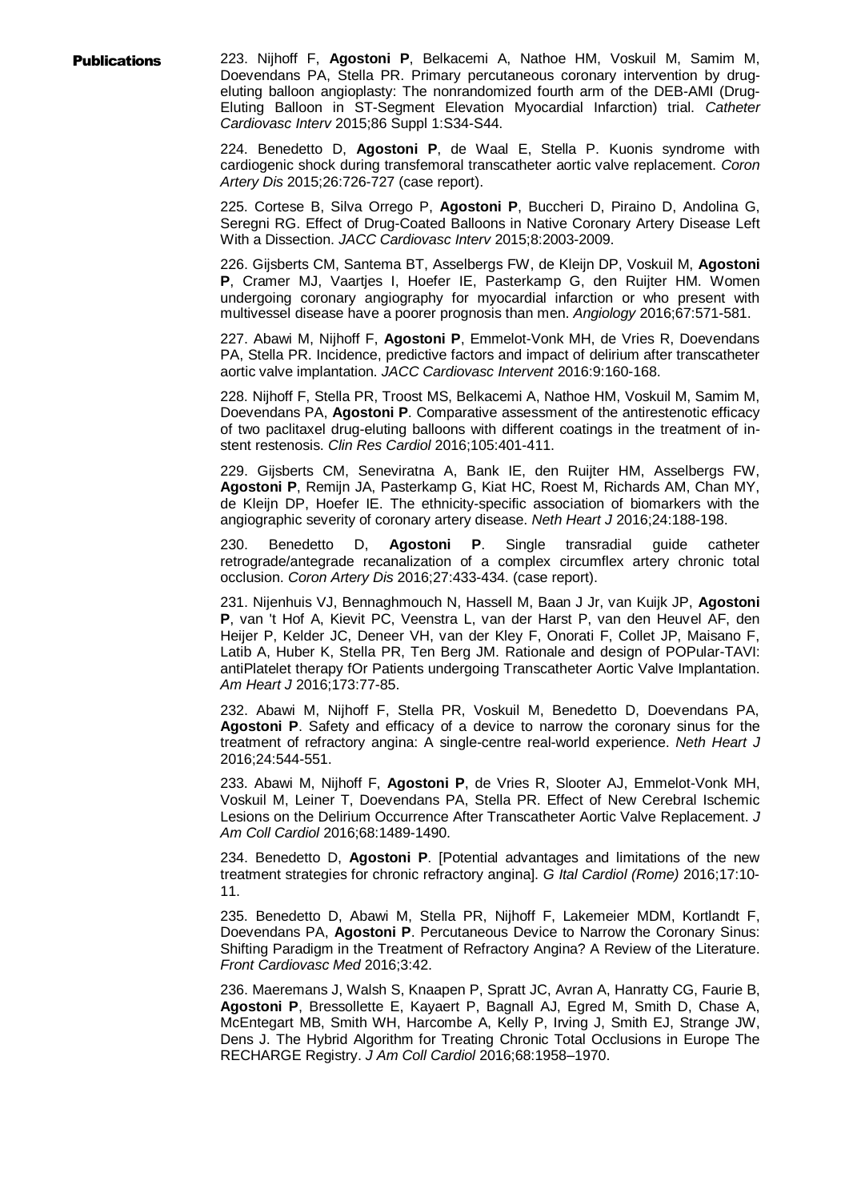**Publications**

223. Nijhoff F, **Agostoni P**, Belkacemi A, Nathoe HM, Voskuil M, Samim M, Doevendans PA, Stella PR. Primary percutaneous coronary intervention by drug-eluting balloon angioplasty: The nonrandomized fourth arm of the DEB-AMI (Drug-Eluting Balloon in ST-Segment Elevation Myocardial Infarction) trial. *Catheter Cardiovasc Interv* 2015;86 Suppl 1:S34-S44.

224. Benedetto D, **Agostoni P**, de Waal E, Stella P. Kuonis syndrome with cardiogenic shock during transfemoral transcatheter aortic valve replacement. *Coron Artery Dis* 2015;26:726-727 (case report).

225. Cortese B, Silva Orrego P, **Agostoni P**, Buccheri D, Piraino D, Andolina G, Seregni RG. Effect of Drug-Coated Balloons in Native Coronary Artery Disease Left With a Dissection. *JACC Cardiovasc Interv* 2015;8:2003-2009.

226. Gijsberts CM, Santema BT, Asselbergs FW, de Kleijn DP, Voskuil M, **Agostoni P**, Cramer MJ, Vaartjes I, Hoefer IE, Pasterkamp G, den Ruijter HM. Women undergoing coronary angiography for myocardial infarction or who present with multivessel disease have a poorer prognosis than men. *Angiology* 2016;67:571-581.

227. Abawi M, Nijhoff F, **Agostoni P**, Emmelot-Vonk MH, de Vries R, Doevendans PA, Stella PR. Incidence, predictive factors and impact of delirium after transcatheter aortic valve implantation. *JACC Cardiovasc Intervent* 2016:9:160-168.

228. Nijhoff F, Stella PR, Troost MS, Belkacemi A, Nathoe HM, Voskuil M, Samim M, Doevendans PA, **Agostoni P**. Comparative assessment of the antirestenotic efficacy of two paclitaxel drug-eluting balloons with different coatings in the treatment of in-stent restenosis. *Clin Res Cardiol* 2016;105:401-411.

229. Gijsberts CM, Seneviratna A, Bank IE, den Ruijter HM, Asselbergs FW, **Agostoni P**, Remijn JA, Pasterkamp G, Kiat HC, Roest M, Richards AM, Chan MY, de Kleijn DP, Hoefer IE. The ethnicity-specific association of biomarkers with the angiographic severity of coronary artery disease. *Neth Heart J* 2016;24:188-198.

230. Benedetto D, **Agostoni P**. Single transradial guide catheter retrograde/antegrade recanalization of a complex circumflex artery chronic total occlusion. *Coron Artery Dis* 2016;27:433-434. (case report).

231. Nijenhuis VJ, Bennaghmouch N, Hassell M, Baan J Jr, van Kuijk JP, **Agostoni P**, van 't Hof A, Kievit PC, Veenstra L, van der Harst P, van den Heuvel AF, den Heijer P, Kelder JC, Deneer VH, van der Kley F, Onorati F, Collet JP, Maisano F, Latib A, Huber K, Stella PR, Ten Berg JM. Rationale and design of POPular-TAVI: antiPlatelet therapy fOr Patients undergoing Transcatheter Aortic Valve Implantation. *Am Heart J* 2016;173:77-85.

232. Abawi M, Nijhoff F, Stella PR, Voskuil M, Benedetto D, Doevendans PA, **Agostoni P**. Safety and efficacy of a device to narrow the coronary sinus for the treatment of refractory angina: A single-centre real-world experience. *Neth Heart J* 2016;24:544-551.

233. Abawi M, Nijhoff F, **Agostoni P**, de Vries R, Slooter AJ, Emmelot-Vonk MH, Voskuil M, Leiner T, Doevendans PA, Stella PR. Effect of New Cerebral Ischemic Lesions on the Delirium Occurrence After Transcatheter Aortic Valve Replacement. *J Am Coll Cardiol* 2016;68:1489-1490.

234. Benedetto D, **Agostoni P**. [Potential advantages and limitations of the new treatment strategies for chronic refractory angina]. *G Ital Cardiol (Rome)* 2016;17:10-11.

235. Benedetto D, Abawi M, Stella PR, Nijhoff F, Lakemeier MDM, Kortlandt F, Doevendans PA, **Agostoni P**. Percutaneous Device to Narrow the Coronary Sinus: Shifting Paradigm in the Treatment of Refractory Angina? A Review of the Literature. *Front Cardiovasc Med* 2016;3:42.

236. Maeremans J, Walsh S, Knaapen P, Spratt JC, Avran A, Hanratty CG, Faurie B, **Agostoni P**, Bressollette E, Kayaert P, Bagnall AJ, Egred M, Smith D, Chase A, McEntegart MB, Smith WH, Harcombe A, Kelly P, Irving J, Smith EJ, Strange JW, Dens J. The Hybrid Algorithm for Treating Chronic Total Occlusions in Europe The RECHARGE Registry. *J Am Coll Cardiol* 2016;68:1958–1970.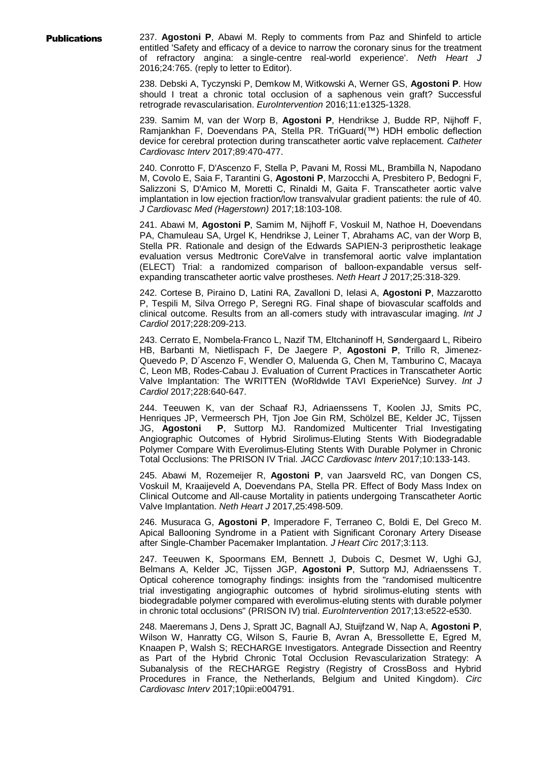**Publications**

237. **Agostoni P**, Abawi M. Reply to comments from Paz and Shinfeld to article entitled 'Safety and efficacy of a device to narrow the coronary sinus for the treatment of refractory angina: a single-centre real-world experience'. *Neth Heart J* 2016;24:765. (reply to letter to Editor).

238. Debski A, Tyczynski P, Demkow M, Witkowski A, Werner GS, **Agostoni P**. How should I treat a chronic total occlusion of a saphenous vein graft? Successful retrograde revascularisation. *EuroIntervention* 2016;11:e1325-1328.

239. Samim M, van der Worp B, **Agostoni P**, Hendrikse J, Budde RP, Nijhoff F, Ramjankhan F, Doevendans PA, Stella PR. TriGuard(™) HDH embolic deflection device for cerebral protection during transcatheter aortic valve replacement. *Catheter Cardiovasc Interv* 2017;89:470-477.

240. Conrotto F, D'Ascenzo F, Stella P, Pavani M, Rossi ML, Brambilla N, Napodano M, Covolo E, Saia F, Tarantini G, **Agostoni P**, Marzocchi A, Presbitero P, Bedogni F, Salizzoni S, D'Amico M, Moretti C, Rinaldi M, Gaita F. Transcatheter aortic valve implantation in low ejection fraction/low transvalvular gradient patients: the rule of 40. *J Cardiovasc Med (Hagerstown)* 2017;18:103-108.

241. Abawi M, **Agostoni P**, Samim M, Nijhoff F, Voskuil M, Nathoe H, Doevendans PA, Chamuleau SA, Urgel K, Hendrikse J, Leiner T, Abrahams AC, van der Worp B, Stella PR. Rationale and design of the Edwards SAPIEN-3 periprosthetic leakage evaluation versus Medtronic CoreValve in transfemoral aortic valve implantation (ELECT) Trial: a randomized comparison of balloon-expandable versus self-expanding transcatheter aortic valve prostheses. *Neth Heart J* 2017;25:318-329.

242. Cortese B, Piraino D, Latini RA, Zavalloni D, Ielasi A, **Agostoni P**, Mazzarotto P, Tespili M, Silva Orrego P, Seregni RG. Final shape of biovascular scaffolds and clinical outcome. Results from an all-comers study with intravascular imaging. *Int J Cardiol* 2017;228:209-213.

243. Cerrato E, Nombela-Franco L, Nazif TM, Eltchaninoff H, Søndergaard L, Ribeiro HB, Barbanti M, Nietlispach F, De Jaegere P, **Agostoni P**, Trillo R, Jimenez-Quevedo P, D´Ascenzo F, Wendler O, Maluenda G, Chen M, Tamburino C, Macaya C, Leon MB, Rodes-Cabau J. Evaluation of Current Practices in Transcatheter Aortic Valve Implantation: The WRITTEN (WoRldwIde TAVI ExperieNce) Survey. *Int J Cardiol* 2017;228:640-647.

244. Teeuwen K, van der Schaaf RJ, Adriaenssens T, Koolen JJ, Smits PC, Henriques JP, Vermeersch PH, Tjon Joe Gin RM, Schölzel BE, Kelder JC, Tijssen JG, **Agostoni P**, Suttorp MJ. Randomized Multicenter Trial Investigating Angiographic Outcomes of Hybrid Sirolimus-Eluting Stents With Biodegradable Polymer Compare With Everolimus-Eluting Stents With Durable Polymer in Chronic Total Occlusions: The PRISON IV Trial. *JACC Cardiovasc Interv* 2017;10:133-143.

245. Abawi M, Rozemeijer R, **Agostoni P**, van Jaarsveld RC, van Dongen CS, Voskuil M, Kraaijeveld A, Doevendans PA, Stella PR. Effect of Body Mass Index on Clinical Outcome and All-cause Mortality in patients undergoing Transcatheter Aortic Valve Implantation. *Neth Heart J* 2017,25:498-509.

246. Musuraca G, **Agostoni P**, Imperadore F, Terraneo C, Boldi E, Del Greco M. Apical Ballooning Syndrome in a Patient with Significant Coronary Artery Disease after Single-Chamber Pacemaker Implantation. *J Heart Circ* 2017;3:113.

247. Teeuwen K, Spoormans EM, Bennett J, Dubois C, Desmet W, Ughi GJ, Belmans A, Kelder JC, Tijssen JGP, **Agostoni P**, Suttorp MJ, Adriaenssens T. Optical coherence tomography findings: insights from the "randomised multicentre trial investigating angiographic outcomes of hybrid sirolimus-eluting stents with biodegradable polymer compared with everolimus-eluting stents with durable polymer in chronic total occlusions" (PRISON IV) trial. *EuroIntervention* 2017;13:e522-e530.

248. Maeremans J, Dens J, Spratt JC, Bagnall AJ, Stuijfzand W, Nap A, **Agostoni P**, Wilson W, Hanratty CG, Wilson S, Faurie B, Avran A, Bressollette E, Egred M, Knaapen P, Walsh S; RECHARGE Investigators. Antegrade Dissection and Reentry as Part of the Hybrid Chronic Total Occlusion Revascularization Strategy: A Subanalysis of the RECHARGE Registry (Registry of CrossBoss and Hybrid Procedures in France, the Netherlands, Belgium and United Kingdom). *Circ Cardiovasc Interv* 2017;10pii:e004791.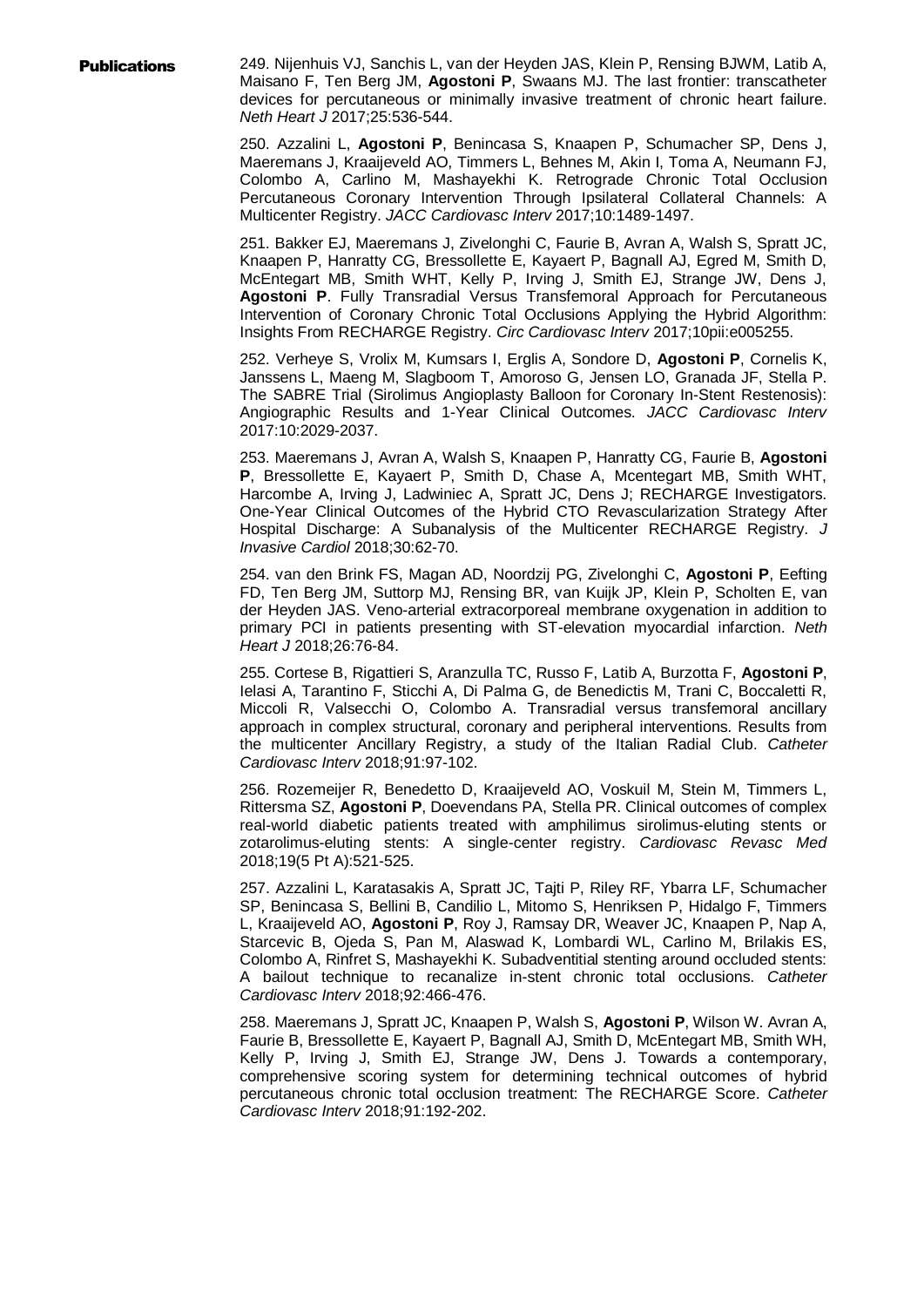**Publications**

249. Nijenhuis VJ, Sanchis L, van der Heyden JAS, Klein P, Rensing BJWM, Latib A, Maisano F, Ten Berg JM, **Agostoni P**, Swaans MJ. The last frontier: transcatheter devices for percutaneous or minimally invasive treatment of chronic heart failure. *Neth Heart J* 2017;25:536-544.

250. Azzalini L, **Agostoni P**, Benincasa S, Knaapen P, Schumacher SP, Dens J, Maeremans J, Kraaijeveld AO, Timmers L, Behnes M, Akin I, Toma A, Neumann FJ, Colombo A, Carlino M, Mashayekhi K. Retrograde Chronic Total Occlusion Percutaneous Coronary Intervention Through Ipsilateral Collateral Channels: A Multicenter Registry. *JACC Cardiovasc Interv* 2017;10:1489-1497.

251. Bakker EJ, Maeremans J, Zivelonghi C, Faurie B, Avran A, Walsh S, Spratt JC, Knaapen P, Hanratty CG, Bressollette E, Kayaert P, Bagnall AJ, Egred M, Smith D, McEntegart MB, Smith WHT, Kelly P, Irving J, Smith EJ, Strange JW, Dens J, **Agostoni P**. Fully Transradial Versus Transfemoral Approach for Percutaneous Intervention of Coronary Chronic Total Occlusions Applying the Hybrid Algorithm: Insights From RECHARGE Registry. *Circ Cardiovasc Interv* 2017;10pii:e005255.

252. Verheye S, Vrolix M, Kumsars I, Erglis A, Sondore D, **Agostoni P**, Cornelis K, Janssens L, Maeng M, Slagboom T, Amoroso G, Jensen LO, Granada JF, Stella P. The SABRE Trial (Sirolimus Angioplasty Balloon for Coronary In-Stent Restenosis): Angiographic Results and 1-Year Clinical Outcomes. *JACC Cardiovasc Interv* 2017:10:2029-2037.

253. Maeremans J, Avran A, Walsh S, Knaapen P, Hanratty CG, Faurie B, **Agostoni P**, Bressollette E, Kayaert P, Smith D, Chase A, Mcentegart MB, Smith WHT, Harcombe A, Irving J, Ladwiniec A, Spratt JC, Dens J; RECHARGE Investigators. One-Year Clinical Outcomes of the Hybrid CTO Revascularization Strategy After Hospital Discharge: A Subanalysis of the Multicenter RECHARGE Registry. *J Invasive Cardiol* 2018;30:62-70.

254. van den Brink FS, Magan AD, Noordzij PG, Zivelonghi C, **Agostoni P**, Eefting FD, Ten Berg JM, Suttorp MJ, Rensing BR, van Kuijk JP, Klein P, Scholten E, van der Heyden JAS. Veno-arterial extracorporeal membrane oxygenation in addition to primary PCI in patients presenting with ST-elevation myocardial infarction. *Neth Heart J* 2018;26:76-84.

255. Cortese B, Rigattieri S, Aranzulla TC, Russo F, Latib A, Burzotta F, **Agostoni P**, Ielasi A, Tarantino F, Sticchi A, Di Palma G, de Benedictis M, Trani C, Boccaletti R, Miccoli R, Valsecchi O, Colombo A. Transradial versus transfemoral ancillary approach in complex structural, coronary and peripheral interventions. Results from the multicenter Ancillary Registry, a study of the Italian Radial Club. *Catheter Cardiovasc Interv* 2018;91:97-102.

256. Rozemeijer R, Benedetto D, Kraaijeveld AO, Voskuil M, Stein M, Timmers L, Rittersma SZ, **Agostoni P**, Doevendans PA, Stella PR. Clinical outcomes of complex real-world diabetic patients treated with amphilimus sirolimus-eluting stents or zotarolimus-eluting stents: A single-center registry. *Cardiovasc Revasc Med* 2018;19(5 Pt A):521-525.

257. Azzalini L, Karatasakis A, Spratt JC, Tajti P, Riley RF, Ybarra LF, Schumacher SP, Benincasa S, Bellini B, Candilio L, Mitomo S, Henriksen P, Hidalgo F, Timmers L, Kraaijeveld AO, **Agostoni P**, Roy J, Ramsay DR, Weaver JC, Knaapen P, Nap A, Starcevic B, Ojeda S, Pan M, Alaswad K, Lombardi WL, Carlino M, Brilakis ES, Colombo A, Rinfret S, Mashayekhi K. Subadventitial stenting around occluded stents: A bailout technique to recanalize in-stent chronic total occlusions. *Catheter Cardiovasc Interv* 2018;92:466-476.

258. Maeremans J, Spratt JC, Knaapen P, Walsh S, **Agostoni P**, Wilson W. Avran A, Faurie B, Bressollette E, Kayaert P, Bagnall AJ, Smith D, McEntegart MB, Smith WH, Kelly P, Irving J, Smith EJ, Strange JW, Dens J. Towards a contemporary, comprehensive scoring system for determining technical outcomes of hybrid percutaneous chronic total occlusion treatment: The RECHARGE Score. *Catheter Cardiovasc Interv* 2018;91:192-202.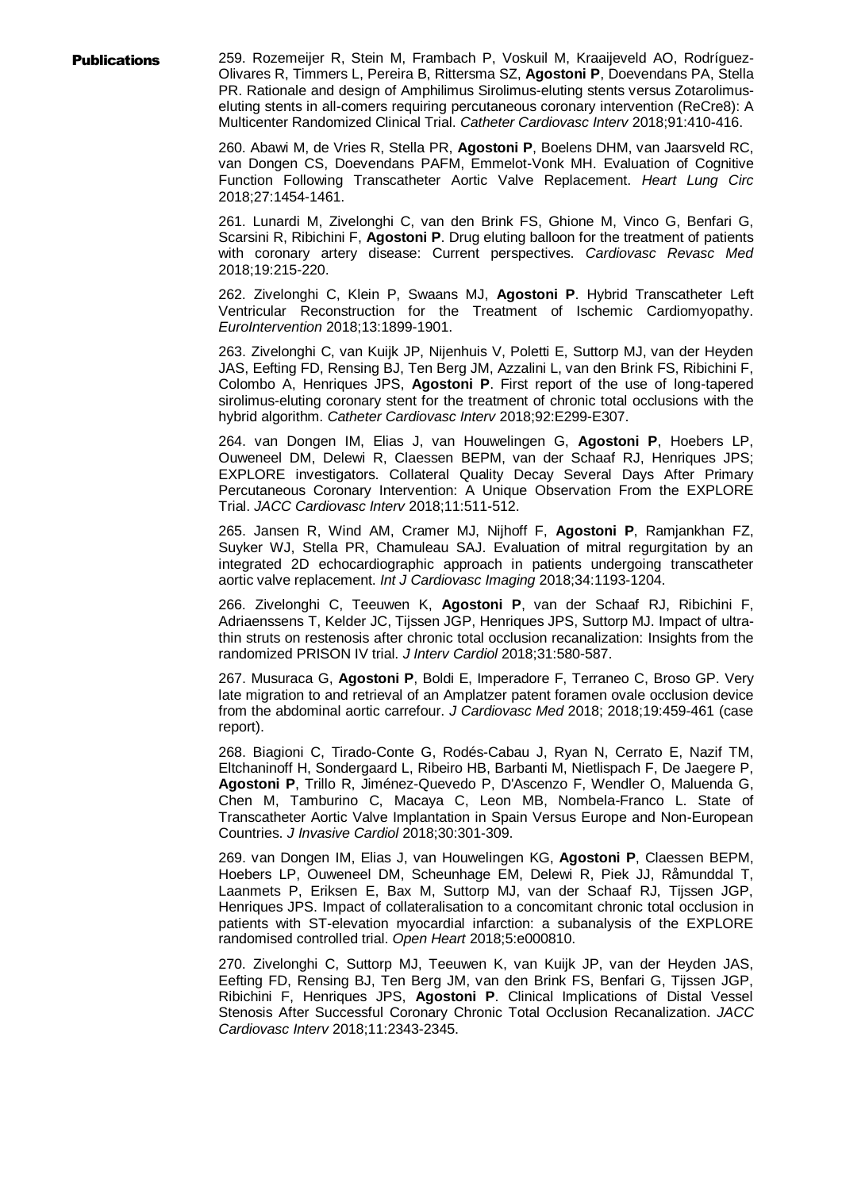**Publications**

259. Rozemeijer R, Stein M, Frambach P, Voskuil M, Kraaijeveld AO, Rodríguez-Olivares R, Timmers L, Pereira B, Rittersma SZ, **Agostoni P**, Doevendans PA, Stella PR. Rationale and design of Amphilimus Sirolimus-eluting stents versus Zotarolimus-eluting stents in all-comers requiring percutaneous coronary intervention (ReCre8): A Multicenter Randomized Clinical Trial. *Catheter Cardiovasc Interv* 2018;91:410-416.

260. Abawi M, de Vries R, Stella PR, **Agostoni P**, Boelens DHM, van Jaarsveld RC, van Dongen CS, Doevendans PAFM, Emmelot-Vonk MH. Evaluation of Cognitive Function Following Transcatheter Aortic Valve Replacement. *Heart Lung Circ* 2018;27:1454-1461.

261. Lunardi M, Zivelonghi C, van den Brink FS, Ghione M, Vinco G, Benfari G, Scarsini R, Ribichini F, **Agostoni P**. Drug eluting balloon for the treatment of patients with coronary artery disease: Current perspectives. *Cardiovasc Revasc Med* 2018;19:215-220.

262. Zivelonghi C, Klein P, Swaans MJ, **Agostoni P**. Hybrid Transcatheter Left Ventricular Reconstruction for the Treatment of Ischemic Cardiomyopathy. *EuroIntervention* 2018;13:1899-1901.

263. Zivelonghi C, van Kuijk JP, Nijenhuis V, Poletti E, Suttorp MJ, van der Heyden JAS, Eefting FD, Rensing BJ, Ten Berg JM, Azzalini L, van den Brink FS, Ribichini F, Colombo A, Henriques JPS, **Agostoni P**. First report of the use of long-tapered sirolimus-eluting coronary stent for the treatment of chronic total occlusions with the hybrid algorithm. *Catheter Cardiovasc Interv* 2018;92:E299-E307.

264. van Dongen IM, Elias J, van Houwelingen G, **Agostoni P**, Hoebers LP, Ouweneel DM, Delewi R, Claessen BEPM, van der Schaaf RJ, Henriques JPS; EXPLORE investigators. Collateral Quality Decay Several Days After Primary Percutaneous Coronary Intervention: A Unique Observation From the EXPLORE Trial. *JACC Cardiovasc Interv* 2018;11:511-512.

265. Jansen R, Wind AM, Cramer MJ, Nijhoff F, **Agostoni P**, Ramjankhan FZ, Suyker WJ, Stella PR, Chamuleau SAJ. Evaluation of mitral regurgitation by an integrated 2D echocardiographic approach in patients undergoing transcatheter aortic valve replacement. *Int J Cardiovasc Imaging* 2018;34:1193-1204.

266. Zivelonghi C, Teeuwen K, **Agostoni P**, van der Schaaf RJ, Ribichini F, Adriaenssens T, Kelder JC, Tijssen JGP, Henriques JPS, Suttorp MJ. Impact of ultra-thin struts on restenosis after chronic total occlusion recanalization: Insights from the randomized PRISON IV trial. *J Interv Cardiol* 2018;31:580-587.

267. Musuraca G, **Agostoni P**, Boldi E, Imperadore F, Terraneo C, Broso GP. Very late migration to and retrieval of an Amplatzer patent foramen ovale occlusion device from the abdominal aortic carrefour. *J Cardiovasc Med* 2018; 2018;19:459-461 (case report).

268. Biagioni C, Tirado-Conte G, Rodés-Cabau J, Ryan N, Cerrato E, Nazif TM, Eltchaninoff H, Sondergaard L, Ribeiro HB, Barbanti M, Nietlispach F, De Jaegere P, **Agostoni P**, Trillo R, Jiménez-Quevedo P, D'Ascenzo F, Wendler O, Maluenda G, Chen M, Tamburino C, Macaya C, Leon MB, Nombela-Franco L. State of Transcatheter Aortic Valve Implantation in Spain Versus Europe and Non-European Countries. *J Invasive Cardiol* 2018;30:301-309.

269. van Dongen IM, Elias J, van Houwelingen KG, **Agostoni P**, Claessen BEPM, Hoebers LP, Ouweneel DM, Scheunhage EM, Delewi R, Piek JJ, Råmunddal T, Laanmets P, Eriksen E, Bax M, Suttorp MJ, van der Schaaf RJ, Tijssen JGP, Henriques JPS. Impact of collateralisation to a concomitant chronic total occlusion in patients with ST-elevation myocardial infarction: a subanalysis of the EXPLORE randomised controlled trial. *Open Heart* 2018;5:e000810.

270. Zivelonghi C, Suttorp MJ, Teeuwen K, van Kuijk JP, van der Heyden JAS, Eefting FD, Rensing BJ, Ten Berg JM, van den Brink FS, Benfari G, Tijssen JGP, Ribichini F, Henriques JPS, **Agostoni P**. Clinical Implications of Distal Vessel Stenosis After Successful Coronary Chronic Total Occlusion Recanalization. *JACC Cardiovasc Interv* 2018;11:2343-2345.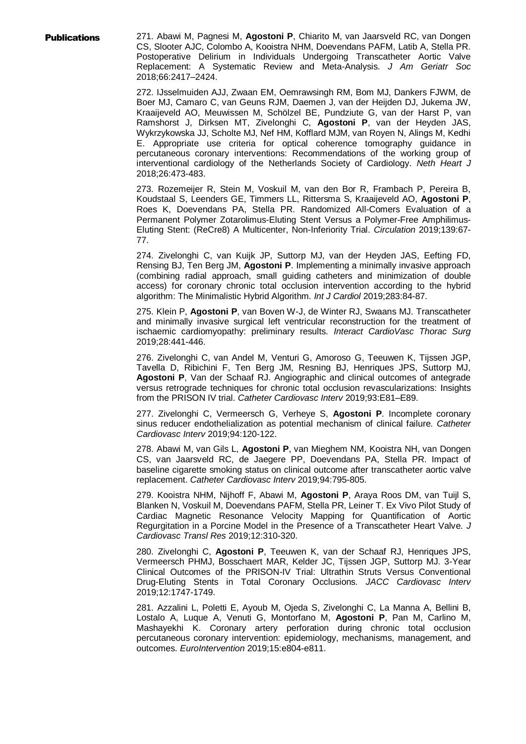**Publications**

271. Abawi M, Pagnesi M, **Agostoni P**, Chiarito M, van Jaarsveld RC, van Dongen CS, Slooter AJC, Colombo A, Kooistra NHM, Doevendans PAFM, Latib A, Stella PR. Postoperative Delirium in Individuals Undergoing Transcatheter Aortic Valve Replacement: A Systematic Review and Meta-Analysis. *J Am Geriatr Soc* 2018;66:2417–2424.

272. IJsselmuiden AJJ, Zwaan EM, Oemrawsingh RM, Bom MJ, Dankers FJWM, de Boer MJ, Camaro C, van Geuns RJM, Daemen J, van der Heijden DJ, Jukema JW, Kraaijeveld AO, Meuwissen M, Schölzel BE, Pundziute G, van der Harst P, van Ramshorst J, Dirksen MT, Zivelonghi C, **Agostoni P**, van der Heyden JAS, Wykrzykowska JJ, Scholte MJ, Nef HM, Kofflard MJM, van Royen N, Alings M, Kedhi E. Appropriate use criteria for optical coherence tomography guidance in percutaneous coronary interventions: Recommendations of the working group of interventional cardiology of the Netherlands Society of Cardiology. *Neth Heart J* 2018;26:473-483.

273. Rozemeijer R, Stein M, Voskuil M, van den Bor R, Frambach P, Pereira B, Koudstaal S, Leenders GE, Timmers LL, Rittersma S, Kraaijeveld AO, **Agostoni P**, Roes K, Doevendans PA, Stella PR. Randomized All-Comers Evaluation of a Permanent Polymer Zotarolimus-Eluting Stent Versus a Polymer-Free Amphilimus-Eluting Stent: (ReCre8) A Multicenter, Non-Inferiority Trial. *Circulation* 2019;139:67-77.

274. Zivelonghi C, van Kuijk JP, Suttorp MJ, van der Heyden JAS, Eefting FD, Rensing BJ, Ten Berg JM, **Agostoni P**. Implementing a minimally invasive approach (combining radial approach, small guiding catheters and minimization of double access) for coronary chronic total occlusion intervention according to the hybrid algorithm: The Minimalistic Hybrid Algorithm. *Int J Cardiol* 2019;283:84-87.

275. Klein P, **Agostoni P**, van Boven W-J, de Winter RJ, Swaans MJ. Transcatheter and minimally invasive surgical left ventricular reconstruction for the treatment of ischaemic cardiomyopathy: preliminary results. *Interact CardioVasc Thorac Surg* 2019;28:441-446.

276. Zivelonghi C, van Andel M, Venturi G, Amoroso G, Teeuwen K, Tijssen JGP, Tavella D, Ribichini F, Ten Berg JM, Resning BJ, Henriques JPS, Suttorp MJ, **Agostoni P**, Van der Schaaf RJ. Angiographic and clinical outcomes of antegrade versus retrograde techniques for chronic total occlusion revascularizations: Insights from the PRISON IV trial. *Catheter Cardiovasc Interv* 2019;93:E81–E89.

277. Zivelonghi C, Vermeersch G, Verheye S, **Agostoni P**. Incomplete coronary sinus reducer endothelialization as potential mechanism of clinical failure. *Catheter Cardiovasc Interv* 2019;94:120-122.

278. Abawi M, van Gils L, **Agostoni P**, van Mieghem NM, Kooistra NH, van Dongen CS, van Jaarsveld RC, de Jaegere PP, Doevendans PA, Stella PR. Impact of baseline cigarette smoking status on clinical outcome after transcatheter aortic valve replacement. *Catheter Cardiovasc Interv* 2019;94:795-805.

279. Kooistra NHM, Nijhoff F, Abawi M, **Agostoni P**, Araya Roos DM, van Tuijl S, Blanken N, Voskuil M, Doevendans PAFM, Stella PR, Leiner T. Ex Vivo Pilot Study of Cardiac Magnetic Resonance Velocity Mapping for Quantification of Aortic Regurgitation in a Porcine Model in the Presence of a Transcatheter Heart Valve. *J Cardiovasc Transl Res* 2019;12:310-320.

280. Zivelonghi C, **Agostoni P**, Teeuwen K, van der Schaaf RJ, Henriques JPS, Vermeersch PHMJ, Bosschaert MAR, Kelder JC, Tijssen JGP, Suttorp MJ. 3-Year Clinical Outcomes of the PRISON-IV Trial: Ultrathin Struts Versus Conventional Drug-Eluting Stents in Total Coronary Occlusions. *JACC Cardiovasc Interv* 2019;12:1747-1749.

281. Azzalini L, Poletti E, Ayoub M, Ojeda S, Zivelonghi C, La Manna A, Bellini B, Lostalo A, Luque A, Venuti G, Montorfano M, **Agostoni P**, Pan M, Carlino M, Mashayekhi K. Coronary artery perforation during chronic total occlusion percutaneous coronary intervention: epidemiology, mechanisms, management, and outcomes. *EuroIntervention* 2019;15:e804-e811.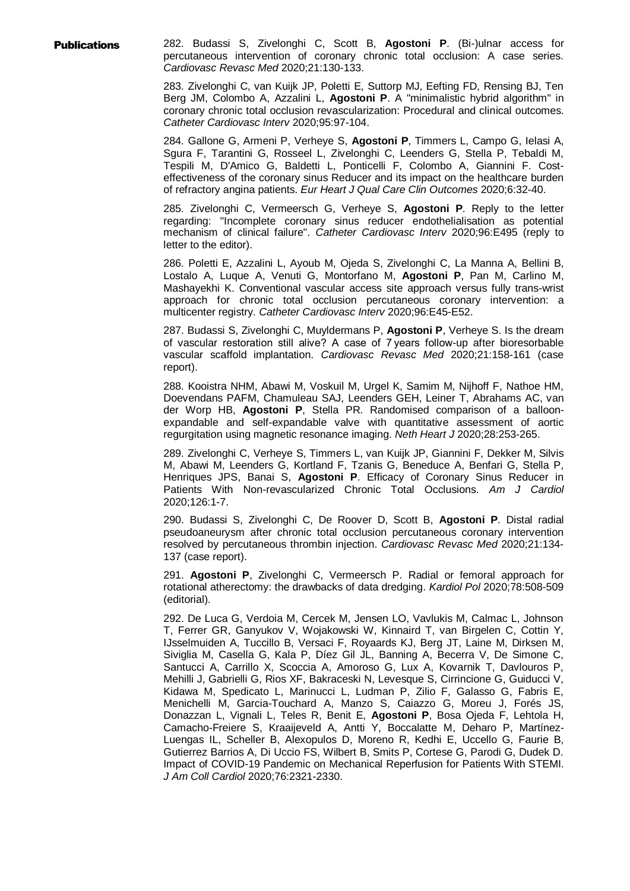**Publications**

282. Budassi S, Zivelonghi C, Scott B, **Agostoni P**. (Bi-)ulnar access for percutaneous intervention of coronary chronic total occlusion: A case series. *Cardiovasc Revasc Med* 2020;21:130-133.

283. Zivelonghi C, van Kuijk JP, Poletti E, Suttorp MJ, Eefting FD, Rensing BJ, Ten Berg JM, Colombo A, Azzalini L, **Agostoni P**. A "minimalistic hybrid algorithm" in coronary chronic total occlusion revascularization: Procedural and clinical outcomes. *Catheter Cardiovasc Interv* 2020;95:97-104.

284. Gallone G, Armeni P, Verheye S, **Agostoni P**, Timmers L, Campo G, Ielasi A, Sgura F, Tarantini G, Rosseel L, Zivelonghi C, Leenders G, Stella P, Tebaldi M, Tespili M, D'Amico G, Baldetti L, Ponticelli F, Colombo A, Giannini F. Cost-effectiveness of the coronary sinus Reducer and its impact on the healthcare burden of refractory angina patients. *Eur Heart J Qual Care Clin Outcomes* 2020;6:32-40.

285. Zivelonghi C, Vermeersch G, Verheye S, **Agostoni P**. Reply to the letter regarding: "Incomplete coronary sinus reducer endothelialisation as potential mechanism of clinical failure". *Catheter Cardiovasc Interv* 2020;96:E495 (reply to letter to the editor).

286. Poletti E, Azzalini L, Ayoub M, Ojeda S, Zivelonghi C, La Manna A, Bellini B, Lostalo A, Luque A, Venuti G, Montorfano M, **Agostoni P**, Pan M, Carlino M, Mashayekhi K. Conventional vascular access site approach versus fully trans-wrist approach for chronic total occlusion percutaneous coronary intervention: a multicenter registry. *Catheter Cardiovasc Interv* 2020;96:E45-E52.

287. Budassi S, Zivelonghi C, Muyldermans P, **Agostoni P**, Verheye S. Is the dream of vascular restoration still alive? A case of 7 years follow-up after bioresorbable vascular scaffold implantation. *Cardiovasc Revasc Med* 2020;21:158-161 (case report).

288. Kooistra NHM, Abawi M, Voskuil M, Urgel K, Samim M, Nijhoff F, Nathoe HM, Doevendans PAFM, Chamuleau SAJ, Leenders GEH, Leiner T, Abrahams AC, van der Worp HB, **Agostoni P**, Stella PR. Randomised comparison of a balloon-expandable and self-expandable valve with quantitative assessment of aortic regurgitation using magnetic resonance imaging. *Neth Heart J* 2020;28:253-265.

289. Zivelonghi C, Verheye S, Timmers L, van Kuijk JP, Giannini F, Dekker M, Silvis M, Abawi M, Leenders G, Kortland F, Tzanis G, Beneduce A, Benfari G, Stella P, Henriques JPS, Banai S, **Agostoni P**. Efficacy of Coronary Sinus Reducer in Patients With Non-revascularized Chronic Total Occlusions. *Am J Cardiol* 2020;126:1-7.

290. Budassi S, Zivelonghi C, De Roover D, Scott B, **Agostoni P**. Distal radial pseudoaneurysm after chronic total occlusion percutaneous coronary intervention resolved by percutaneous thrombin injection. *Cardiovasc Revasc Med* 2020;21:134-137 (case report).

291. **Agostoni P**, Zivelonghi C, Vermeersch P. Radial or femoral approach for rotational atherectomy: the drawbacks of data dredging. *Kardiol Pol* 2020;78:508-509 (editorial).

292. De Luca G, Verdoia M, Cercek M, Jensen LO, Vavlukis M, Calmac L, Johnson T, Ferrer GR, Ganyukov V, Wojakowski W, Kinnaird T, van Birgelen C, Cottin Y, IJsselmuiden A, Tuccillo B, Versaci F, Royaards KJ, Berg JT, Laine M, Dirksen M, Siviglia M, Casella G, Kala P, Díez Gil JL, Banning A, Becerra V, De Simone C, Santucci A, Carrillo X, Scoccia A, Amoroso G, Lux A, Kovarnik T, Davlouros P, Mehilli J, Gabrielli G, Rios XF, Bakraceski N, Levesque S, Cirrincione G, Guiducci V, Kidawa M, Specicato L, Marinucci L, Ludman P, Zilio F, Galasso G, Fabris E, Menichelli M, Garcia-Touchard A, Manzo S, Caiazzo G, Moreu J, Forés JS, Donazzan L, Vignali L, Teles R, Benit E, **Agostoni P**, Bosa Ojeda F, Lehtola H, Camacho-Freiere S, Kraaijeveld A, Antti Y, Boccalatte M, Deharo P, Martínez-Luengas IL, Scheller B, Alexopulos D, Moreno R, Kedhi E, Uccello G, Faurie B, Gutierrez Barrios A, Di Uccio FS, Wilbert B, Smits P, Cortese G, Parodi G, Dudek D. Impact of COVID-19 Pandemic on Mechanical Reperfusion for Patients With STEMI. *J Am Coll Cardiol* 2020;76:2321-2330.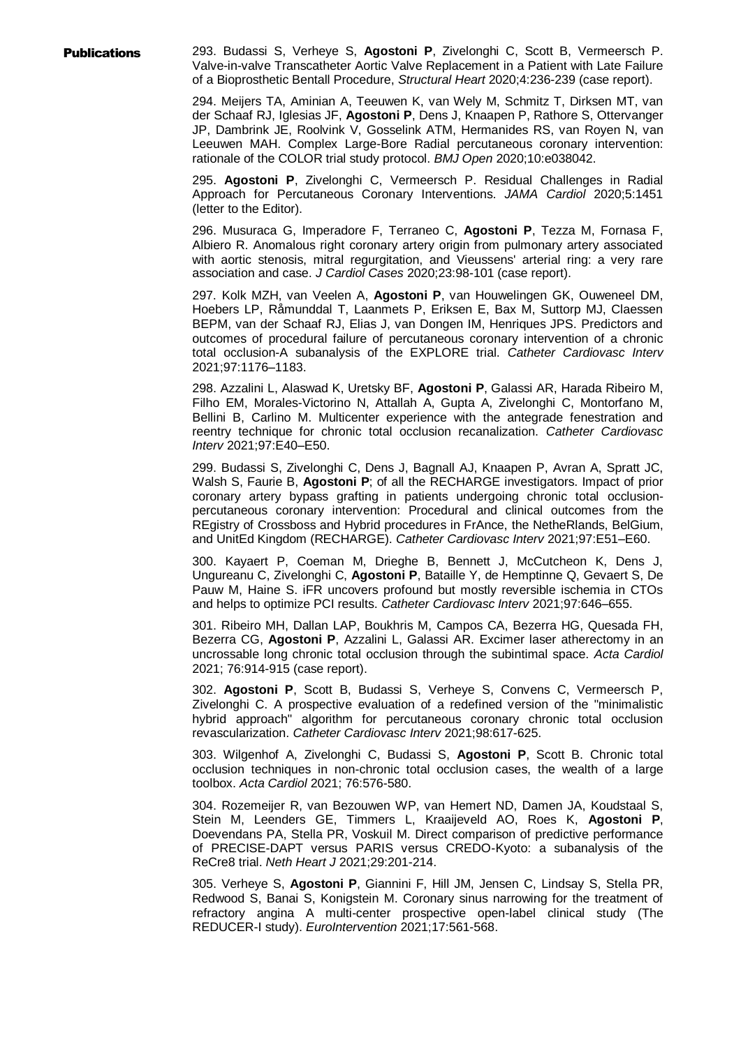**Publications**

293. Budassi S, Verheye S, **Agostoni P**, Zivelonghi C, Scott B, Vermeersch P. Valve-in-valve Transcatheter Aortic Valve Replacement in a Patient with Late Failure of a Bioprosthetic Bentall Procedure, *Structural Heart* 2020;4:236-239 (case report).

294. Meijers TA, Aminian A, Teeuwen K, van Wely M, Schmitz T, Dirksen MT, van der Schaaf RJ, Iglesias JF, **Agostoni P**, Dens J, Knaapen P, Rathore S, Ottervanger JP, Dambrink JE, Roolvink V, Gosselink ATM, Hermanides RS, van Royen N, van Leeuwen MAH. Complex Large-Bore Radial percutaneous coronary intervention: rationale of the COLOR trial study protocol. *BMJ Open* 2020;10:e038042.

295. **Agostoni P**, Zivelonghi C, Vermeersch P. Residual Challenges in Radial Approach for Percutaneous Coronary Interventions. *JAMA Cardiol* 2020;5:1451 (letter to the Editor).

296. Musuraca G, Imperadore F, Terraneo C, **Agostoni P**, Tezza M, Fornasa F, Albiero R. Anomalous right coronary artery origin from pulmonary artery associated with aortic stenosis, mitral regurgitation, and Vieussens' arterial ring: a very rare association and case. *J Cardiol Cases* 2020;23:98-101 (case report).

297. Kolk MZH, van Veelen A, **Agostoni P**, van Houwelingen GK, Ouweneel DM, Hoebers LP, Råmunddal T, Laanmets P, Eriksen E, Bax M, Suttorp MJ, Claessen BEPM, van der Schaaf RJ, Elias J, van Dongen IM, Henriques JPS. Predictors and outcomes of procedural failure of percutaneous coronary intervention of a chronic total occlusion-A subanalysis of the EXPLORE trial. *Catheter Cardiovasc Interv* 2021;97:1176–1183.

298. Azzalini L, Alaswad K, Uretsky BF, **Agostoni P**, Galassi AR, Harada Ribeiro M, Filho EM, Morales-Victorino N, Attallah A, Gupta A, Zivelonghi C, Montorfano M, Bellini B, Carlino M. Multicenter experience with the antegrade fenestration and reentry technique for chronic total occlusion recanalization. *Catheter Cardiovasc Interv* 2021;97:E40–E50.

299. Budassi S, Zivelonghi C, Dens J, Bagnall AJ, Knaapen P, Avran A, Spratt JC, Walsh S, Faurie B, **Agostoni P**; of all the RECHARGE investigators. Impact of prior coronary artery bypass grafting in patients undergoing chronic total occlusion-percutaneous coronary intervention: Procedural and clinical outcomes from the REgistry of Crossboss and Hybrid procedures in FrAnce, the NetheRlands, BelGium, and UnitEd Kingdom (RECHARGE). *Catheter Cardiovasc Interv* 2021;97:E51–E60.

300. Kayaert P, Coeman M, Drieghe B, Bennett J, McCutcheon K, Dens J, Ungureanu C, Zivelonghi C, **Agostoni P**, Bataille Y, de Hemptinne Q, Gevaert S, De Pauw M, Haine S. iFR uncovers profound but mostly reversible ischemia in CTOs and helps to optimize PCI results. *Catheter Cardiovasc Interv* 2021;97:646–655.

301. Ribeiro MH, Dallan LAP, Boukhris M, Campos CA, Bezerra HG, Quesada FH, Bezerra CG, **Agostoni P**, Azzalini L, Galassi AR. Excimer laser atherectomy in an uncrossable long chronic total occlusion through the subintimal space. *Acta Cardiol* 2021; 76:914-915 (case report).

302. **Agostoni P**, Scott B, Budassi S, Verheye S, Convens C, Vermeersch P, Zivelonghi C. A prospective evaluation of a redefined version of the "minimalistic hybrid approach" algorithm for percutaneous coronary chronic total occlusion revascularization. *Catheter Cardiovasc Interv* 2021;98:617-625.

303. Wilgenhof A, Zivelonghi C, Budassi S, **Agostoni P**, Scott B. Chronic total occlusion techniques in non-chronic total occlusion cases, the wealth of a large toolbox. *Acta Cardiol* 2021; 76:576-580.

304. Rozemeijer R, van Bezouwen WP, van Hemert ND, Damen JA, Koudstaal S, Stein M, Leenders GE, Timmers L, Kraaijeveld AO, Roes K, **Agostoni P**, Doevendans PA, Stella PR, Voskuil M. Direct comparison of predictive performance of PRECISE-DAPT versus PARIS versus CREDO-Kyoto: a subanalysis of the ReCre8 trial. *Neth Heart J* 2021;29:201-214.

305. Verheye S, **Agostoni P**, Giannini F, Hill JM, Jensen C, Lindsay S, Stella PR, Redwood S, Banai S, Konigstein M. Coronary sinus narrowing for the treatment of refractory angina A multi-center prospective open-label clinical study (The REDUCER-I study). *EuroIntervention* 2021;17:561-568.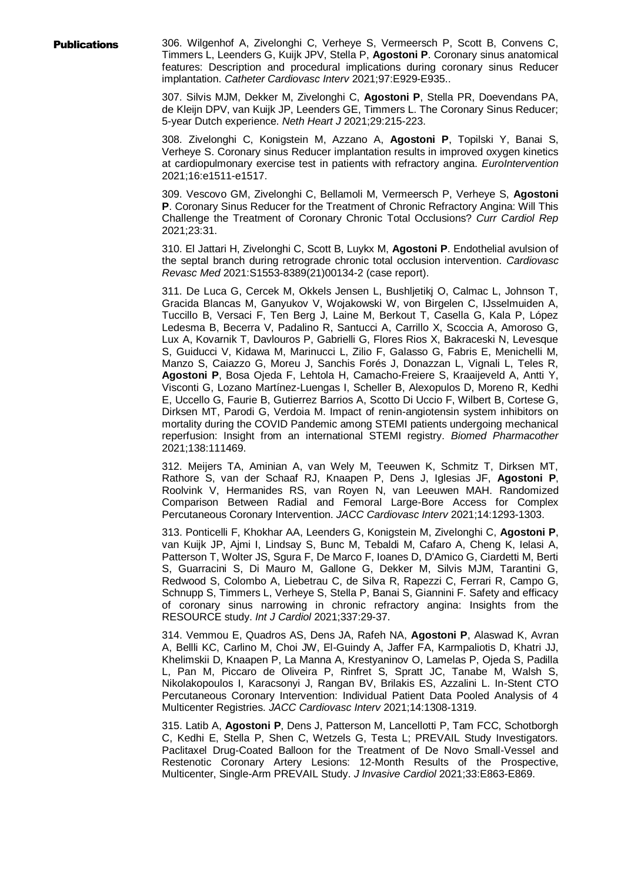**Publications**

306. Wilgenhof A, Zivelonghi C, Verheye S, Vermeersch P, Scott B, Convens C, Timmers L, Leenders G, Kuijk JPV, Stella P, **Agostoni P**. Coronary sinus anatomical features: Description and procedural implications during coronary sinus Reducer implantation. *Catheter Cardiovasc Interv* 2021;97:E929-E935..

307. Silvis MJM, Dekker M, Zivelonghi C, **Agostoni P**, Stella PR, Doevendans PA, de Kleijn DPV, van Kuijk JP, Leenders GE, Timmers L. The Coronary Sinus Reducer; 5-year Dutch experience. *Neth Heart J* 2021;29:215-223.

308. Zivelonghi C, Konigstein M, Azzano A, **Agostoni P**, Topilski Y, Banai S, Verheye S. Coronary sinus Reducer implantation results in improved oxygen kinetics at cardiopulmonary exercise test in patients with refractory angina. *EuroIntervention* 2021;16:e1511-e1517.

309. Vescovo GM, Zivelonghi C, Bellamoli M, Vermeersch P, Verheye S, **Agostoni P**. Coronary Sinus Reducer for the Treatment of Chronic Refractory Angina: Will This Challenge the Treatment of Coronary Chronic Total Occlusions? *Curr Cardiol Rep* 2021;23:31.

310. El Jattari H, Zivelonghi C, Scott B, Luykx M, **Agostoni P**. Endothelial avulsion of the septal branch during retrograde chronic total occlusion intervention. *Cardiovasc Revasc Med* 2021:S1553-8389(21)00134-2 (case report).

311. De Luca G, Cercek M, Okkels Jensen L, Bushljetikj O, Calmac L, Johnson T, Gracida Blancas M, Ganyukov V, Wojakowski W, von Birgelen C, IJsselmuiden A, Tuccillo B, Versaci F, Ten Berg J, Laine M, Berkout T, Casella G, Kala P, López Ledesma B, Becerra V, Padalino R, Santucci A, Carrillo X, Scoccia A, Amoroso G, Lux A, Kovarnik T, Davlouros P, Gabrielli G, Flores Rios X, Bakraceski N, Levesque S, Guiducci V, Kidawa M, Marinucci L, Zilio F, Galasso G, Fabris E, Menichelli M, Manzo S, Caiazzo G, Moreu J, Sanchis Forés J, Donazzan L, Vignali L, Teles R, **Agostoni P**, Bosa Ojeda F, Lehtola H, Camacho-Freiere S, Kraaijeveld A, Antti Y, Visconti G, Lozano Martínez-Luengas I, Scheller B, Alexopulos D, Moreno R, Kedhi E, Uccello G, Faurie B, Gutierrez Barrios A, Scotto Di Uccio F, Wilbert B, Cortese G, Dirksen MT, Parodi G, Verdoia M. Impact of renin-angiotensin system inhibitors on mortality during the COVID Pandemic among STEMI patients undergoing mechanical reperfusion: Insight from an international STEMI registry. *Biomed Pharmacother* 2021;138:111469.

312. Meijers TA, Aminian A, van Wely M, Teeuwen K, Schmitz T, Dirksen MT, Rathore S, van der Schaaf RJ, Knaapen P, Dens J, Iglesias JF, **Agostoni P**, Roolvink V, Hermanides RS, van Royen N, van Leeuwen MAH. Randomized Comparison Between Radial and Femoral Large-Bore Access for Complex Percutaneous Coronary Intervention. *JACC Cardiovasc Interv* 2021;14:1293-1303.

313. Ponticelli F, Khokhar AA, Leenders G, Konigstein M, Zivelonghi C, **Agostoni P**, van Kuijk JP, Ajmi I, Lindsay S, Bunc M, Tebaldi M, Cafaro A, Cheng K, Ielasi A, Patterson T, Wolter JS, Sgura F, De Marco F, Ioanes D, D'Amico G, Ciardetti M, Berti S, Guarracini S, Di Mauro M, Gallone G, Dekker M, Silvis MJM, Tarantini G, Redwood S, Colombo A, Liebetrau C, de Silva R, Rapezzi C, Ferrari R, Campo G, Schnupp S, Timmers L, Verheye S, Stella P, Banai S, Giannini F. Safety and efficacy of coronary sinus narrowing in chronic refractory angina: Insights from the RESOURCE study. *Int J Cardiol* 2021;337:29-37.

314. Vemmou E, Quadros AS, Dens JA, Rafeh NA, **Agostoni P**, Alaswad K, Avran A, Bellli KC, Carlino M, Choi JW, El-Guindy A, Jaffer FA, Karmpaliotis D, Khatri JJ, Khelimskii D, Knaapen P, La Manna A, Krestyaninov O, Lamelas P, Ojeda S, Padilla L, Pan M, Piccaro de Oliveira P, Rinfret S, Spratt JC, Tanabe M, Walsh S, Nikolakopoulos I, Karacsonyi J, Rangan BV, Brilakis ES, Azzalini L. In-Stent CTO Percutaneous Coronary Intervention: Individual Patient Data Pooled Analysis of 4 Multicenter Registries. *JACC Cardiovasc Interv* 2021;14:1308-1319.

315. Latib A, **Agostoni P**, Dens J, Patterson M, Lancellotti P, Tam FCC, Schotborgh C, Kedhi E, Stella P, Shen C, Wetzels G, Testa L; PREVAIL Study Investigators. Paclitaxel Drug-Coated Balloon for the Treatment of De Novo Small-Vessel and Restenotic Coronary Artery Lesions: 12-Month Results of the Prospective, Multicenter, Single-Arm PREVAIL Study. *J Invasive Cardiol* 2021;33:E863-E869.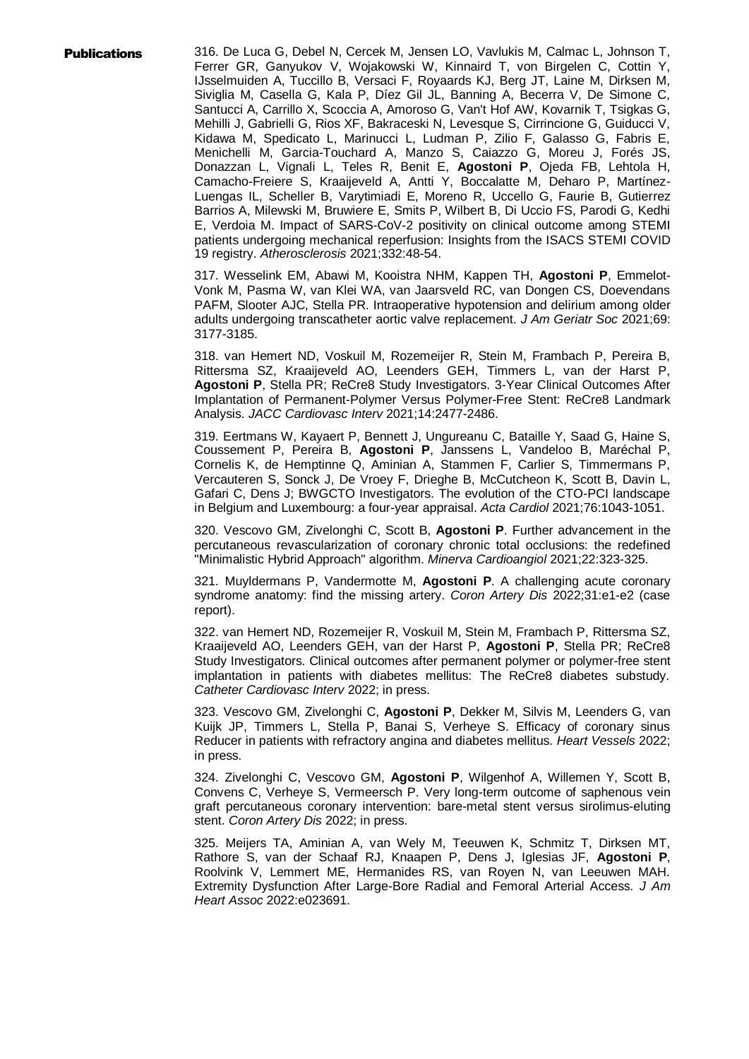**Publications**

316. De Luca G, Debel N, Cercek M, Jensen LO, Vavlukis M, Calmac L, Johnson T, Ferrer GR, Ganyukov V, Wojakowski W, Kinnaird T, von Birgelen C, Cottin Y, IJsselmuiden A, Tuccillo B, Versaci F, Royaards KJ, Berg JT, Laine M, Dirksen M, Siviglia M, Casella G, Kala P, Díez Gil JL, Banning A, Becerra V, De Simone C, Santucci A, Carrillo X, Scoccia A, Amoroso G, Van't Hof AW, Kovarnik T, Tsigkas G, Mehilli J, Gabrielli G, Rios XF, Bakraceski N, Levesque S, Cirrincione G, Guiducci V, Kidawa M, Spedicato L, Marinucci L, Ludman P, Zilio F, Galasso G, Fabris E, Menichelli M, Garcia-Touchard A, Manzo S, Caiazzo G, Moreu J, Forés JS, Donazzan L, Vignali L, Teles R, Benit E, **Agostoni P**, Ojeda FB, Lehtola H, Camacho-Freiere S, Kraaijeveld A, Antti Y, Boccalatte M, Deharo P, Martínez-Luengas IL, Scheller B, Varytimiadi E, Moreno R, Uccello G, Faurie B, Gutierrez Barrios A, Milewski M, Bruwiere E, Smits P, Wilbert B, Di Uccio FS, Parodi G, Kedhi E, Verdoia M. Impact of SARS-CoV-2 positivity on clinical outcome among STEMI patients undergoing mechanical reperfusion: Insights from the ISACS STEMI COVID 19 registry. *Atherosclerosis* 2021;332:48-54.

317. Wesselink EM, Abawi M, Kooistra NHM, Kappen TH, **Agostoni P**, Emmelot-Vonk M, Pasma W, van Klei WA, van Jaarsveld RC, van Dongen CS, Doevendans PAFM, Slooter AJC, Stella PR. Intraoperative hypotension and delirium among older adults undergoing transcatheter aortic valve replacement. *J Am Geriatr Soc* 2021;69: 3177-3185.

318. van Hemert ND, Voskuil M, Rozemeijer R, Stein M, Frambach P, Pereira B, Rittersma SZ, Kraaijeveld AO, Leenders GEH, Timmers L, van der Harst P, **Agostoni P**, Stella PR; ReCre8 Study Investigators. 3-Year Clinical Outcomes After Implantation of Permanent-Polymer Versus Polymer-Free Stent: ReCre8 Landmark Analysis. *JACC Cardiovasc Interv* 2021;14:2477-2486.

319. Eertmans W, Kayaert P, Bennett J, Ungureanu C, Bataille Y, Saad G, Haine S, Coussement P, Pereira B, **Agostoni P**, Janssens L, Vandeloo B, Maréchal P, Cornelis K, de Hemptinne Q, Aminian A, Stammen F, Carlier S, Timmermans P, Vercauteren S, Sonck J, De Vroey F, Drieghe B, McCutcheon K, Scott B, Davin L, Gafari C, Dens J; BWGCTO Investigators. The evolution of the CTO-PCI landscape in Belgium and Luxembourg: a four-year appraisal. *Acta Cardiol* 2021;76:1043-1051.

320. Vescovo GM, Zivelonghi C, Scott B, **Agostoni P**. Further advancement in the percutaneous revascularization of coronary chronic total occlusions: the redefined "Minimalistic Hybrid Approach" algorithm. *Minerva Cardioangiol* 2021;22:323-325.

321. Muyldermans P, Vandermotte M, **Agostoni P**. A challenging acute coronary syndrome anatomy: find the missing artery. *Coron Artery Dis* 2022;31:e1-e2 (case report).

322. van Hemert ND, Rozemeijer R, Voskuil M, Stein M, Frambach P, Rittersma SZ, Kraaijeveld AO, Leenders GEH, van der Harst P, **Agostoni P**, Stella PR; ReCre8 Study Investigators. Clinical outcomes after permanent polymer or polymer-free stent implantation in patients with diabetes mellitus: The ReCre8 diabetes substudy. *Catheter Cardiovasc Interv* 2022; in press.

323. Vescovo GM, Zivelonghi C, **Agostoni P**, Dekker M, Silvis M, Leenders G, van Kuijk JP, Timmers L, Stella P, Banai S, Verheye S. Efficacy of coronary sinus Reducer in patients with refractory angina and diabetes mellitus. *Heart Vessels* 2022; in press.

324. Zivelonghi C, Vescovo GM, **Agostoni P**, Wilgenhof A, Willemen Y, Scott B, Convens C, Verheye S, Vermeersch P. Very long-term outcome of saphenous vein graft percutaneous coronary intervention: bare-metal stent versus sirolimus-eluting stent. *Coron Artery Dis* 2022; in press.

325. Meijers TA, Aminian A, van Wely M, Teeuwen K, Schmitz T, Dirksen MT, Rathore S, van der Schaaf RJ, Knaapen P, Dens J, Iglesias JF, **Agostoni P**, Roolvink V, Lemmert ME, Hermanides RS, van Royen N, van Leeuwen MAH. Extremity Dysfunction After Large-Bore Radial and Femoral Arterial Access. *J Am Heart Assoc* 2022:e023691.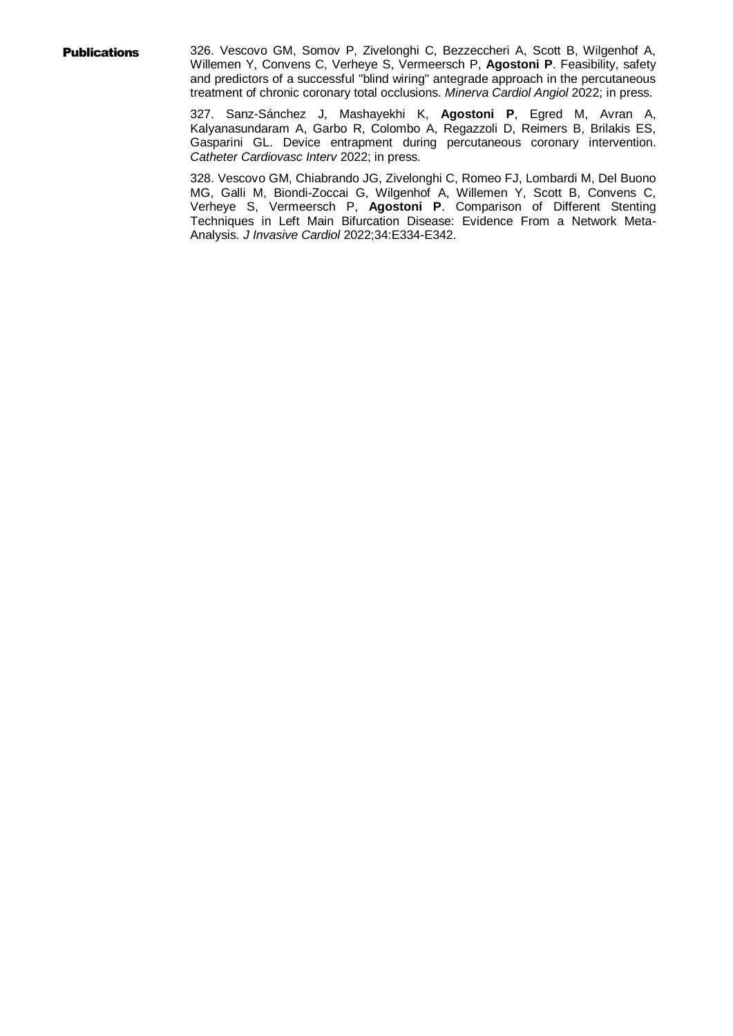**Publications**

326. Vescovo GM, Somov P, Zivelonghi C, Bezzeccheri A, Scott B, Wilgenhof A, Willemen Y, Convens C, Verheye S, Vermeersch P, **Agostoni P**. Feasibility, safety and predictors of a successful "blind wiring" antegrade approach in the percutaneous treatment of chronic coronary total occlusions. *Minerva Cardiol Angiol* 2022; in press.

327. Sanz-Sánchez J, Mashayekhi K, **Agostoni P**, Egred M, Avran A, Kalyanasundaram A, Garbo R, Colombo A, Regazzoli D, Reimers B, Brilakis ES, Gasparini GL. Device entrapment during percutaneous coronary intervention. *Catheter Cardiovasc Interv* 2022; in press.

328. Vescovo GM, Chiabrando JG, Zivelonghi C, Romeo FJ, Lombardi M, Del Buono MG, Galli M, Biondi-Zoccai G, Wilgenhof A, Willemen Y, Scott B, Convens C, Verheye S, Vermeersch P, **Agostoni P**. Comparison of Different Stenting Techniques in Left Main Bifurcation Disease: Evidence From a Network Meta-Analysis. *J Invasive Cardiol* 2022;34:E334-E342.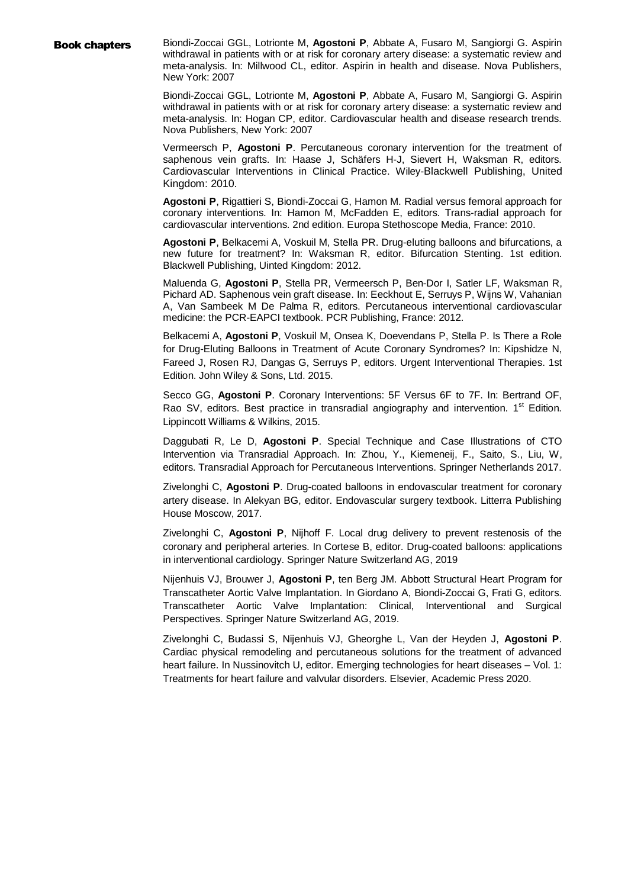## Book chapters

Biondi-Zoccai GGL, Lotrionte M, **Agostoni P**, Abbate A, Fusaro M, Sangiorgi G. Aspirin withdrawal in patients with or at risk for coronary artery disease: a systematic review and meta-analysis. In: Millwood CL, editor. Aspirin in health and disease. Nova Publishers, New York: 2007

Biondi-Zoccai GGL, Lotrionte M, **Agostoni P**, Abbate A, Fusaro M, Sangiorgi G. Aspirin withdrawal in patients with or at risk for coronary artery disease: a systematic review and meta-analysis. In: Hogan CP, editor. Cardiovascular health and disease research trends. Nova Publishers, New York: 2007

Vermeersch P, **Agostoni P**. Percutaneous coronary intervention for the treatment of saphenous vein grafts. In: Haase J, Schäfers H-J, Sievert H, Waksman R, editors. Cardiovascular Interventions in Clinical Practice. Wiley-Blackwell Publishing, United Kingdom: 2010.

**Agostoni P**, Rigattieri S, Biondi-Zoccai G, Hamon M. Radial versus femoral approach for coronary interventions. In: Hamon M, McFadden E, editors. Trans-radial approach for cardiovascular interventions. 2nd edition. Europa Stethoscope Media, France: 2010.

**Agostoni P**, Belkacemi A, Voskuil M, Stella PR. Drug-eluting balloons and bifurcations, a new future for treatment? In: Waksman R, editor. Bifurcation Stenting. 1st edition. Blackwell Publishing, Uinted Kingdom: 2012.

Maluenda G, **Agostoni P**, Stella PR, Vermeersch P, Ben-Dor I, Satler LF, Waksman R, Pichard AD. Saphenous vein graft disease. In: Eeckhout E, Serruys P, Wijns W, Vahanian A, Van Sambeek M De Palma R, editors. Percutaneous interventional cardiovascular medicine: the PCR-EAPCI textbook. PCR Publishing, France: 2012.

Belkacemi A, **Agostoni P**, Voskuil M, Onsea K, Doevendans P, Stella P. Is There a Role for Drug-Eluting Balloons in Treatment of Acute Coronary Syndromes? In: Kipshidze N, Fareed J, Rosen RJ, Dangas G, Serruys P, editors. Urgent Interventional Therapies. 1st Edition. John Wiley & Sons, Ltd. 2015.

Secco GG, **Agostoni P**. Coronary Interventions: 5F Versus 6F to 7F. In: Bertrand OF, Rao SV, editors. Best practice in transradial angiography and intervention. 1st Edition. Lippincott Williams & Wilkins, 2015.

Daggubati R, Le D, **Agostoni P**. Special Technique and Case Illustrations of CTO Intervention via Transradial Approach. In: Zhou, Y., Kiemeneij, F., Saito, S., Liu, W, editors. Transradial Approach for Percutaneous Interventions. Springer Netherlands 2017.

Zivelonghi C, **Agostoni P**. Drug-coated balloons in endovascular treatment for coronary artery disease. In Alekyan BG, editor. Endovascular surgery textbook. Litterra Publishing House Moscow, 2017.

Zivelonghi C, **Agostoni P**, Nijhoff F. Local drug delivery to prevent restenosis of the coronary and peripheral arteries. In Cortese B, editor. Drug-coated balloons: applications in interventional cardiology. Springer Nature Switzerland AG, 2019

Nijenhuis VJ, Brouwer J, **Agostoni P**, ten Berg JM. Abbott Structural Heart Program for Transcatheter Aortic Valve Implantation. In Giordano A, Biondi-Zoccai G, Frati G, editors. Transcatheter Aortic Valve Implantation: Clinical, Interventional and Surgical Perspectives. Springer Nature Switzerland AG, 2019.

Zivelonghi C, Budassi S, Nijenhuis VJ, Gheorghe L, Van der Heyden J, **Agostoni P**. Cardiac physical remodeling and percutaneous solutions for the treatment of advanced heart failure. In Nussinovitch U, editor. Emerging technologies for heart diseases – Vol. 1: Treatments for heart failure and valvular disorders. Elsevier, Academic Press 2020.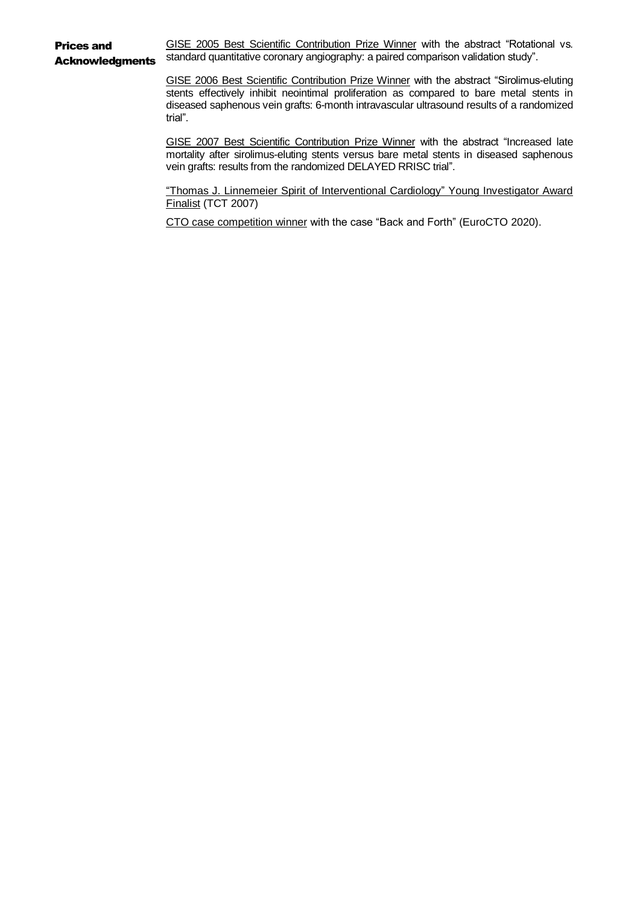## Prices and Acknowledgments

GISE 2005 Best Scientific Contribution Prize Winner with the abstract “Rotational vs. standard quantitative coronary angiography: a paired comparison validation study”.

GISE 2006 Best Scientific Contribution Prize Winner with the abstract “Sirolimus-eluting stents effectively inhibit neointimal proliferation as compared to bare metal stents in diseased saphenous vein grafts: 6-month intravascular ultrasound results of a randomized trial”.

GISE 2007 Best Scientific Contribution Prize Winner with the abstract “Increased late mortality after sirolimus-eluting stents versus bare metal stents in diseased saphenous vein grafts: results from the randomized DELAYED RRISC trial”.

“Thomas J. Linnemeier Spirit of Interventional Cardiology” Young Investigator Award Finalist (TCT 2007)

CTO case competition winner with the case “Back and Forth” (EuroCTO 2020).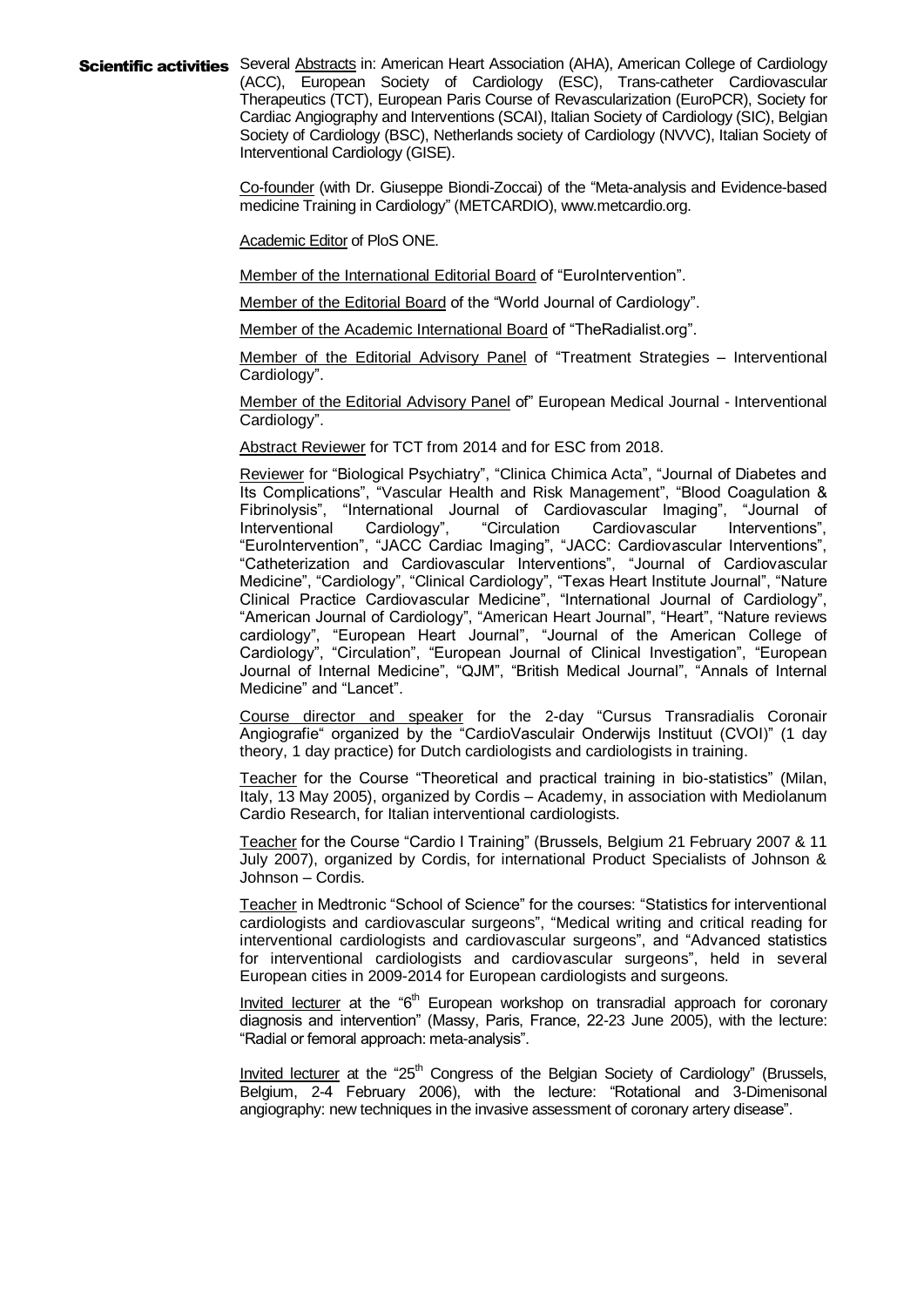**Scientific activities**

Several Abstracts in: American Heart Association (AHA), American College of Cardiology (ACC), European Society of Cardiology (ESC), Trans-catheter Cardiovascular Therapeutics (TCT), European Paris Course of Revascularization (EuroPCR), Society for Cardiac Angiography and Interventions (SCAI), Italian Society of Cardiology (SIC), Belgian Society of Cardiology (BSC), Netherlands society of Cardiology (NVVC), Italian Society of Interventional Cardiology (GISE).

Co-founder (with Dr. Giuseppe Biondi-Zoccai) of the "Meta-analysis and Evidence-based medicine Training in Cardiology" (METCARDIO), www.metcardio.org.

Academic Editor of PloS ONE.

Member of the International Editorial Board of "EuroIntervention".

Member of the Editorial Board of the "World Journal of Cardiology".

Member of the Academic International Board of "TheRadialist.org".

Member of the Editorial Advisory Panel of "Treatment Strategies – Interventional Cardiology".

Member of the Editorial Advisory Panel of" European Medical Journal - Interventional Cardiology".

Abstract Reviewer for TCT from 2014 and for ESC from 2018.

Reviewer for "Biological Psychiatry", "Clinica Chimica Acta", "Journal of Diabetes and Its Complications", "Vascular Health and Risk Management", "Blood Coagulation & Fibrinolysis", "International Journal of Cardiovascular Imaging", "Journal of Interventional Cardiology", "Circulation Cardiovascular Interventions", "EuroIntervention", "JACC Cardiac Imaging", "JACC: Cardiovascular Interventions", "Catheterization and Cardiovascular Interventions", "Journal of Cardiovascular Medicine", "Cardiology", "Clinical Cardiology", "Texas Heart Institute Journal", "Nature Clinical Practice Cardiovascular Medicine", "International Journal of Cardiology", "American Journal of Cardiology", "American Heart Journal", "Heart", "Nature reviews cardiology", "European Heart Journal", "Journal of the American College of Cardiology", "Circulation", "European Journal of Clinical Investigation", "European Journal of Internal Medicine", "QJM", "British Medical Journal", "Annals of Internal Medicine" and "Lancet".

Course director and speaker for the 2-day "Cursus Transradialis Coronair Angiografie" organized by the "CardioVasculair Onderwijs Instituut (CVOI)" (1 day theory, 1 day practice) for Dutch cardiologists and cardiologists in training.

Teacher for the Course "Theoretical and practical training in bio-statistics" (Milan, Italy, 13 May 2005), organized by Cordis – Academy, in association with Mediolanum Cardio Research, for Italian interventional cardiologists.

Teacher for the Course "Cardio I Training" (Brussels, Belgium 21 February 2007 & 11 July 2007), organized by Cordis, for international Product Specialists of Johnson & Johnson – Cordis.

Teacher in Medtronic "School of Science" for the courses: "Statistics for interventional cardiologists and cardiovascular surgeons", "Medical writing and critical reading for interventional cardiologists and cardiovascular surgeons", and "Advanced statistics for interventional cardiologists and cardiovascular surgeons", held in several European cities in 2009-2014 for European cardiologists and surgeons.

Invited lecturer at the "6th European workshop on transradial approach for coronary diagnosis and intervention" (Massy, Paris, France, 22-23 June 2005), with the lecture: "Radial or femoral approach: meta-analysis".

Invited lecturer at the "25th Congress of the Belgian Society of Cardiology" (Brussels, Belgium, 2-4 February 2006), with the lecture: "Rotational and 3-Dimenisonal angiography: new techniques in the invasive assessment of coronary artery disease".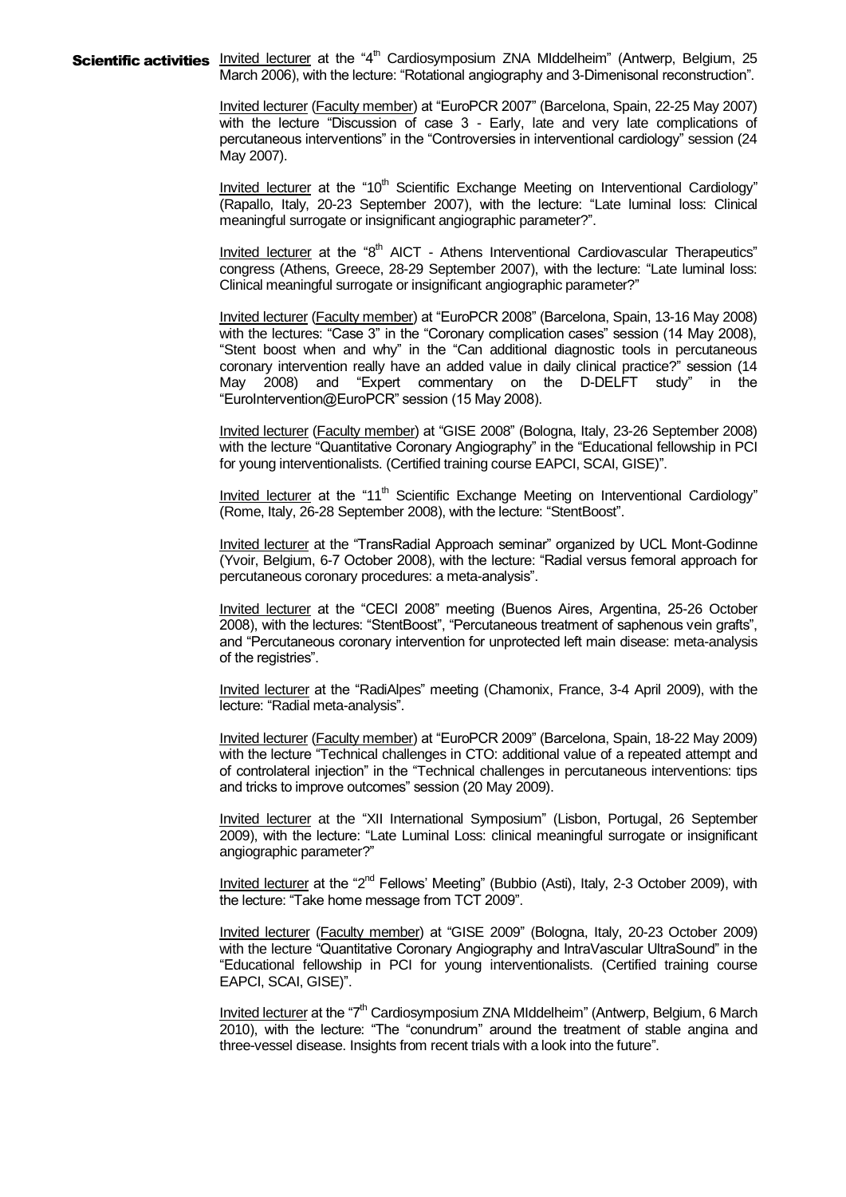**Scientific activities**

Invited lecturer at the "4th Cardiosymposium ZNA MIddelheim" (Antwerp, Belgium, 25 March 2006), with the lecture: "Rotational angiography and 3-Dimenisonal reconstruction".

Invited lecturer (Faculty member) at "EuroPCR 2007" (Barcelona, Spain, 22-25 May 2007) with the lecture "Discussion of case 3 - Early, late and very late complications of percutaneous interventions" in the "Controversies in interventional cardiology" session (24 May 2007).

Invited lecturer at the "10th Scientific Exchange Meeting on Interventional Cardiology" (Rapallo, Italy, 20-23 September 2007), with the lecture: "Late luminal loss: Clinical meaningful surrogate or insignificant angiographic parameter?".

Invited lecturer at the "8th AICT - Athens Interventional Cardiovascular Therapeutics" congress (Athens, Greece, 28-29 September 2007), with the lecture: "Late luminal loss: Clinical meaningful surrogate or insignificant angiographic parameter?"

Invited lecturer (Faculty member) at "EuroPCR 2008" (Barcelona, Spain, 13-16 May 2008) with the lectures: "Case 3" in the "Coronary complication cases" session (14 May 2008), "Stent boost when and why" in the "Can additional diagnostic tools in percutaneous coronary intervention really have an added value in daily clinical practice?" session (14 May 2008) and "Expert commentary on the D-DELFT study" in the "EuroIntervention@EuroPCR" session (15 May 2008).

Invited lecturer (Faculty member) at "GISE 2008" (Bologna, Italy, 23-26 September 2008) with the lecture "Quantitative Coronary Angiography" in the "Educational fellowship in PCI for young interventionalists. (Certified training course EAPCI, SCAI, GISE)".

Invited lecturer at the "11th Scientific Exchange Meeting on Interventional Cardiology" (Rome, Italy, 26-28 September 2008), with the lecture: "StentBoost".

Invited lecturer at the "TransRadial Approach seminar" organized by UCL Mont-Godinne (Yvoir, Belgium, 6-7 October 2008), with the lecture: "Radial versus femoral approach for percutaneous coronary procedures: a meta-analysis".

Invited lecturer at the "CECI 2008" meeting (Buenos Aires, Argentina, 25-26 October 2008), with the lectures: "StentBoost", "Percutaneous treatment of saphenous vein grafts", and "Percutaneous coronary intervention for unprotected left main disease: meta-analysis of the registries".

Invited lecturer at the "RadiAlpes" meeting (Chamonix, France, 3-4 April 2009), with the lecture: "Radial meta-analysis".

Invited lecturer (Faculty member) at "EuroPCR 2009" (Barcelona, Spain, 18-22 May 2009) with the lecture "Technical challenges in CTO: additional value of a repeated attempt and of controlateral injection" in the "Technical challenges in percutaneous interventions: tips and tricks to improve outcomes" session (20 May 2009).

Invited lecturer at the "XII International Symposium" (Lisbon, Portugal, 26 September 2009), with the lecture: "Late Luminal Loss: clinical meaningful surrogate or insignificant angiographic parameter?"

Invited lecturer at the "2nd Fellows' Meeting" (Bubbio (Asti), Italy, 2-3 October 2009), with the lecture: "Take home message from TCT 2009".

Invited lecturer (Faculty member) at "GISE 2009" (Bologna, Italy, 20-23 October 2009) with the lecture "Quantitative Coronary Angiography and IntraVascular UltraSound" in the "Educational fellowship in PCI for young interventionalists. (Certified training course EAPCI, SCAI, GISE)".

Invited lecturer at the "7th Cardiosymposium ZNA MIddelheim" (Antwerp, Belgium, 6 March 2010), with the lecture: "The "conundrum" around the treatment of stable angina and three-vessel disease. Insights from recent trials with a look into the future".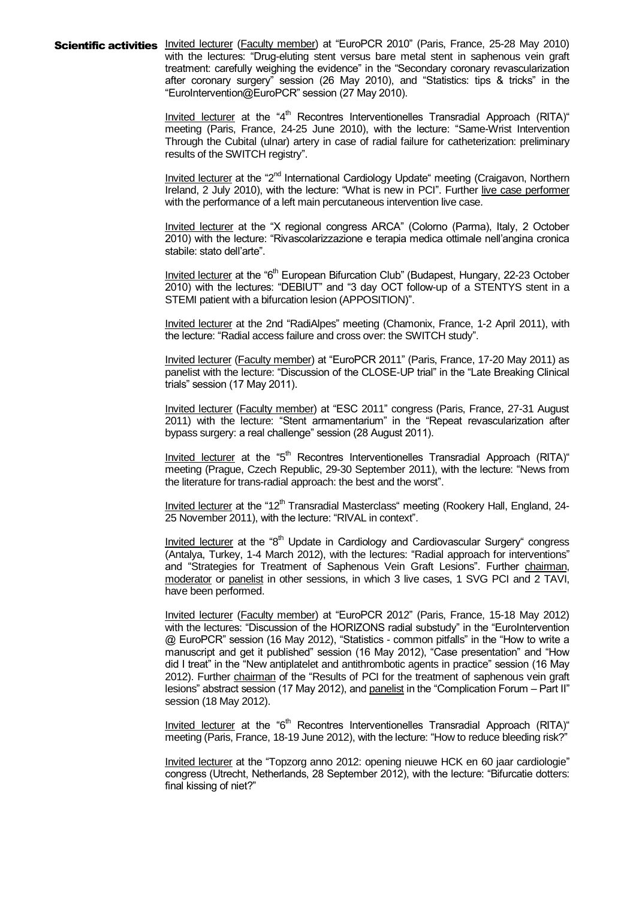**Scientific activities**

<u>Invited lecturer</u> (<u>Faculty member</u>) at "EuroPCR 2010" (Paris, France, 25-28 May 2010) with the lectures: "Drug-eluting stent versus bare metal stent in saphenous vein graft treatment: carefully weighing the evidence" in the "Secondary coronary revascularization after coronary surgery" session (26 May 2010), and "Statistics: tips & tricks" in the "EuroIntervention@EuroPCR" session (27 May 2010).

<u>Invited lecturer</u> at the "4th Recontres Interventionelles Transradial Approach (RITA)" meeting (Paris, France, 24-25 June 2010), with the lecture: "Same-Wrist Intervention Through the Cubital (ulnar) artery in case of radial failure for catheterization: preliminary results of the SWITCH registry".

<u>Invited lecturer</u> at the "2nd International Cardiology Update" meeting (Craigavon, Northern Ireland, 2 July 2010), with the lecture: "What is new in PCI". Further <u>live case performer</u> with the performance of a left main percutaneous intervention live case.

<u>Invited lecturer</u> at the "X regional congress ARCA" (Colorno (Parma), Italy, 2 October 2010) with the lecture: "Rivascolarizzazione e terapia medica ottimale nell'angina cronica stabile: stato dell'arte".

<u>Invited lecturer</u> at the "6th European Bifurcation Club" (Budapest, Hungary, 22-23 October 2010) with the lectures: "DEBIUT" and "3 day OCT follow-up of a STENTYS stent in a STEMI patient with a bifurcation lesion (APPOSITION)".

<u>Invited lecturer</u> at the 2nd "RadiAlpes" meeting (Chamonix, France, 1-2 April 2011), with the lecture: "Radial access failure and cross over: the SWITCH study".

<u>Invited lecturer</u> (<u>Faculty member</u>) at "EuroPCR 2011" (Paris, France, 17-20 May 2011) as panelist with the lecture: "Discussion of the CLOSE-UP trial" in the "Late Breaking Clinical trials" session (17 May 2011).

<u>Invited lecturer</u> (<u>Faculty member</u>) at "ESC 2011" congress (Paris, France, 27-31 August 2011) with the lecture: "Stent armamentarium" in the "Repeat revascularization after bypass surgery: a real challenge" session (28 August 2011).

<u>Invited lecturer</u> at the "5th Recontres Interventionelles Transradial Approach (RITA)" meeting (Prague, Czech Republic, 29-30 September 2011), with the lecture: "News from the literature for trans-radial approach: the best and the worst".

<u>Invited lecturer</u> at the "12th Transradial Masterclass" meeting (Rookery Hall, England, 24-25 November 2011), with the lecture: "RIVAL in context".

<u>Invited lecturer</u> at the "8th Update in Cardiology and Cardiovascular Surgery" congress (Antalya, Turkey, 1-4 March 2012), with the lectures: "Radial approach for interventions" and "Strategies for Treatment of Saphenous Vein Graft Lesions". Further <u>chairman</u>, <u>moderator</u> or <u>panelist</u> in other sessions, in which 3 live cases, 1 SVG PCI and 2 TAVI, have been performed.

<u>Invited lecturer</u> (<u>Faculty member</u>) at "EuroPCR 2012" (Paris, France, 15-18 May 2012) with the lectures: "Discussion of the HORIZONS radial substudy" in the "EuroIntervention @ EuroPCR" session (16 May 2012), "Statistics - common pitfalls" in the "How to write a manuscript and get it published" session (16 May 2012), "Case presentation" and "How did I treat" in the "New antiplatelet and antithrombotic agents in practice" session (16 May 2012). Further <u>chairman</u> of the "Results of PCI for the treatment of saphenous vein graft lesions" abstract session (17 May 2012), and <u>panelist</u> in the "Complication Forum – Part II" session (18 May 2012).

<u>Invited lecturer</u> at the "6th Recontres Interventionelles Transradial Approach (RITA)" meeting (Paris, France, 18-19 June 2012), with the lecture: "How to reduce bleeding risk?"

<u>Invited lecturer</u> at the "Topzorg anno 2012: opening nieuwe HCK en 60 jaar cardiologie" congress (Utrecht, Netherlands, 28 September 2012), with the lecture: "Bifurcatie dotters: final kissing of niet?"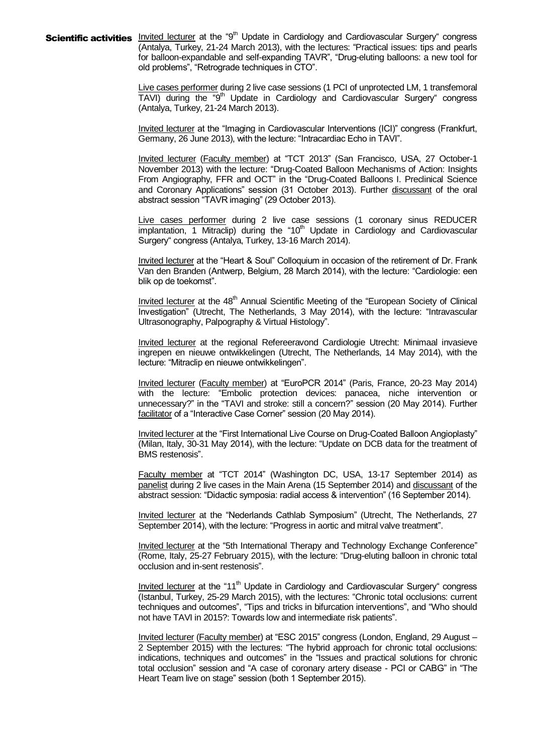**Scientific activities**

Invited lecturer at the "9th Update in Cardiology and Cardiovascular Surgery" congress (Antalya, Turkey, 21-24 March 2013), with the lectures: "Practical issues: tips and pearls for balloon-expandable and self-expanding TAVR", "Drug-eluting balloons: a new tool for old problems", "Retrograde techniques in CTO".

Live cases performer during 2 live case sessions (1 PCI of unprotected LM, 1 transfemoral TAVI) during the "9th Update in Cardiology and Cardiovascular Surgery" congress (Antalya, Turkey, 21-24 March 2013).

Invited lecturer at the "Imaging in Cardiovascular Interventions (ICI)" congress (Frankfurt, Germany, 26 June 2013), with the lecture: "Intracardiac Echo in TAVI".

Invited lecturer (Faculty member) at "TCT 2013" (San Francisco, USA, 27 October-1 November 2013) with the lecture: "Drug-Coated Balloon Mechanisms of Action: Insights From Angiography, FFR and OCT" in the "Drug-Coated Balloons I. Preclinical Science and Coronary Applications" session (31 October 2013). Further discussant of the oral abstract session "TAVR imaging" (29 October 2013).

Live cases performer during 2 live case sessions (1 coronary sinus REDUCER implantation, 1 Mitraclip) during the "10th Update in Cardiology and Cardiovascular Surgery" congress (Antalya, Turkey, 13-16 March 2014).

Invited lecturer at the "Heart & Soul" Colloquium in occasion of the retirement of Dr. Frank Van den Branden (Antwerp, Belgium, 28 March 2014), with the lecture: "Cardiologie: een blik op de toekomst".

Invited lecturer at the 48th Annual Scientific Meeting of the "European Society of Clinical Investigation" (Utrecht, The Netherlands, 3 May 2014), with the lecture: "Intravascular Ultrasonography, Palpography & Virtual Histology".

Invited lecturer at the regional Refereeravond Cardiologie Utrecht: Minimaal invasieve ingrepen en nieuwe ontwikkelingen (Utrecht, The Netherlands, 14 May 2014), with the lecture: "Mitraclip en nieuwe ontwikkelingen".

Invited lecturer (Faculty member) at "EuroPCR 2014" (Paris, France, 20-23 May 2014) with the lecture: "Embolic protection devices: panacea, niche intervention or unnecessary?" in the "TAVI and stroke: still a concern?" session (20 May 2014). Further facilitator of a "Interactive Case Corner" session (20 May 2014).

Invited lecturer at the "First International Live Course on Drug-Coated Balloon Angioplasty" (Milan, Italy, 30-31 May 2014), with the lecture: "Update on DCB data for the treatment of BMS restenosis".

Faculty member at "TCT 2014" (Washington DC, USA, 13-17 September 2014) as panelist during 2 live cases in the Main Arena (15 September 2014) and discussant of the abstract session: "Didactic symposia: radial access & intervention" (16 September 2014).

Invited lecturer at the "Nederlands Cathlab Symposium" (Utrecht, The Netherlands, 27 September 2014), with the lecture: "Progress in aortic and mitral valve treatment".

Invited lecturer at the "5th International Therapy and Technology Exchange Conference" (Rome, Italy, 25-27 February 2015), with the lecture: "Drug-eluting balloon in chronic total occlusion and in-sent restenosis".

Invited lecturer at the "11th Update in Cardiology and Cardiovascular Surgery" congress (Istanbul, Turkey, 25-29 March 2015), with the lectures: "Chronic total occlusions: current techniques and outcomes", "Tips and tricks in bifurcation interventions", and "Who should not have TAVI in 2015?: Towards low and intermediate risk patients".

Invited lecturer (Faculty member) at "ESC 2015" congress (London, England, 29 August – 2 September 2015) with the lectures: "The hybrid approach for chronic total occlusions: indications, techniques and outcomes" in the "Issues and practical solutions for chronic total occlusion" session and "A case of coronary artery disease - PCI or CABG" in "The Heart Team live on stage" session (both 1 September 2015).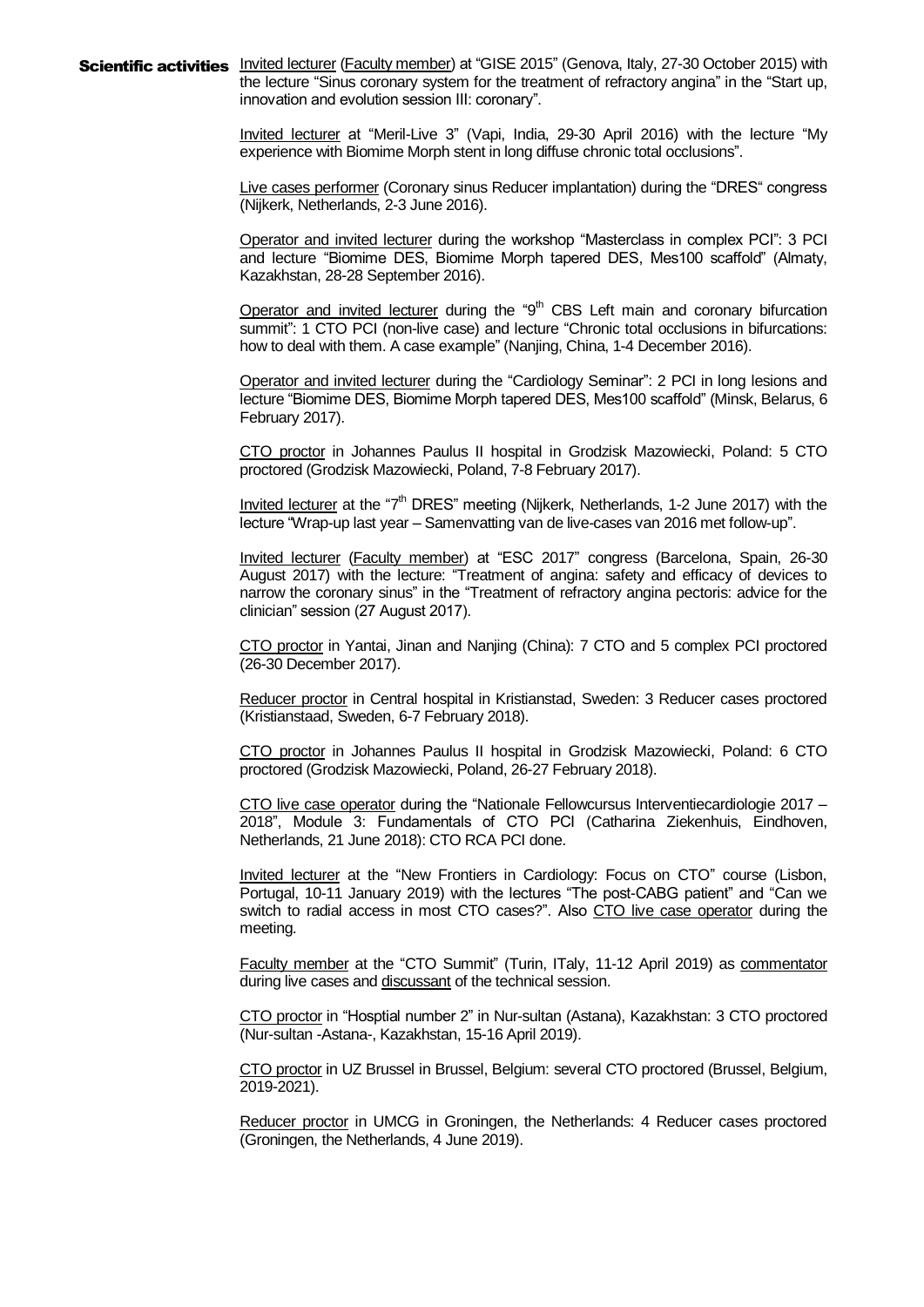**Scientific activities**

Invited lecturer (Faculty member) at "GISE 2015" (Genova, Italy, 27-30 October 2015) with the lecture "Sinus coronary system for the treatment of refractory angina" in the "Start up, innovation and evolution session III: coronary".

Invited lecturer at "Meril-Live 3" (Vapi, India, 29-30 April 2016) with the lecture "My experience with Biomime Morph stent in long diffuse chronic total occlusions".

Live cases performer (Coronary sinus Reducer implantation) during the "DRES" congress (Nijkerk, Netherlands, 2-3 June 2016).

Operator and invited lecturer during the workshop "Masterclass in complex PCI": 3 PCI and lecture "Biomime DES, Biomime Morph tapered DES, Mes100 scaffold" (Almaty, Kazakhstan, 28-28 September 2016).

Operator and invited lecturer during the "9th CBS Left main and coronary bifurcation summit": 1 CTO PCI (non-live case) and lecture "Chronic total occlusions in bifurcations: how to deal with them. A case example" (Nanjing, China, 1-4 December 2016).

Operator and invited lecturer during the "Cardiology Seminar": 2 PCI in long lesions and lecture "Biomime DES, Biomime Morph tapered DES, Mes100 scaffold" (Minsk, Belarus, 6 February 2017).

CTO proctor in Johannes Paulus II hospital in Grodzisk Mazowiecki, Poland: 5 CTO proctored (Grodzisk Mazowiecki, Poland, 7-8 February 2017).

Invited lecturer at the "7th DRES" meeting (Nijkerk, Netherlands, 1-2 June 2017) with the lecture "Wrap-up last year – Samenvatting van de live-cases van 2016 met follow-up".

Invited lecturer (Faculty member) at "ESC 2017" congress (Barcelona, Spain, 26-30 August 2017) with the lecture: "Treatment of angina: safety and efficacy of devices to narrow the coronary sinus" in the "Treatment of refractory angina pectoris: advice for the clinician" session (27 August 2017).

CTO proctor in Yantai, Jinan and Nanjing (China): 7 CTO and 5 complex PCI proctored (26-30 December 2017).

Reducer proctor in Central hospital in Kristianstad, Sweden: 3 Reducer cases proctored (Kristianstaad, Sweden, 6-7 February 2018).

CTO proctor in Johannes Paulus II hospital in Grodzisk Mazowiecki, Poland: 6 CTO proctored (Grodzisk Mazowiecki, Poland, 26-27 February 2018).

CTO live case operator during the "Nationale Fellowcursus Interventiecardiologie 2017 – 2018", Module 3: Fundamentals of CTO PCI (Catharina Ziekenhuis, Eindhoven, Netherlands, 21 June 2018): CTO RCA PCI done.

Invited lecturer at the "New Frontiers in Cardiology: Focus on CTO" course (Lisbon, Portugal, 10-11 January 2019) with the lectures "The post-CABG patient" and "Can we switch to radial access in most CTO cases?". Also CTO live case operator during the meeting.

Faculty member at the "CTO Summit" (Turin, ITaly, 11-12 April 2019) as commentator during live cases and discussant of the technical session.

CTO proctor in "Hosptial number 2" in Nur-sultan (Astana), Kazakhstan: 3 CTO proctored (Nur-sultan -Astana-, Kazakhstan, 15-16 April 2019).

CTO proctor in UZ Brussel in Brussel, Belgium: several CTO proctored (Brussel, Belgium, 2019-2021).

Reducer proctor in UMCG in Groningen, the Netherlands: 4 Reducer cases proctored (Groningen, the Netherlands, 4 June 2019).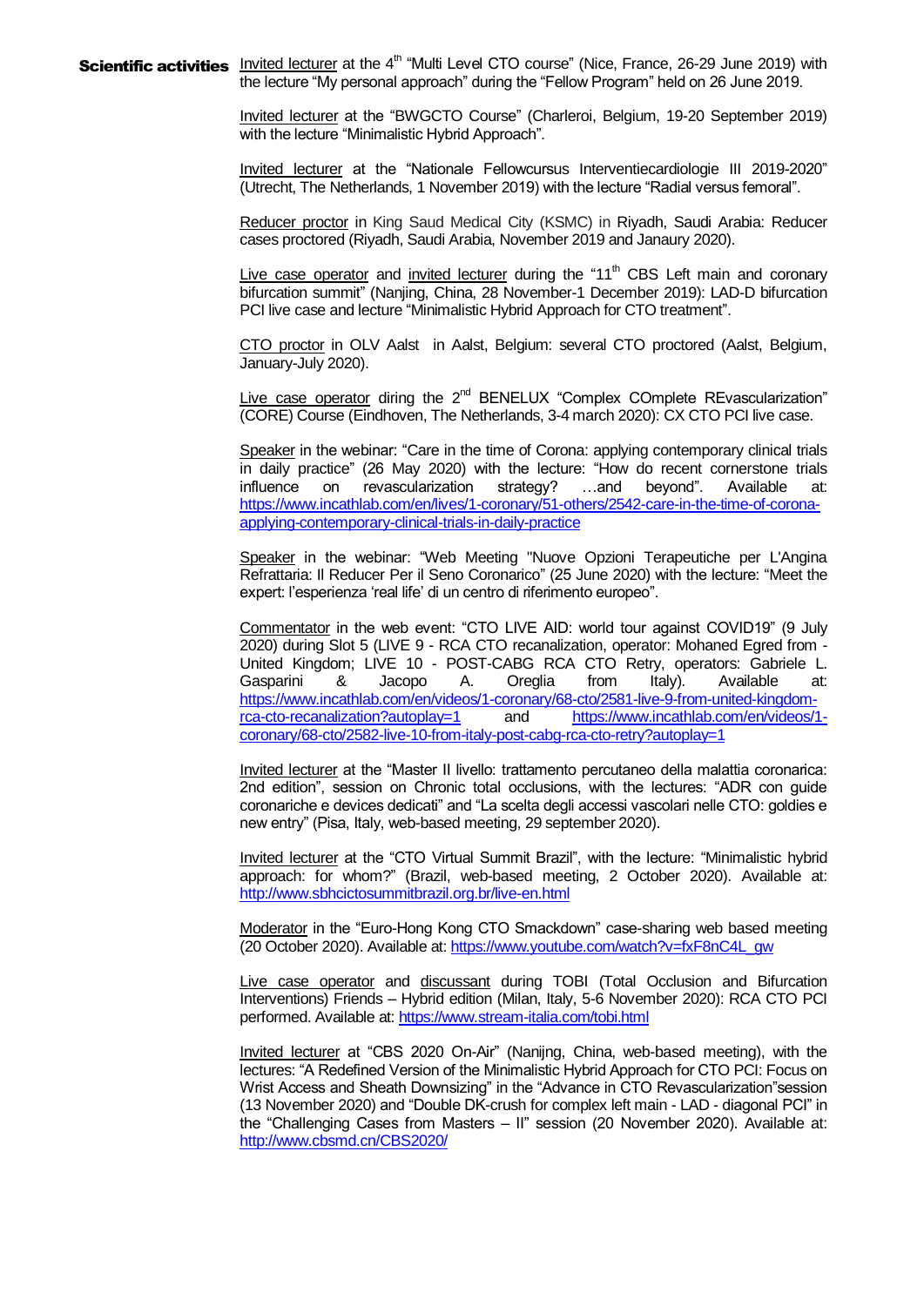**Scientific activities**

Invited lecturer at the 4th "Multi Level CTO course" (Nice, France, 26-29 June 2019) with the lecture "My personal approach" during the "Fellow Program" held on 26 June 2019.

Invited lecturer at the "BWGCTO Course" (Charleroi, Belgium, 19-20 September 2019) with the lecture "Minimalistic Hybrid Approach".

Invited lecturer at the "Nationale Fellowcursus Interventiecardiologie III 2019-2020" (Utrecht, The Netherlands, 1 November 2019) with the lecture "Radial versus femoral".

Reducer proctor in King Saud Medical City (KSMC) in Riyadh, Saudi Arabia: Reducer cases proctored (Riyadh, Saudi Arabia, November 2019 and Janaury 2020).

Live case operator and invited lecturer during the "11th CBS Left main and coronary bifurcation summit" (Nanjing, China, 28 November-1 December 2019): LAD-D bifurcation PCI live case and lecture "Minimalistic Hybrid Approach for CTO treatment".

CTO proctor in OLV Aalst in Aalst, Belgium: several CTO proctored (Aalst, Belgium, January-July 2020).

Live case operator diring the 2nd BENELUX "Complex COmplete REvascularization" (CORE) Course (Eindhoven, The Netherlands, 3-4 march 2020): CX CTO PCI live case.

Speaker in the webinar: "Care in the time of Corona: applying contemporary clinical trials in daily practice" (26 May 2020) with the lecture: "How do recent cornerstone trials influence on revascularization strategy? …and beyond". Available at: https://www.incathlab.com/en/lives/1-coronary/51-others/2542-care-in-the-time-of-corona-applying-contemporary-clinical-trials-in-daily-practice

Speaker in the webinar: "Web Meeting "Nuove Opzioni Terapeutiche per L'Angina Refrattaria: Il Reducer Per il Seno Coronarico" (25 June 2020) with the lecture: "Meet the expert: l'esperienza 'real life' di un centro di riferimento europeo".

Commentator in the web event: "CTO LIVE AID: world tour against COVID19" (9 July 2020) during Slot 5 (LIVE 9 - RCA CTO recanalization, operator: Mohaned Egred from - United Kingdom; LIVE 10 - POST-CABG RCA CTO Retry, operators: Gabriele L. Gasparini & Jacopo A. Oreglia from Italy). Available at: https://www.incathlab.com/en/videos/1-coronary/68-cto/2581-live-9-from-united-kingdom-rca-cto-recanalization?autoplay=1 and https://www.incathlab.com/en/videos/1-coronary/68-cto/2582-live-10-from-italy-post-cabg-rca-cto-retry?autoplay=1

Invited lecturer at the "Master II livello: trattamento percutaneo della malattia coronarica: 2nd edition", session on Chronic total occlusions, with the lectures: "ADR con guide coronariche e devices dedicati" and "La scelta degli accessi vascolari nelle CTO: goldies e new entry" (Pisa, Italy, web-based meeting, 29 september 2020).

Invited lecturer at the "CTO Virtual Summit Brazil", with the lecture: "Minimalistic hybrid approach: for whom?" (Brazil, web-based meeting, 2 October 2020). Available at: http://www.sbhcictosummitbrazil.org.br/live-en.html

Moderator in the "Euro-Hong Kong CTO Smackdown" case-sharing web based meeting (20 October 2020). Available at: https://www.youtube.com/watch?v=fxF8nC4L_gw

Live case operator and discussant during TOBI (Total Occlusion and Bifurcation Interventions) Friends – Hybrid edition (Milan, Italy, 5-6 November 2020): RCA CTO PCI performed. Available at: https://www.stream-italia.com/tobi.html

Invited lecturer at "CBS 2020 On-Air" (Nanijng, China, web-based meeting), with the lectures: "A Redefined Version of the Minimalistic Hybrid Approach for CTO PCI: Focus on Wrist Access and Sheath Downsizing" in the "Advance in CTO Revascularization"session (13 November 2020) and "Double DK-crush for complex left main - LAD - diagonal PCI" in the "Challenging Cases from Masters – II" session (20 November 2020). Available at: http://www.cbsmd.cn/CBS2020/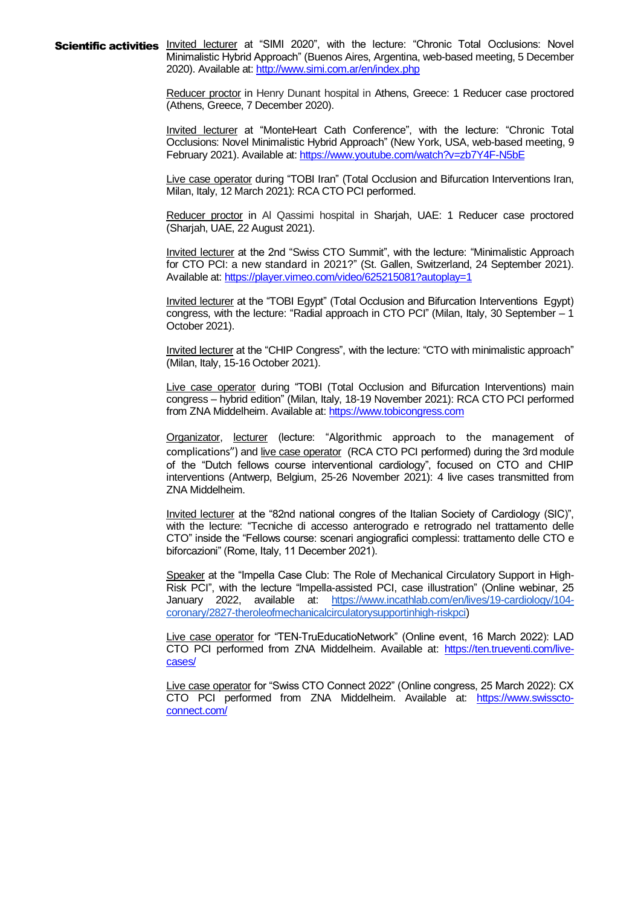**Scientific activities**

Invited lecturer at "SIMI 2020", with the lecture: "Chronic Total Occlusions: Novel Minimalistic Hybrid Approach" (Buenos Aires, Argentina, web-based meeting, 5 December 2020). Available at: http://www.simi.com.ar/en/index.php

Reducer proctor in Henry Dunant hospital in Athens, Greece: 1 Reducer case proctored (Athens, Greece, 7 December 2020).

Invited lecturer at "MonteHeart Cath Conference", with the lecture: "Chronic Total Occlusions: Novel Minimalistic Hybrid Approach" (New York, USA, web-based meeting, 9 February 2021). Available at: https://www.youtube.com/watch?v=zb7Y4F-N5bE

Live case operator during "TOBI Iran" (Total Occlusion and Bifurcation Interventions Iran, Milan, Italy, 12 March 2021): RCA CTO PCI performed.

Reducer proctor in Al Qassimi hospital in Sharjah, UAE: 1 Reducer case proctored (Sharjah, UAE, 22 August 2021).

Invited lecturer at the 2nd "Swiss CTO Summit", with the lecture: "Minimalistic Approach for CTO PCI: a new standard in 2021?" (St. Gallen, Switzerland, 24 September 2021). Available at: https://player.vimeo.com/video/625215081?autoplay=1

Invited lecturer at the "TOBI Egypt" (Total Occlusion and Bifurcation Interventions Egypt) congress, with the lecture: "Radial approach in CTO PCI" (Milan, Italy, 30 September – 1 October 2021).

Invited lecturer at the "CHIP Congress", with the lecture: "CTO with minimalistic approach" (Milan, Italy, 15-16 October 2021).

Live case operator during "TOBI (Total Occlusion and Bifurcation Interventions) main congress – hybrid edition" (Milan, Italy, 18-19 November 2021): RCA CTO PCI performed from ZNA Middelheim. Available at: https://www.tobicongress.com

Organizator, lecturer (lecture: "Algorithmic approach to the management of complications") and live case operator (RCA CTO PCI performed) during the 3rd module of the "Dutch fellows course interventional cardiology", focused on CTO and CHIP interventions (Antwerp, Belgium, 25-26 November 2021): 4 live cases transmitted from ZNA Middelheim.

Invited lecturer at the "82nd national congres of the Italian Society of Cardiology (SIC)", with the lecture: "Tecniche di accesso anterogrado e retrogrado nel trattamento delle CTO" inside the "Fellows course: scenari angiografici complessi: trattamento delle CTO e biforcazioni" (Rome, Italy, 11 December 2021).

Speaker at the "Impella Case Club: The Role of Mechanical Circulatory Support in High-Risk PCI", with the lecture "Impella-assisted PCI, case illustration" (Online webinar, 25 January 2022, available at: https://www.incathlab.com/en/lives/19-cardiology/104-coronary/2827-theroleofmechanicalcirculatorysupportinhigh-riskpci)

Live case operator for "TEN-TruEducatioNetwork" (Online event, 16 March 2022): LAD CTO PCI performed from ZNA Middelheim. Available at: https://ten.trueventi.com/live-cases/

Live case operator for "Swiss CTO Connect 2022" (Online congress, 25 March 2022): CX CTO PCI performed from ZNA Middelheim. Available at: https://www.swisscto-connect.com/